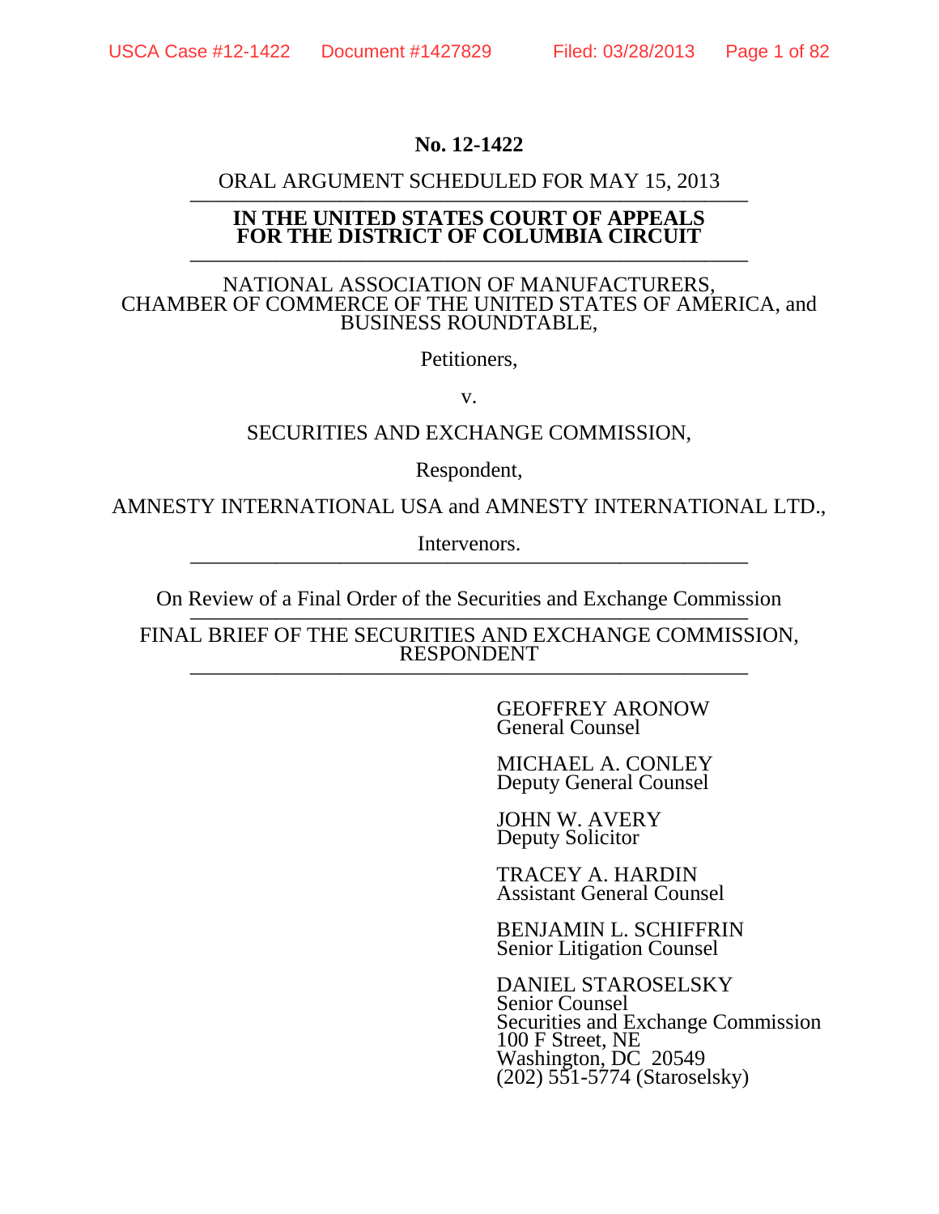**No. 12-1422**

ORAL ARGUMENT SCHEDULED FOR MAY 15, 2013

---

**IN THE UNITED STATES COURT OF APPEALS**
**FOR THE DISTRICT OF COLUMBIA CIRCUIT**

---

NATIONAL ASSOCIATION OF MANUFACTURERS,
CHAMBER OF COMMERCE OF THE UNITED STATES OF AMERICA, and
BUSINESS ROUNDTABLE,

Petitioners,

v.

SECURITIES AND EXCHANGE COMMISSION,

Respondent,

AMNESTY INTERNATIONAL USA and AMNESTY INTERNATIONAL LTD.,

Intervenors.

---

On Review of a Final Order of the Securities and Exchange Commission

---

FINAL BRIEF OF THE SECURITIES AND EXCHANGE COMMISSION,
RESPONDENT

---

GEOFFREY ARONOW
General Counsel

MICHAEL A. CONLEY
Deputy General Counsel

JOHN W. AVERY
Deputy Solicitor

TRACEY A. HARDIN
Assistant General Counsel

BENJAMIN L. SCHIFFRIN
Senior Litigation Counsel

DANIEL STAROSELSKY
Senior Counsel
Securities and Exchange Commission
100 F Street, NE
Washington, DC 20549
(202) 551-5774 (Staroselsky)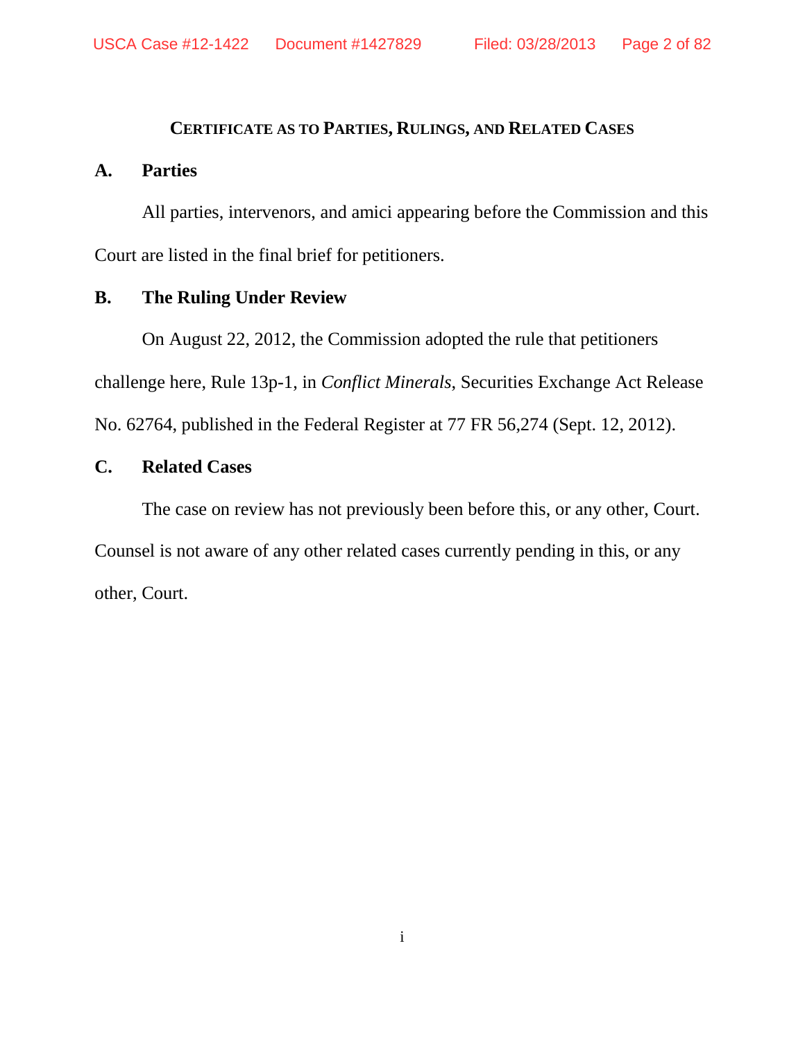## Certificate as to Parties, Rulings, and Related Cases

### A. Parties

All parties, intervenors, and amici appearing before the Commission and this Court are listed in the final brief for petitioners.

### B. The Ruling Under Review

On August 22, 2012, the Commission adopted the rule that petitioners challenge here, Rule 13p-1, in *Conflict Minerals*, Securities Exchange Act Release No. 62764, published in the Federal Register at 77 FR 56,274 (Sept. 12, 2012).

### C. Related Cases

The case on review has not previously been before this, or any other, Court. Counsel is not aware of any other related cases currently pending in this, or any other, Court.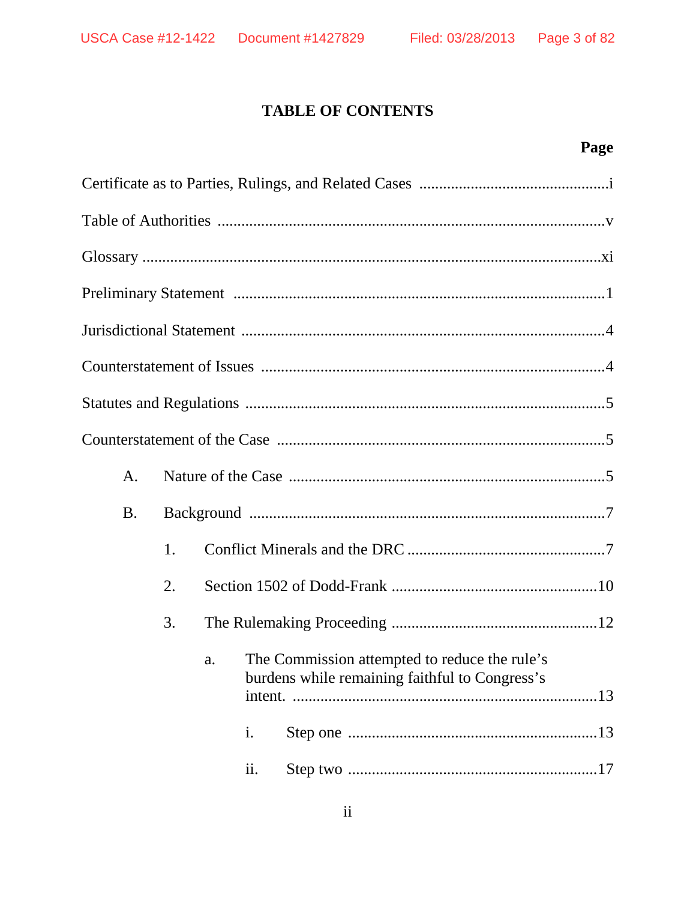# TABLE OF CONTENTS

**Page**

Certificate as to Parties, Rulings, and Related Cases ....................................... i

Table of Authorities ....................................................................................... v

Glossary ........................................................................................................ xi

Preliminary Statement ..................................................................................... 1

Jurisdictional Statement ................................................................................... 4

Counterstatement of Issues ............................................................................... 4

Statutes and Regulations ................................................................................... 5

Counterstatement of the Case ............................................................................ 5

- A. Nature of the Case ............................................................................. 5
- B. Background ....................................................................................... 7
  - 1. Conflict Minerals and the DRC ................................................. 7
  - 2. Section 1502 of Dodd-Frank .................................................... 10
  - 3. The Rulemaking Proceeding .................................................... 12
    - a. The Commission attempted to reduce the rule's burdens while remaining faithful to Congress's intent. ......................................................... 13
      - i. Step one ............................................................. 13
      - ii. Step two ............................................................ 17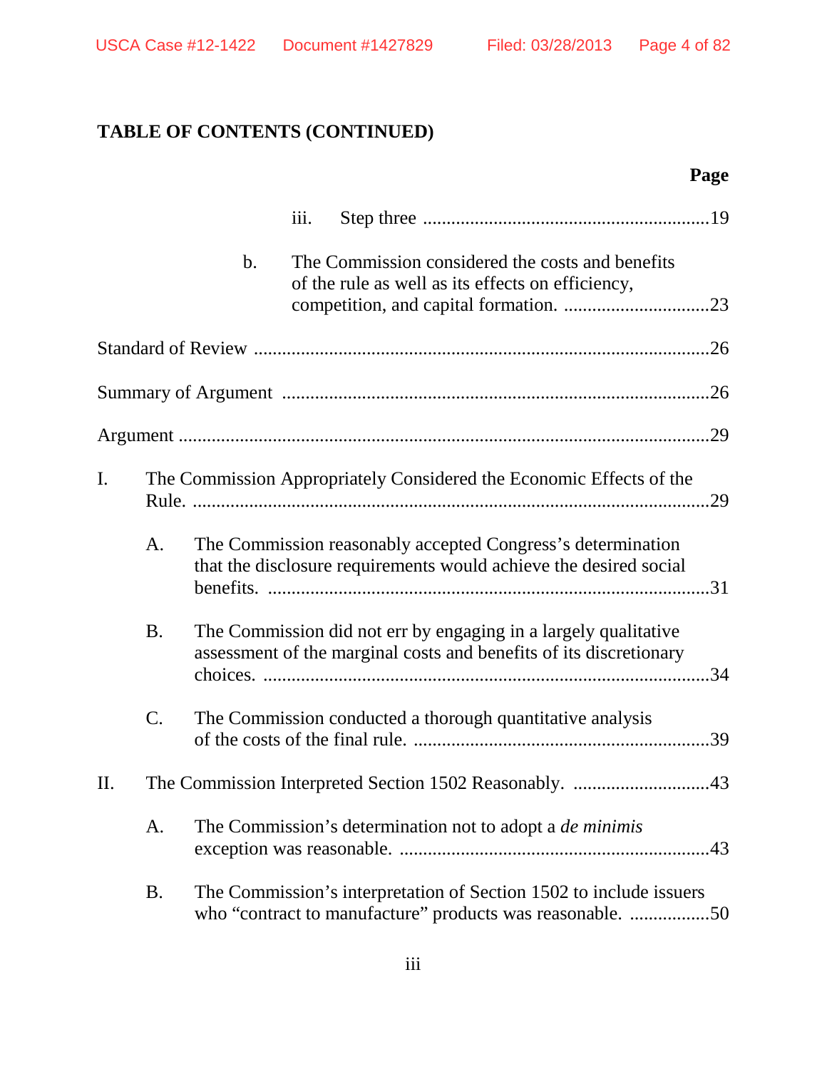**TABLE OF CONTENTS (CONTINUED)**

**Page**

iii. Step three ............................................................19

b. The Commission considered the costs and benefits of the rule as well as its effects on efficiency, competition, and capital formation. ...............................23

Standard of Review ..................................................................................26

Summary of Argument .........................................................................26

Argument ..................................................................................................29

I. The Commission Appropriately Considered the Economic Effects of the Rule. ..........................................................................................................29

A. The Commission reasonably accepted Congress's determination that the disclosure requirements would achieve the desired social benefits. ..........................................................................................31

B. The Commission did not err by engaging in a largely qualitative assessment of the marginal costs and benefits of its discretionary choices. ..............................................................................................34

C. The Commission conducted a thorough quantitative analysis of the costs of the final rule. ...............................................................39

II. The Commission Interpreted Section 1502 Reasonably. .............................43

A. The Commission's determination not to adopt a *de minimis* exception was reasonable. .................................................................43

B. The Commission's interpretation of Section 1502 to include issuers who "contract to manufacture" products was reasonable. .................50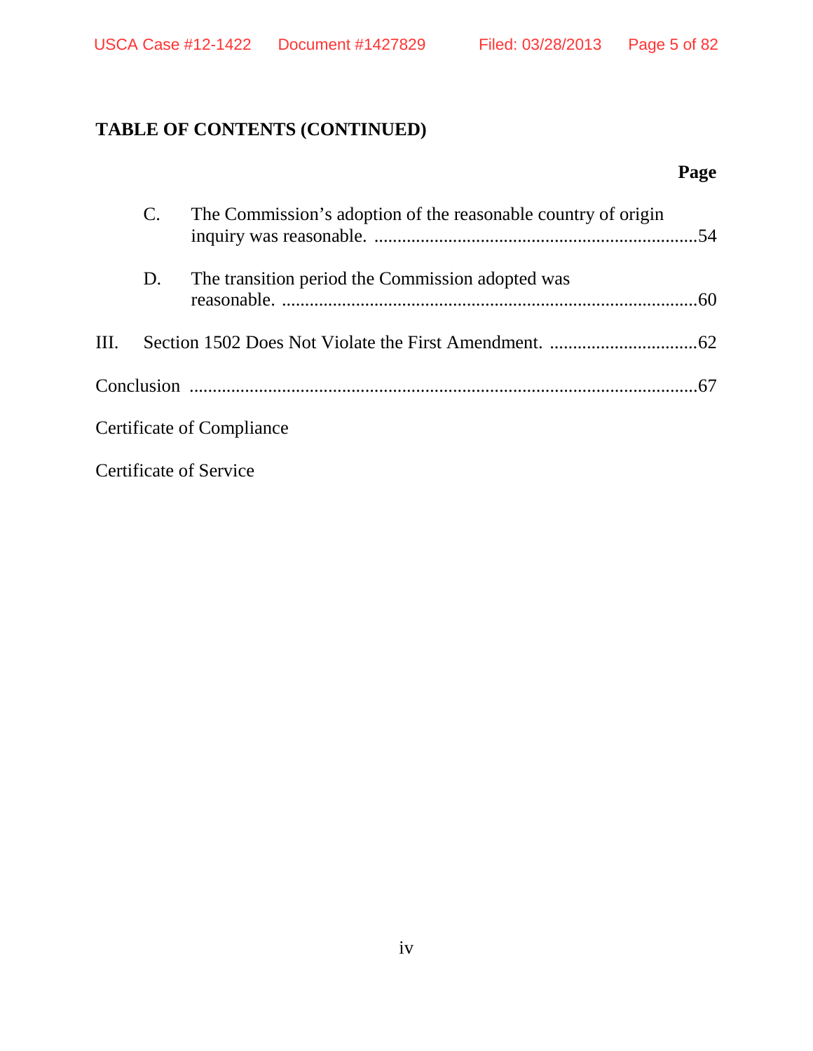## TABLE OF CONTENTS (CONTINUED)

| | | Page |
|---|---|---|
| | C. The Commission's adoption of the reasonable country of origin inquiry was reasonable. | 54 |
| | D. The transition period the Commission adopted was reasonable. | 60 |
| III. | Section 1502 Does Not Violate the First Amendment. | 62 |
| Conclusion | | 67 |
| Certificate of Compliance | | |
| Certificate of Service | | |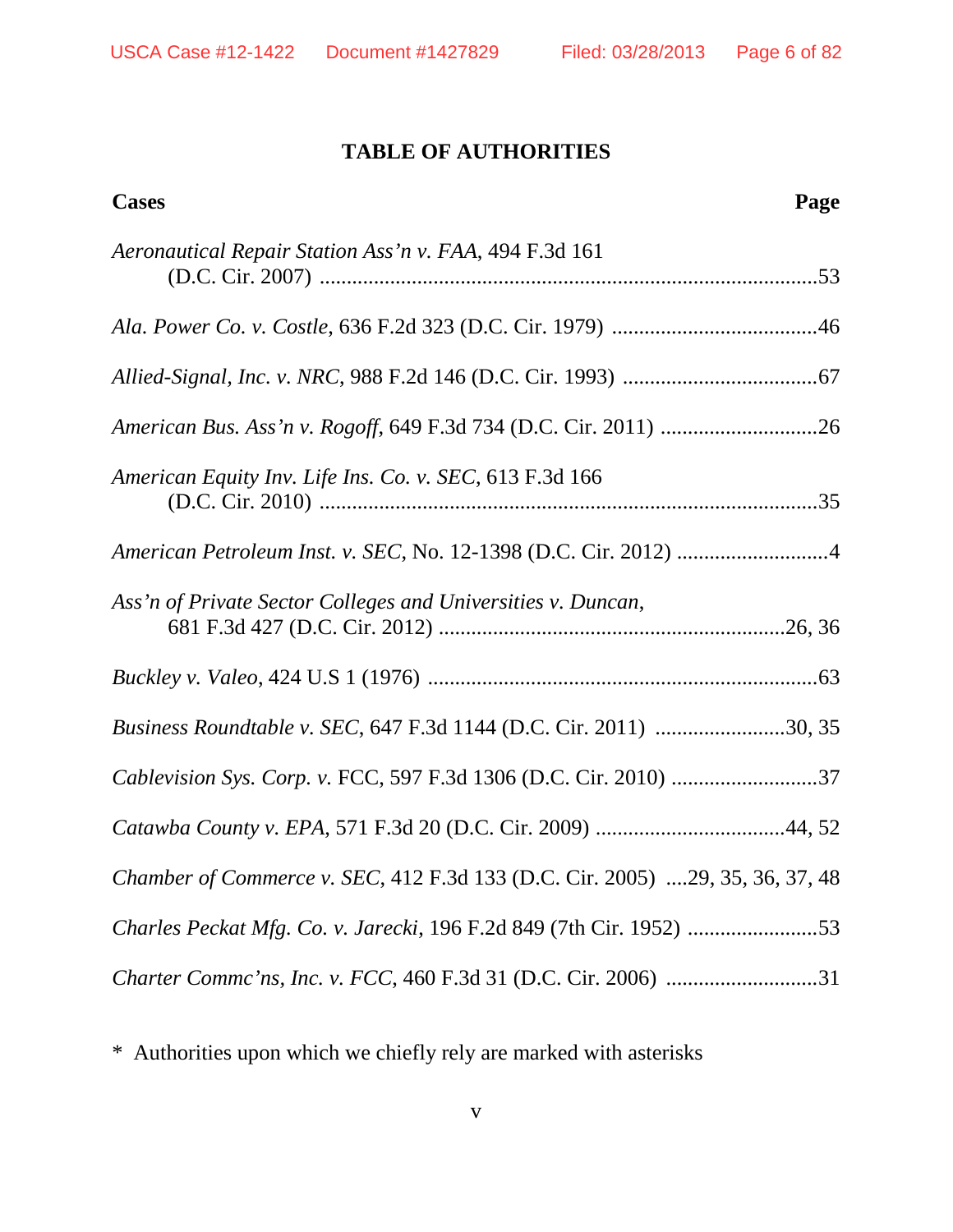# TABLE OF AUTHORITIES

**Cases** **Page**

*Aeronautical Repair Station Ass'n v. FAA*, 494 F.3d 161 (D.C. Cir. 2007) ..........53

*Ala. Power Co. v. Costle*, 636 F.2d 323 (D.C. Cir. 1979) ..........46

*Allied-Signal, Inc. v. NRC*, 988 F.2d 146 (D.C. Cir. 1993) ..........67

*American Bus. Ass'n v. Rogoff*, 649 F.3d 734 (D.C. Cir. 2011) ..........26

*American Equity Inv. Life Ins. Co. v. SEC*, 613 F.3d 166 (D.C. Cir. 2010) ..........35

*American Petroleum Inst. v. SEC*, No. 12-1398 (D.C. Cir. 2012) ..........4

*Ass'n of Private Sector Colleges and Universities v. Duncan*, 681 F.3d 427 (D.C. Cir. 2012) ..........26, 36

*Buckley v. Valeo*, 424 U.S 1 (1976) ..........63

*Business Roundtable v. SEC*, 647 F.3d 1144 (D.C. Cir. 2011) ..........30, 35

*Cablevision Sys. Corp. v.* FCC, 597 F.3d 1306 (D.C. Cir. 2010) ..........37

*Catawba County v. EPA*, 571 F.3d 20 (D.C. Cir. 2009) ..........44, 52

*Chamber of Commerce v. SEC*, 412 F.3d 133 (D.C. Cir. 2005) ....29, 35, 36, 37, 48

*Charles Peckat Mfg. Co. v. Jarecki*, 196 F.2d 849 (7th Cir. 1952) ..........53

*Charter Commc'ns, Inc. v. FCC*, 460 F.3d 31 (D.C. Cir. 2006) ..........31

\* Authorities upon which we chiefly rely are marked with asterisks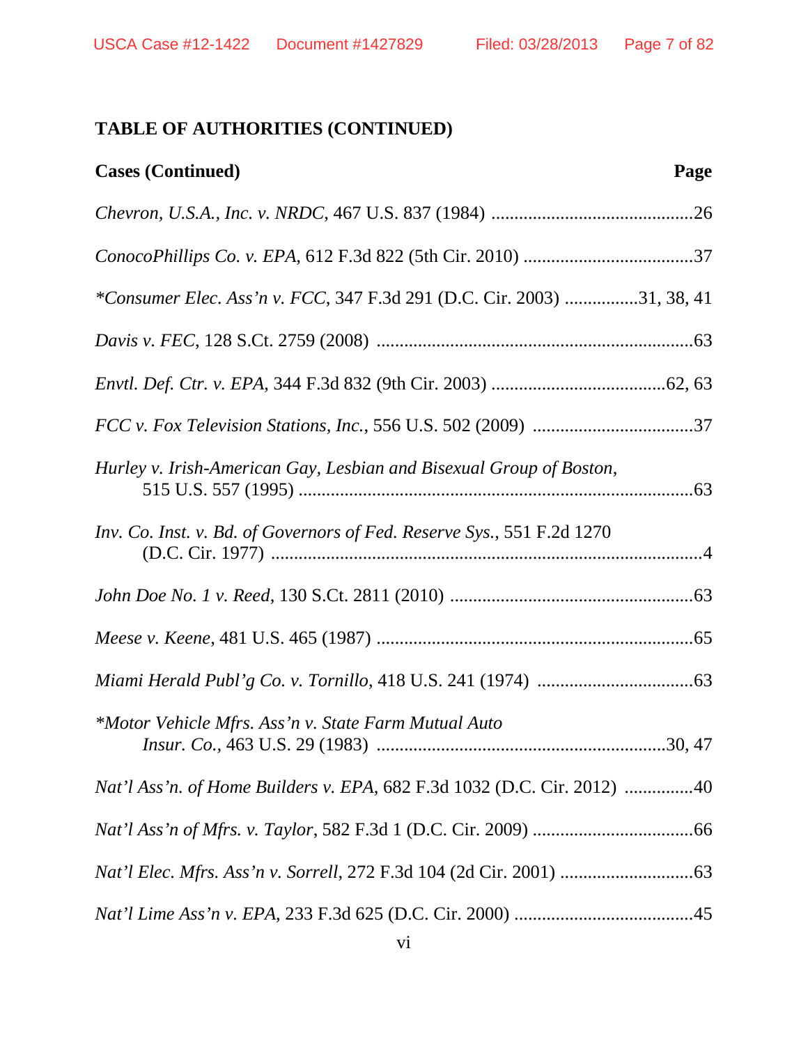**TABLE OF AUTHORITIES (CONTINUED)**

**Cases (Continued)** **Page**

*Chevron, U.S.A., Inc. v. NRDC*, 467 U.S. 837 (1984) ............................................26

*ConocoPhillips Co. v. EPA*, 612 F.3d 822 (5th Cir. 2010) ....................................37

*\*Consumer Elec. Ass'n v. FCC*, 347 F.3d 291 (D.C. Cir. 2003) ................31, 38, 41

*Davis v. FEC*, 128 S.Ct. 2759 (2008) ....................................................................63

*Envtl. Def. Ctr. v. EPA*, 344 F.3d 832 (9th Cir. 2003) .....................................62, 63

*FCC v. Fox Television Stations, Inc.*, 556 U.S. 502 (2009) ..................................37

*Hurley v. Irish-American Gay, Lesbian and Bisexual Group of Boston*, 515 U.S. 557 (1995) ......................................................................................63

*Inv. Co. Inst. v. Bd. of Governors of Fed. Reserve Sys.*, 551 F.2d 1270 (D.C. Cir. 1977) ............................................................................................4

*John Doe No. 1 v. Reed*, 130 S.Ct. 2811 (2010) ....................................................63

*Meese v. Keene*, 481 U.S. 465 (1987) ....................................................................65

*Miami Herald Publ'g Co. v. Tornillo*, 418 U.S. 241 (1974) .................................63

*\*Motor Vehicle Mfrs. Ass'n v. State Farm Mutual Auto Insur. Co.*, 463 U.S. 29 (1983) ..............................................................30, 47

*Nat'l Ass'n. of Home Builders v. EPA*, 682 F.3d 1032 (D.C. Cir. 2012) ...............40

*Nat'l Ass'n of Mfrs. v. Taylor*, 582 F.3d 1 (D.C. Cir. 2009) ..................................66

*Nat'l Elec. Mfrs. Ass'n v. Sorrell*, 272 F.3d 104 (2d Cir. 2001) .............................63

*Nat'l Lime Ass'n v. EPA*, 233 F.3d 625 (D.C. Cir. 2000) ......................................45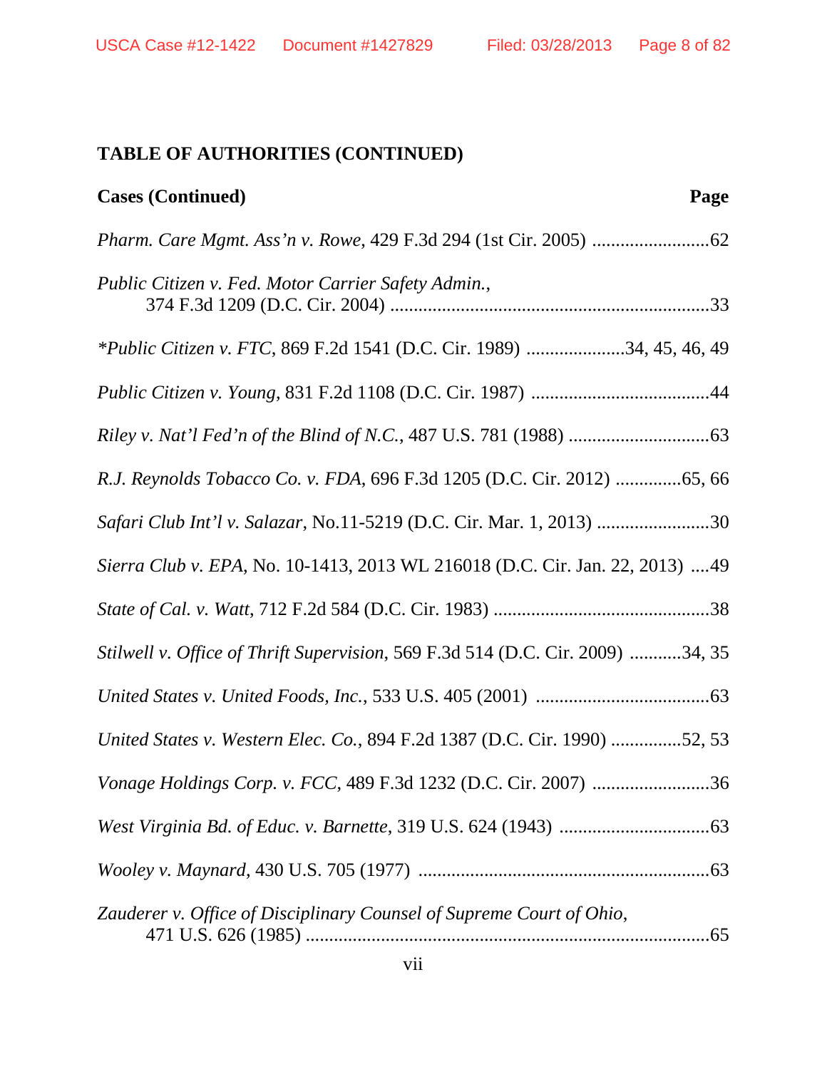## TABLE OF AUTHORITIES (CONTINUED)

**Cases (Continued)** **Page**

*Pharm. Care Mgmt. Ass'n v. Rowe*, 429 F.3d 294 (1st Cir. 2005) .........................62

*Public Citizen v. Fed. Motor Carrier Safety Admin.*,
374 F.3d 1209 (D.C. Cir. 2004) ....................................................................33

**Public Citizen v. FTC*, 869 F.2d 1541 (D.C. Cir. 1989) .....................34, 45, 46, 49

*Public Citizen v. Young*, 831 F.2d 1108 (D.C. Cir. 1987) .....................................44

*Riley v. Nat'l Fed'n of the Blind of N.C.*, 487 U.S. 781 (1988) ..............................63

*R.J. Reynolds Tobacco Co. v. FDA*, 696 F.3d 1205 (D.C. Cir. 2012) .............65, 66

*Safari Club Int'l v. Salazar*, No.11-5219 (D.C. Cir. Mar. 1, 2013) ........................30

*Sierra Club v. EPA*, No. 10-1413, 2013 WL 216018 (D.C. Cir. Jan. 22, 2013) ....49

*State of Cal. v. Watt*, 712 F.2d 584 (D.C. Cir. 1983) ..............................................38

*Stilwell v. Office of Thrift Supervision*, 569 F.3d 514 (D.C. Cir. 2009) ...........34, 35

*United States v. United Foods, Inc.*, 533 U.S. 405 (2001) ....................................63

*United States v. Western Elec. Co.*, 894 F.2d 1387 (D.C. Cir. 1990) ...............52, 53

*Vonage Holdings Corp. v. FCC*, 489 F.3d 1232 (D.C. Cir. 2007) .........................36

*West Virginia Bd. of Educ. v. Barnette*, 319 U.S. 624 (1943) ................................63

*Wooley v. Maynard*, 430 U.S. 705 (1977) .............................................................63

*Zauderer v. Office of Disciplinary Counsel of Supreme Court of Ohio*,
471 U.S. 626 (1985) .....................................................................................65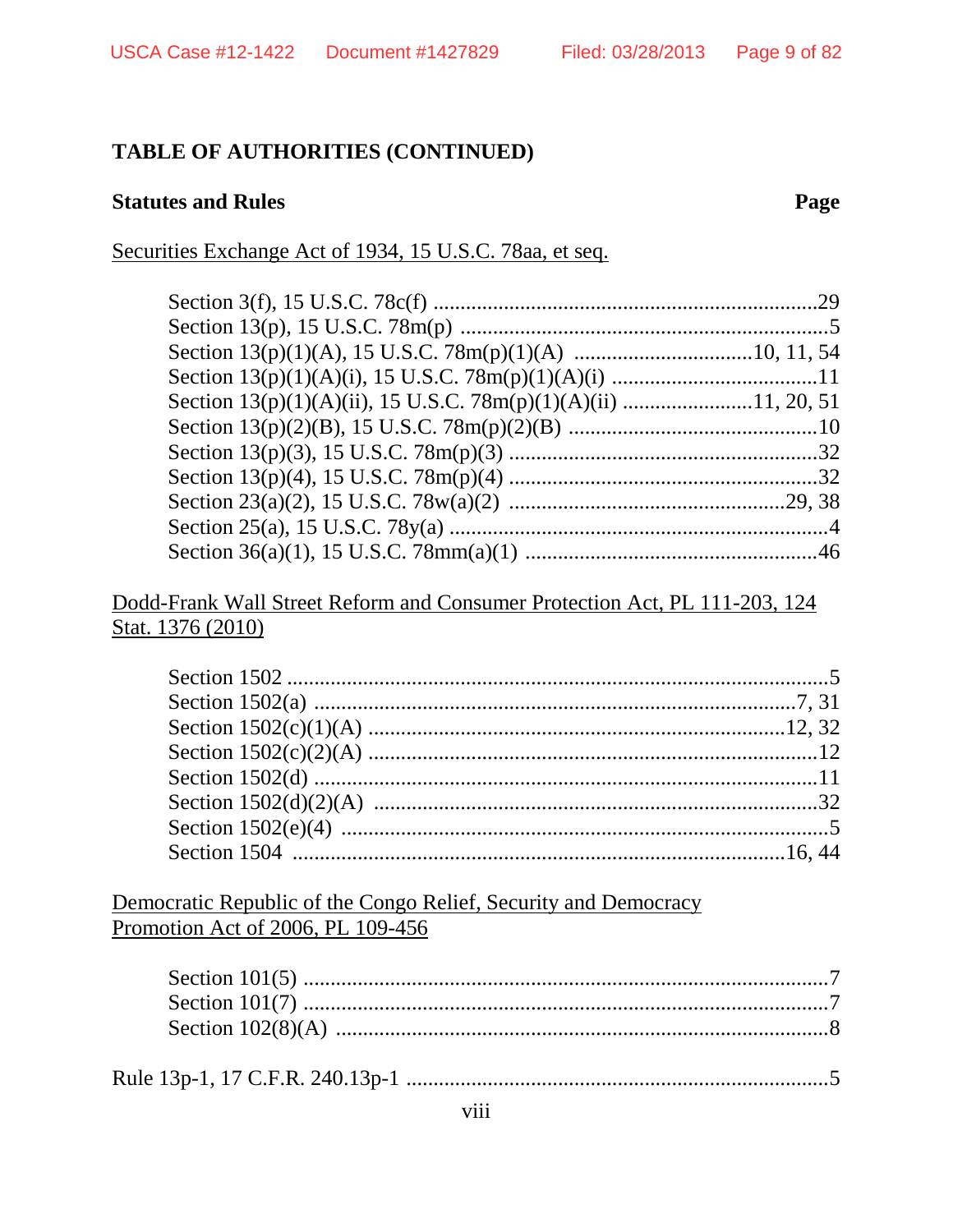## TABLE OF AUTHORITIES (CONTINUED)

**Statutes and Rules** **Page**

Securities Exchange Act of 1934, 15 U.S.C. 78aa, et seq.

Section 3(f), 15 U.S.C. 78c(f) ........................................................................29
Section 13(p), 15 U.S.C. 78m(p) ....................................................................5
Section 13(p)(1)(A), 15 U.S.C. 78m(p)(1)(A) ...............................10, 11, 54
Section 13(p)(1)(A)(i), 15 U.S.C. 78m(p)(1)(A)(i) .....................................11
Section 13(p)(1)(A)(ii), 15 U.S.C. 78m(p)(1)(A)(ii) .......................11, 20, 51
Section 13(p)(2)(B), 15 U.S.C. 78m(p)(2)(B) ..............................................10
Section 13(p)(3), 15 U.S.C. 78m(p)(3) .........................................................32
Section 13(p)(4), 15 U.S.C. 78m(p)(4) .........................................................32
Section 23(a)(2), 15 U.S.C. 78w(a)(2) ...................................................29, 38
Section 25(a), 15 U.S.C. 78y(a) .....................................................................4
Section 36(a)(1), 15 U.S.C. 78mm(a)(1) ......................................................46

Dodd-Frank Wall Street Reform and Consumer Protection Act, PL 111-203, 124 Stat. 1376 (2010)

Section 1502 ...................................................................................................5
Section 1502(a) ........................................................................................7, 31
Section 1502(c)(1)(A) ............................................................................12, 32
Section 1502(c)(2)(A) ...................................................................................12
Section 1502(d) .............................................................................................11
Section 1502(d)(2)(A) ..................................................................................32
Section 1502(e)(4) ..........................................................................................5
Section 1504 ...........................................................................................16, 44

Democratic Republic of the Congo Relief, Security and Democracy Promotion Act of 2006, PL 109-456

Section 101(5) .................................................................................................7
Section 101(7) .................................................................................................7
Section 102(8)(A) ...........................................................................................8

Rule 13p-1, 17 C.F.R. 240.13p-1 .............................................................................5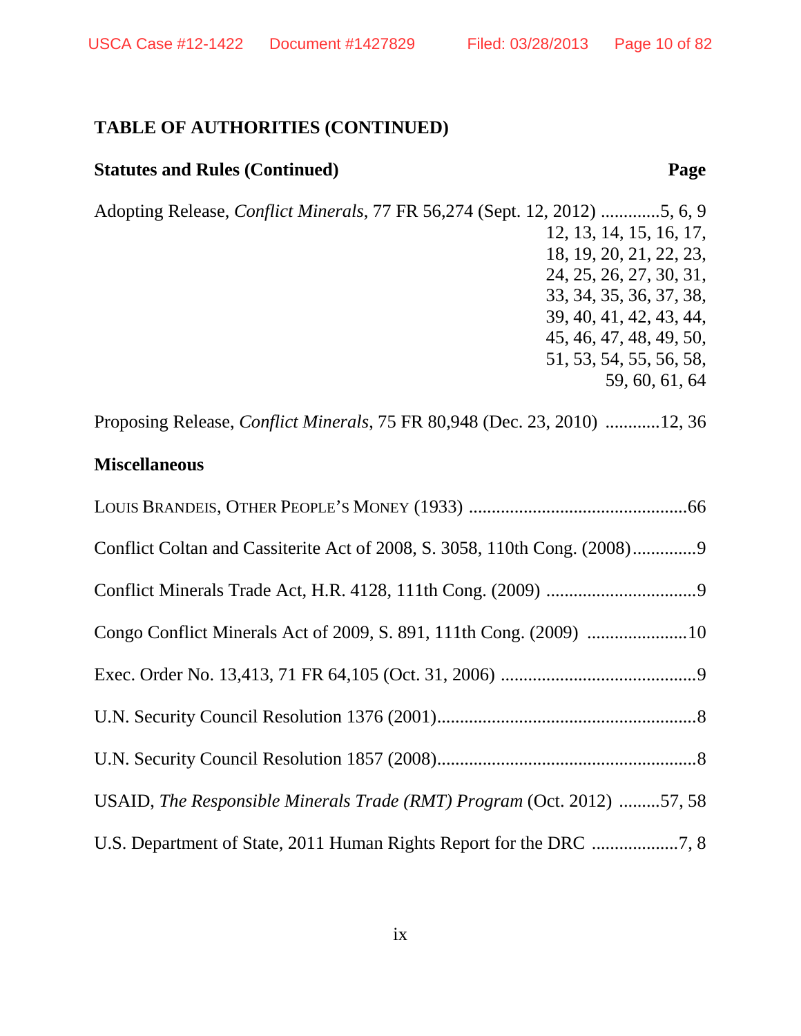## TABLE OF AUTHORITIES (CONTINUED)

**Statutes and Rules (Continued)** **Page**

Adopting Release, *Conflict Minerals*, 77 FR 56,274 (Sept. 12, 2012) .............5, 6, 9, 12, 13, 14, 15, 16, 17, 18, 19, 20, 21, 22, 23, 24, 25, 26, 27, 30, 31, 33, 34, 35, 36, 37, 38, 39, 40, 41, 42, 43, 44, 45, 46, 47, 48, 49, 50, 51, 53, 54, 55, 56, 58, 59, 60, 61, 64

Proposing Release, *Conflict Minerals*, 75 FR 80,948 (Dec. 23, 2010) ............12, 36

**Miscellaneous**

LOUIS BRANDEIS, OTHER PEOPLE'S MONEY (1933) ................................................66

Conflict Coltan and Cassiterite Act of 2008, S. 3058, 110th Cong. (2008)..............9

Conflict Minerals Trade Act, H.R. 4128, 111th Cong. (2009) .................................9

Congo Conflict Minerals Act of 2009, S. 891, 111th Cong. (2009) ......................10

Exec. Order No. 13,413, 71 FR 64,105 (Oct. 31, 2006) ...........................................9

U.N. Security Council Resolution 1376 (2001).........................................................8

U.N. Security Council Resolution 1857 (2008).........................................................8

USAID, *The Responsible Minerals Trade (RMT) Program* (Oct. 2012) .........57, 58

U.S. Department of State, 2011 Human Rights Report for the DRC ...................7, 8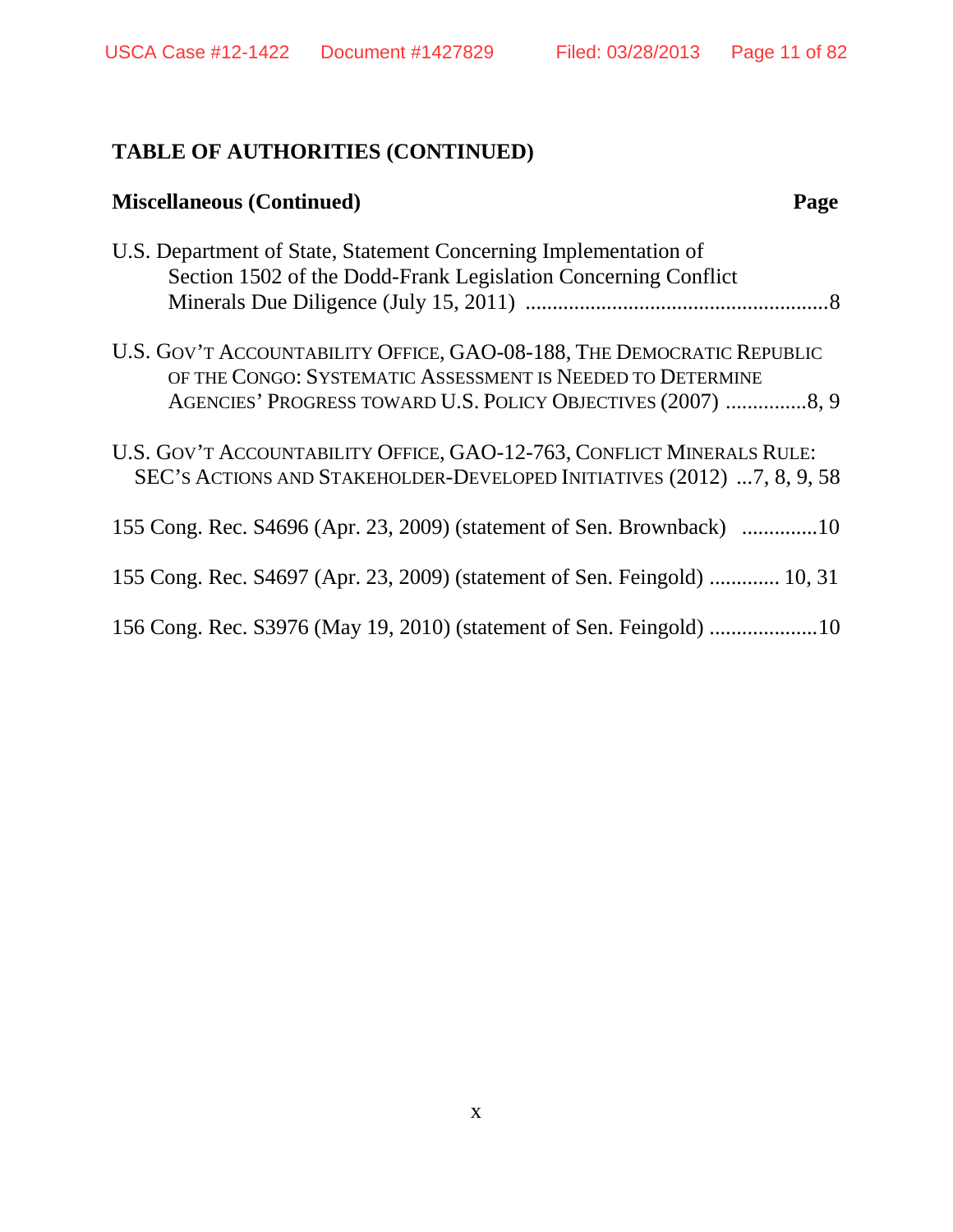## TABLE OF AUTHORITIES (CONTINUED)

**Miscellaneous (Continued)** **Page**

U.S. Department of State, Statement Concerning Implementation of Section 1502 of the Dodd-Frank Legislation Concerning Conflict Minerals Due Diligence (July 15, 2011) ........................................................8

U.S. GOV'T ACCOUNTABILITY OFFICE, GAO-08-188, THE DEMOCRATIC REPUBLIC OF THE CONGO: SYSTEMATIC ASSESSMENT IS NEEDED TO DETERMINE AGENCIES' PROGRESS TOWARD U.S. POLICY OBJECTIVES (2007) ...............8, 9

U.S. GOV'T ACCOUNTABILITY OFFICE, GAO-12-763, CONFLICT MINERALS RULE: SEC'S ACTIONS AND STAKEHOLDER-DEVELOPED INITIATIVES (2012) ...7, 8, 9, 58

155 Cong. Rec. S4696 (Apr. 23, 2009) (statement of Sen. Brownback) ..............10

155 Cong. Rec. S4697 (Apr. 23, 2009) (statement of Sen. Feingold) ............. 10, 31

156 Cong. Rec. S3976 (May 19, 2010) (statement of Sen. Feingold) ....................10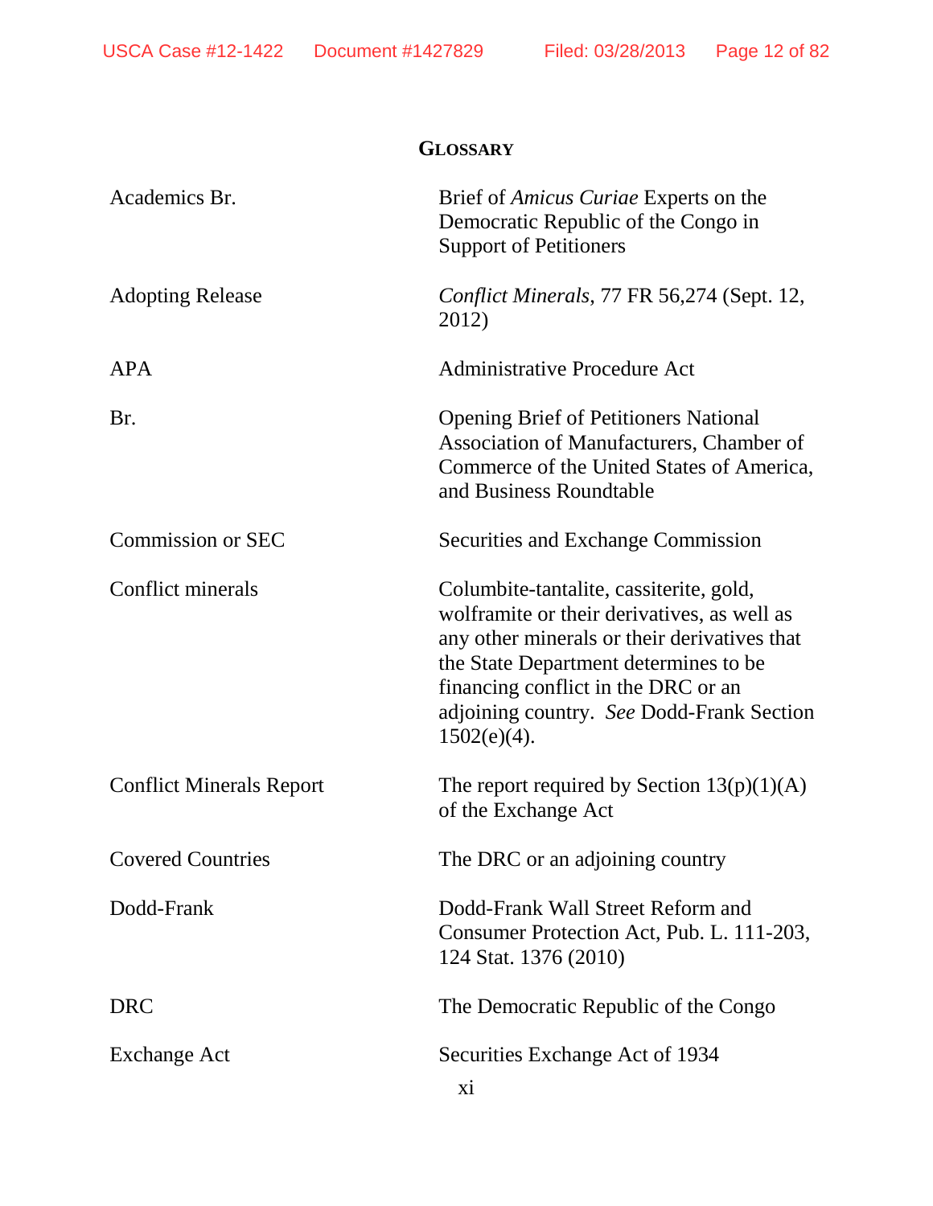## GLOSSARY

| | |
|---|---|
| Academics Br. | Brief of *Amicus Curiae* Experts on the Democratic Republic of the Congo in Support of Petitioners |
| Adopting Release | *Conflict Minerals*, 77 FR 56,274 (Sept. 12, 2012) |
| APA | Administrative Procedure Act |
| Br. | Opening Brief of Petitioners National Association of Manufacturers, Chamber of Commerce of the United States of America, and Business Roundtable |
| Commission or SEC | Securities and Exchange Commission |
| Conflict minerals | Columbite-tantalite, cassiterite, gold, wolframite or their derivatives, as well as any other minerals or their derivatives that the State Department determines to be financing conflict in the DRC or an adjoining country. *See* Dodd-Frank Section 1502(e)(4). |
| Conflict Minerals Report | The report required by Section 13(p)(1)(A) of the Exchange Act |
| Covered Countries | The DRC or an adjoining country |
| Dodd-Frank | Dodd-Frank Wall Street Reform and Consumer Protection Act, Pub. L. 111-203, 124 Stat. 1376 (2010) |
| DRC | The Democratic Republic of the Congo |
| Exchange Act | Securities Exchange Act of 1934 |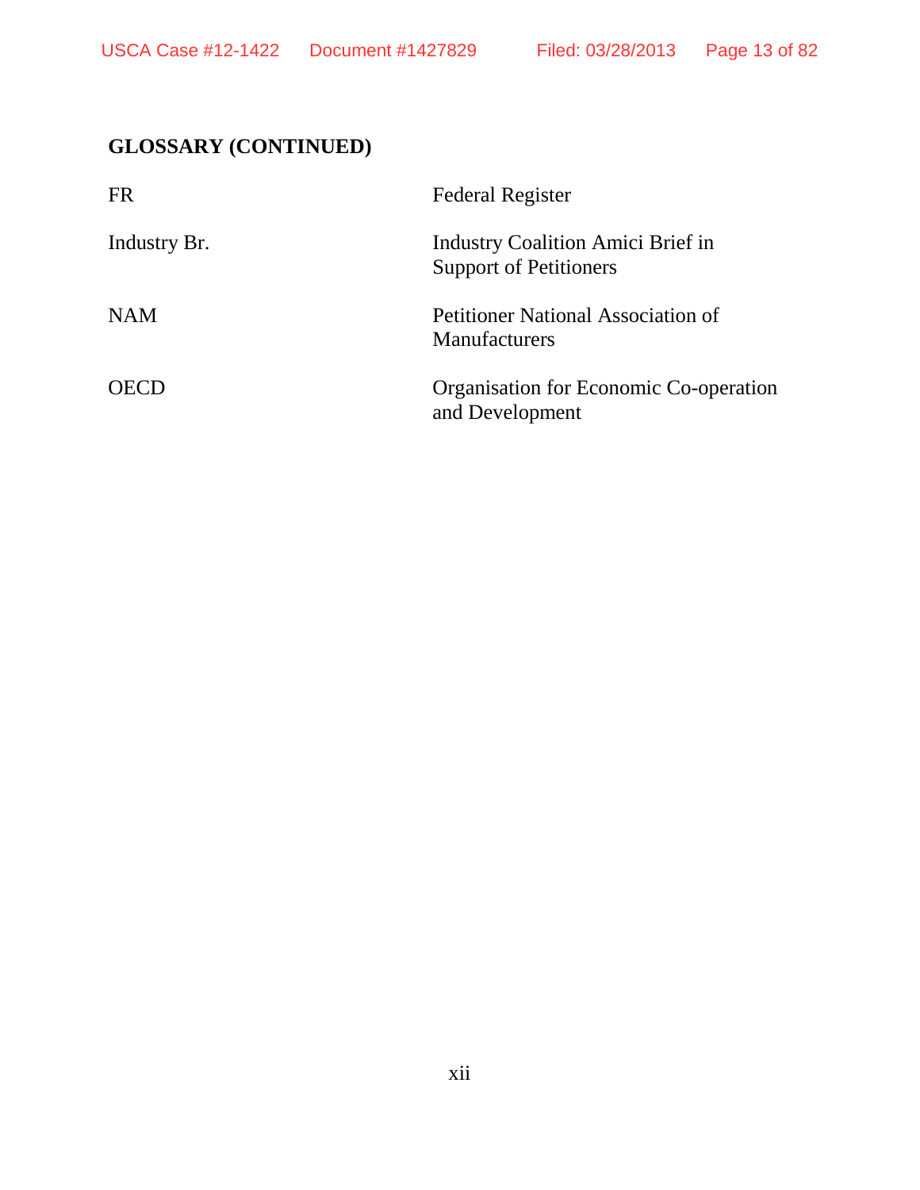**GLOSSARY (CONTINUED)**

| | |
|---|---|
| FR | Federal Register |
| Industry Br. | Industry Coalition Amici Brief in Support of Petitioners |
| NAM | Petitioner National Association of Manufacturers |
| OECD | Organisation for Economic Co-operation and Development |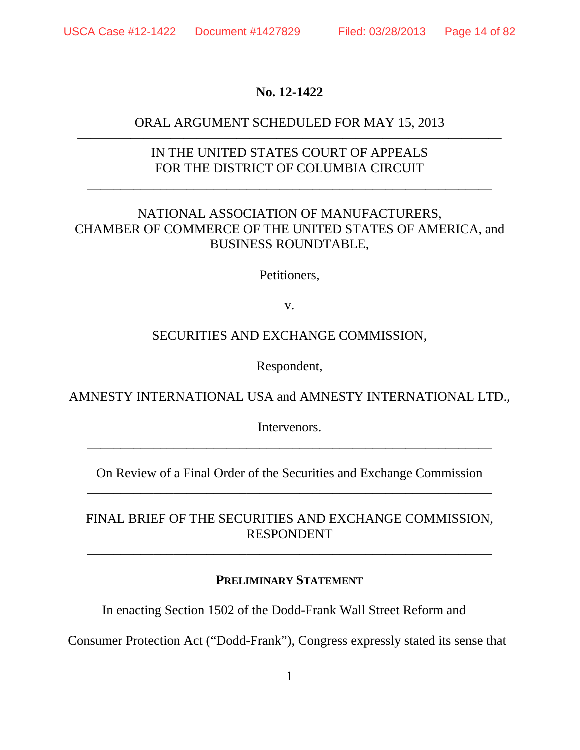**No. 12-1422**

ORAL ARGUMENT SCHEDULED FOR MAY 15, 2013

---

IN THE UNITED STATES COURT OF APPEALS
FOR THE DISTRICT OF COLUMBIA CIRCUIT

---

NATIONAL ASSOCIATION OF MANUFACTURERS,
CHAMBER OF COMMERCE OF THE UNITED STATES OF AMERICA, and
BUSINESS ROUNDTABLE,

Petitioners,

v.

SECURITIES AND EXCHANGE COMMISSION,

Respondent,

AMNESTY INTERNATIONAL USA and AMNESTY INTERNATIONAL LTD.,

Intervenors.

---

On Review of a Final Order of the Securities and Exchange Commission

---

FINAL BRIEF OF THE SECURITIES AND EXCHANGE COMMISSION,
RESPONDENT

---

## PRELIMINARY STATEMENT

In enacting Section 1502 of the Dodd-Frank Wall Street Reform and Consumer Protection Act ("Dodd-Frank"), Congress expressly stated its sense that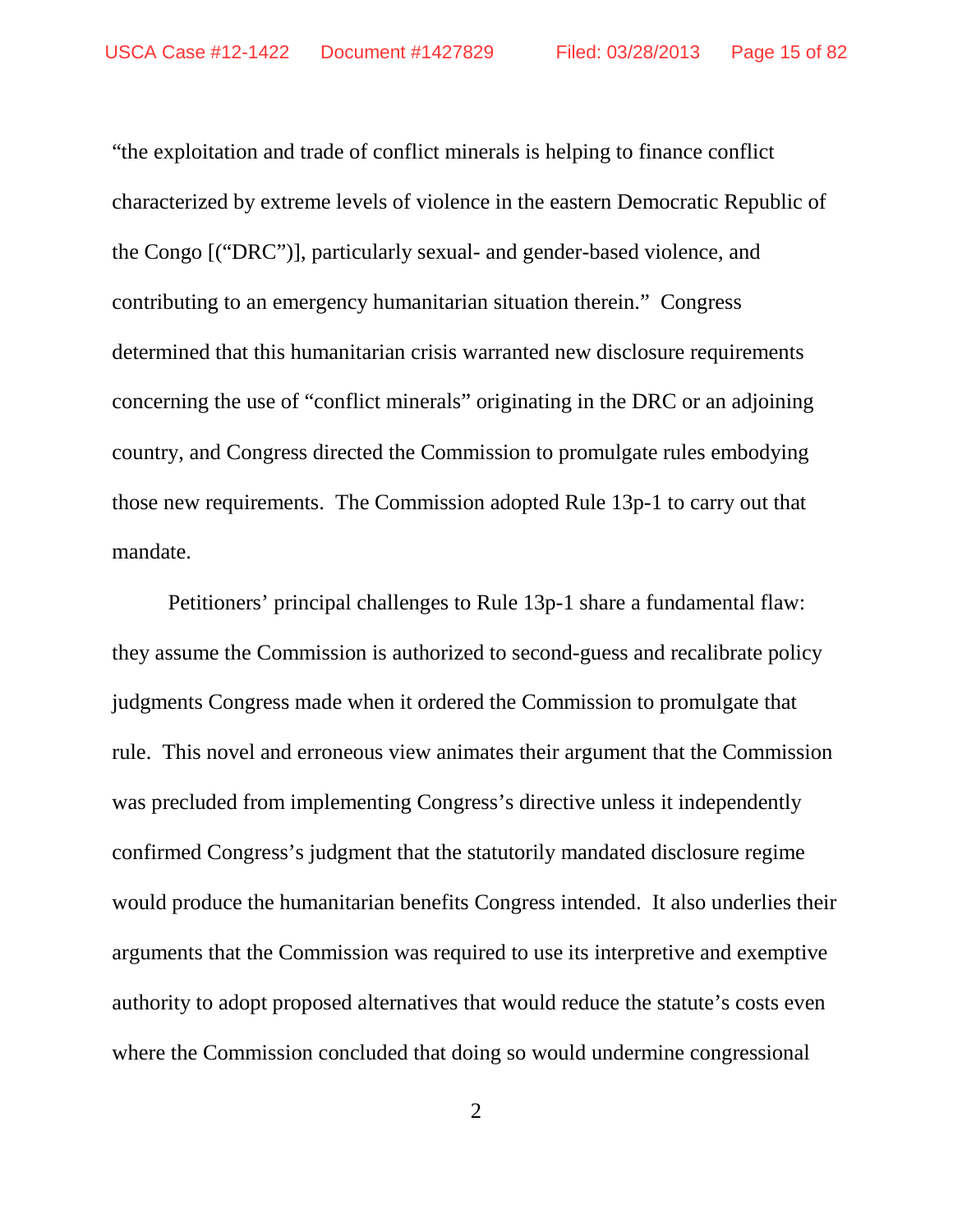"the exploitation and trade of conflict minerals is helping to finance conflict characterized by extreme levels of violence in the eastern Democratic Republic of the Congo [("DRC")], particularly sexual- and gender-based violence, and contributing to an emergency humanitarian situation therein." Congress determined that this humanitarian crisis warranted new disclosure requirements concerning the use of "conflict minerals" originating in the DRC or an adjoining country, and Congress directed the Commission to promulgate rules embodying those new requirements. The Commission adopted Rule 13p-1 to carry out that mandate.

Petitioners' principal challenges to Rule 13p-1 share a fundamental flaw: they assume the Commission is authorized to second-guess and recalibrate policy judgments Congress made when it ordered the Commission to promulgate that rule. This novel and erroneous view animates their argument that the Commission was precluded from implementing Congress's directive unless it independently confirmed Congress's judgment that the statutorily mandated disclosure regime would produce the humanitarian benefits Congress intended. It also underlies their arguments that the Commission was required to use its interpretive and exemptive authority to adopt proposed alternatives that would reduce the statute's costs even where the Commission concluded that doing so would undermine congressional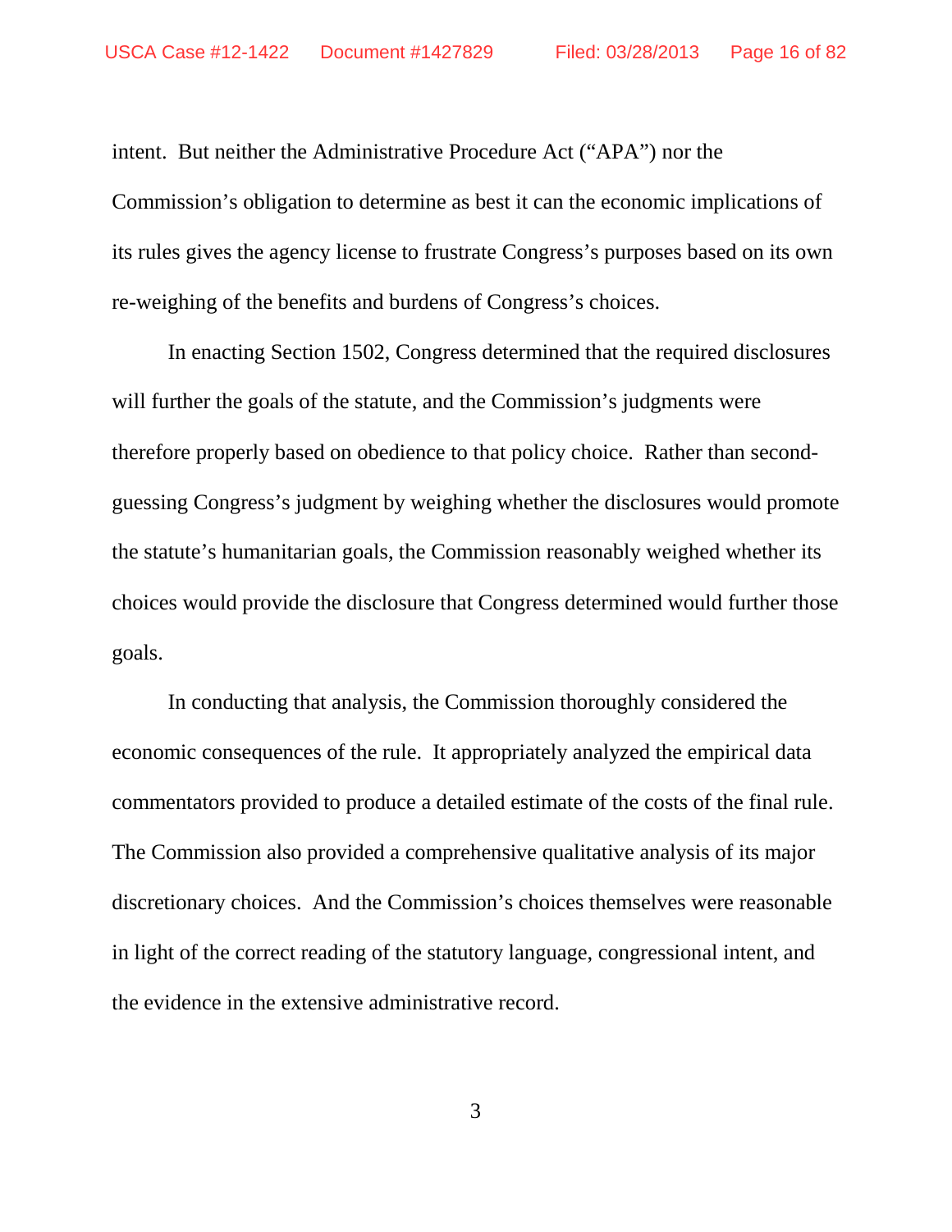intent. But neither the Administrative Procedure Act ("APA") nor the Commission's obligation to determine as best it can the economic implications of its rules gives the agency license to frustrate Congress's purposes based on its own re-weighing of the benefits and burdens of Congress's choices.

In enacting Section 1502, Congress determined that the required disclosures will further the goals of the statute, and the Commission's judgments were therefore properly based on obedience to that policy choice. Rather than second-guessing Congress's judgment by weighing whether the disclosures would promote the statute's humanitarian goals, the Commission reasonably weighed whether its choices would provide the disclosure that Congress determined would further those goals.

In conducting that analysis, the Commission thoroughly considered the economic consequences of the rule. It appropriately analyzed the empirical data commentators provided to produce a detailed estimate of the costs of the final rule. The Commission also provided a comprehensive qualitative analysis of its major discretionary choices. And the Commission's choices themselves were reasonable in light of the correct reading of the statutory language, congressional intent, and the evidence in the extensive administrative record.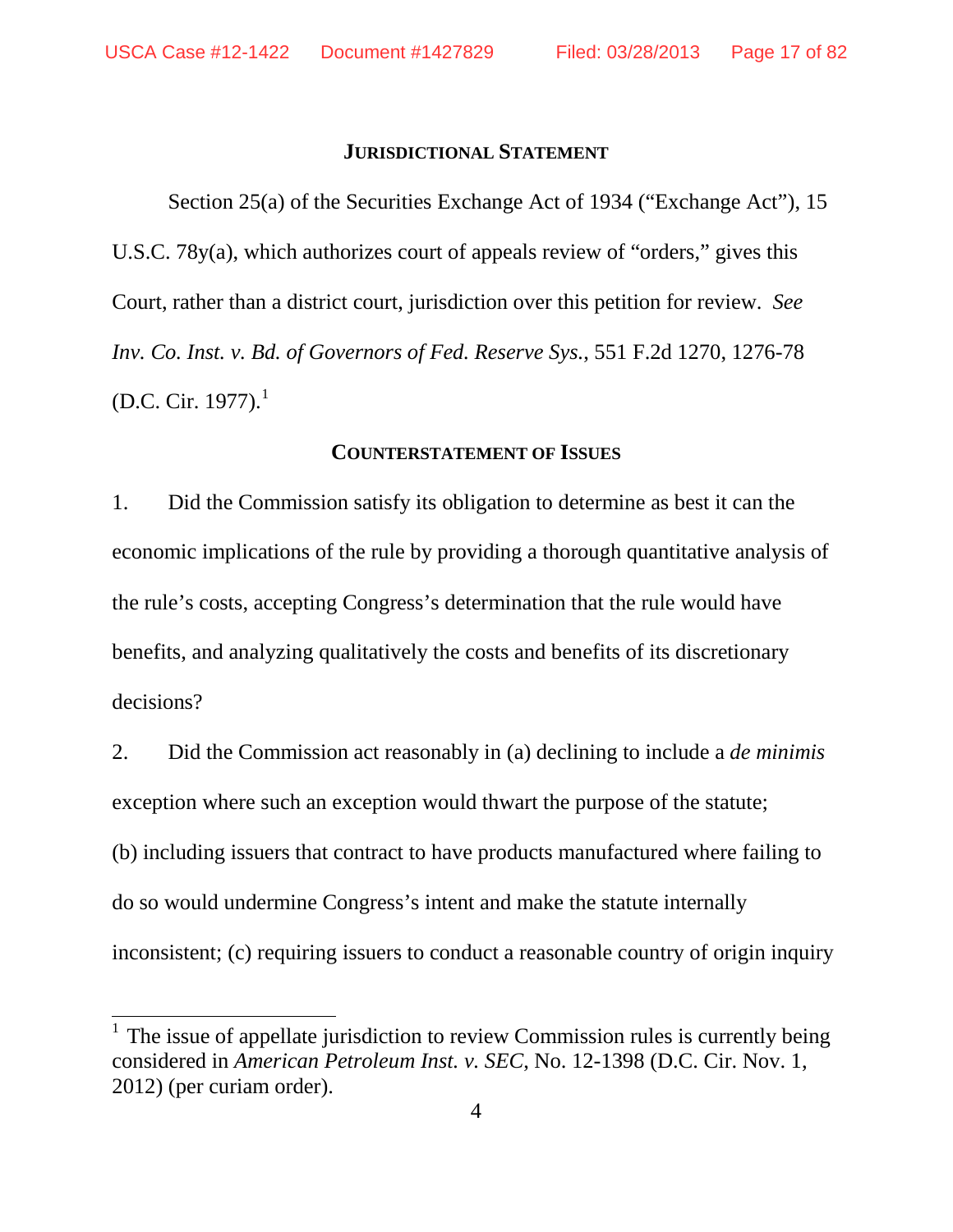## JURISDICTIONAL STATEMENT

Section 25(a) of the Securities Exchange Act of 1934 ("Exchange Act"), 15 U.S.C. 78y(a), which authorizes court of appeals review of "orders," gives this Court, rather than a district court, jurisdiction over this petition for review. *See Inv. Co. Inst. v. Bd. of Governors of Fed. Reserve Sys.*, 551 F.2d 1270, 1276-78 (D.C. Cir. 1977).[1]

## COUNTERSTATEMENT OF ISSUES

1. Did the Commission satisfy its obligation to determine as best it can the economic implications of the rule by providing a thorough quantitative analysis of the rule's costs, accepting Congress's determination that the rule would have benefits, and analyzing qualitatively the costs and benefits of its discretionary decisions?

2. Did the Commission act reasonably in (a) declining to include a *de minimis* exception where such an exception would thwart the purpose of the statute; (b) including issuers that contract to have products manufactured where failing to do so would undermine Congress's intent and make the statute internally inconsistent; (c) requiring issuers to conduct a reasonable country of origin inquiry

[1] The issue of appellate jurisdiction to review Commission rules is currently being considered in *American Petroleum Inst. v. SEC*, No. 12-1398 (D.C. Cir. Nov. 1, 2012) (per curiam order).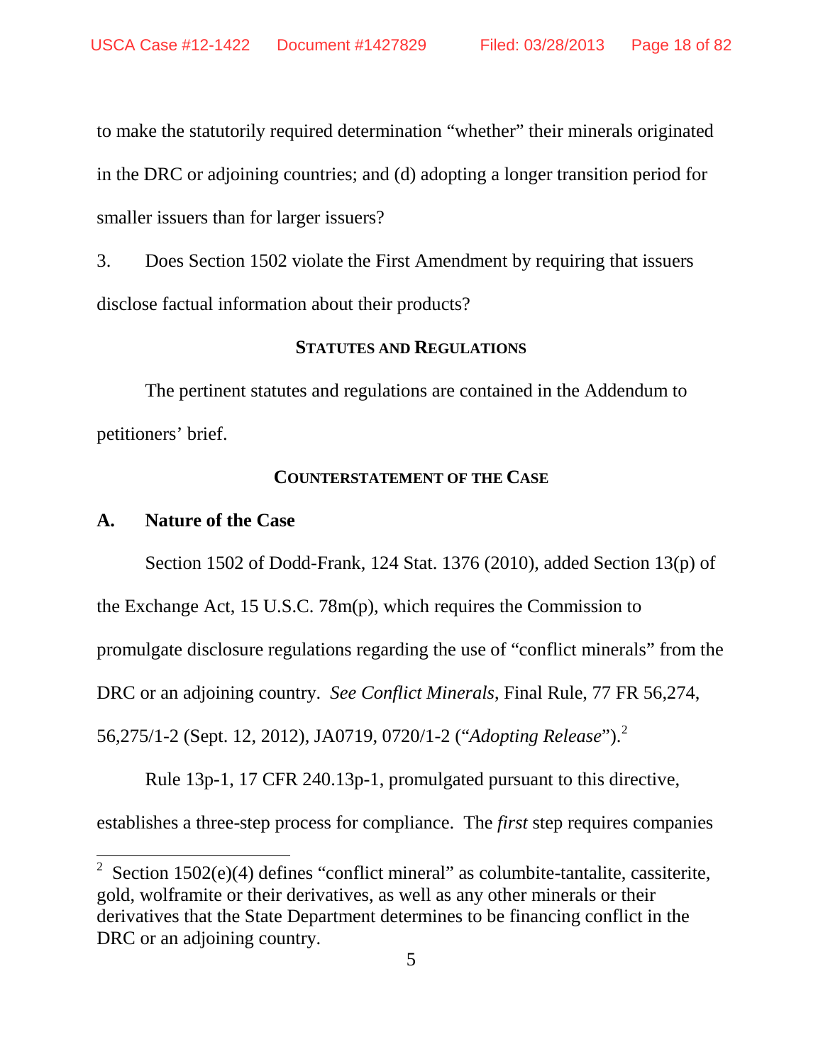to make the statutorily required determination "whether" their minerals originated in the DRC or adjoining countries; and (d) adopting a longer transition period for smaller issuers than for larger issuers?

3. Does Section 1502 violate the First Amendment by requiring that issuers disclose factual information about their products?

## STATUTES AND REGULATIONS

The pertinent statutes and regulations are contained in the Addendum to petitioners' brief.

## COUNTERSTATEMENT OF THE CASE

### A. Nature of the Case

Section 1502 of Dodd-Frank, 124 Stat. 1376 (2010), added Section 13(p) of the Exchange Act, 15 U.S.C. 78m(p), which requires the Commission to promulgate disclosure regulations regarding the use of "conflict minerals" from the DRC or an adjoining country. *See Conflict Minerals*, Final Rule, 77 FR 56,274, 56,275/1-2 (Sept. 12, 2012), JA0719, 0720/1-2 ("*Adopting Release*").[2]

Rule 13p-1, 17 CFR 240.13p-1, promulgated pursuant to this directive, establishes a three-step process for compliance. The *first* step requires companies

[2] Section 1502(e)(4) defines "conflict mineral" as columbite-tantalite, cassiterite, gold, wolframite or their derivatives, as well as any other minerals or their derivatives that the State Department determines to be financing conflict in the DRC or an adjoining country.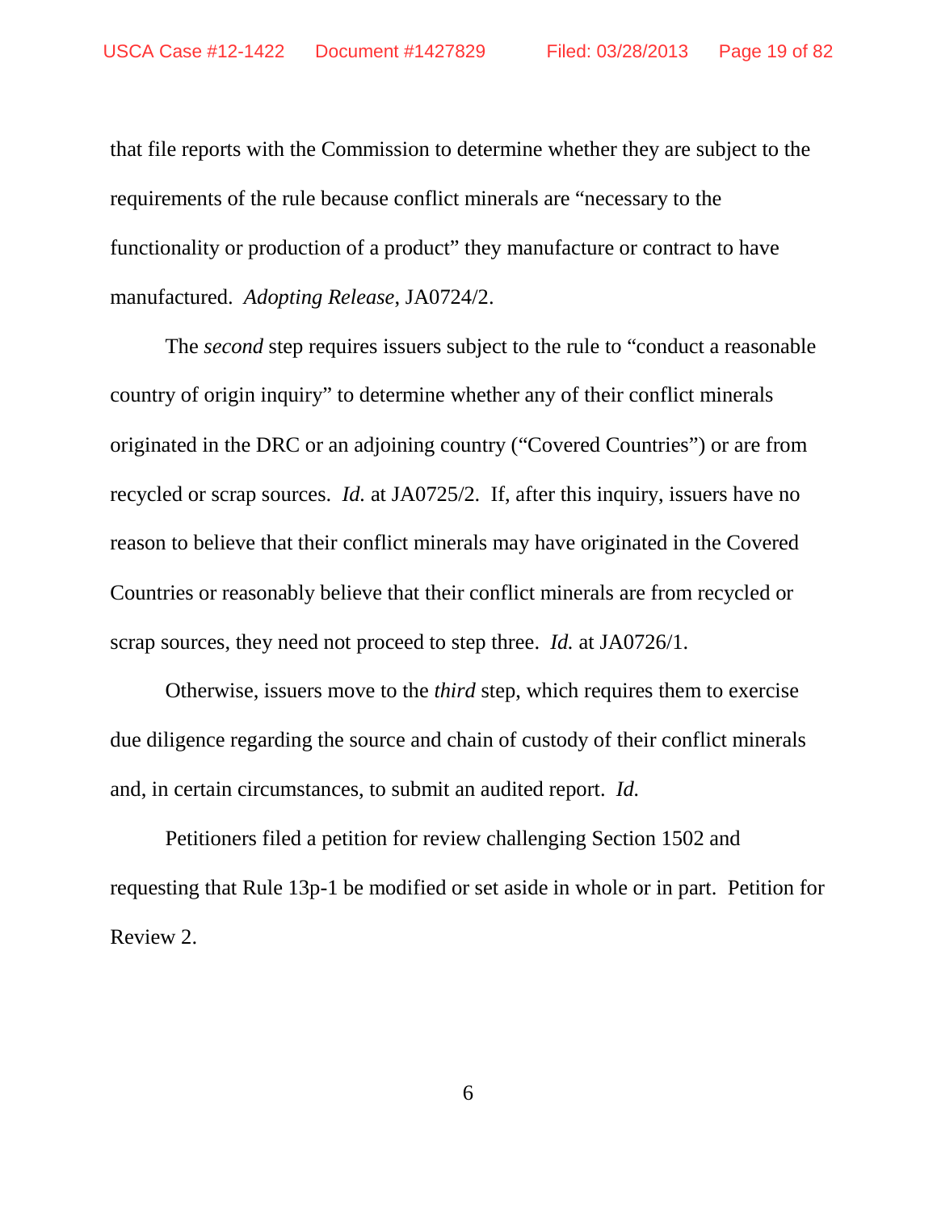that file reports with the Commission to determine whether they are subject to the requirements of the rule because conflict minerals are "necessary to the functionality or production of a product" they manufacture or contract to have manufactured. *Adopting Release*, JA0724/2.

The *second* step requires issuers subject to the rule to "conduct a reasonable country of origin inquiry" to determine whether any of their conflict minerals originated in the DRC or an adjoining country ("Covered Countries") or are from recycled or scrap sources. *Id.* at JA0725/2. If, after this inquiry, issuers have no reason to believe that their conflict minerals may have originated in the Covered Countries or reasonably believe that their conflict minerals are from recycled or scrap sources, they need not proceed to step three. *Id.* at JA0726/1.

Otherwise, issuers move to the *third* step, which requires them to exercise due diligence regarding the source and chain of custody of their conflict minerals and, in certain circumstances, to submit an audited report. *Id.*

Petitioners filed a petition for review challenging Section 1502 and requesting that Rule 13p-1 be modified or set aside in whole or in part. Petition for Review 2.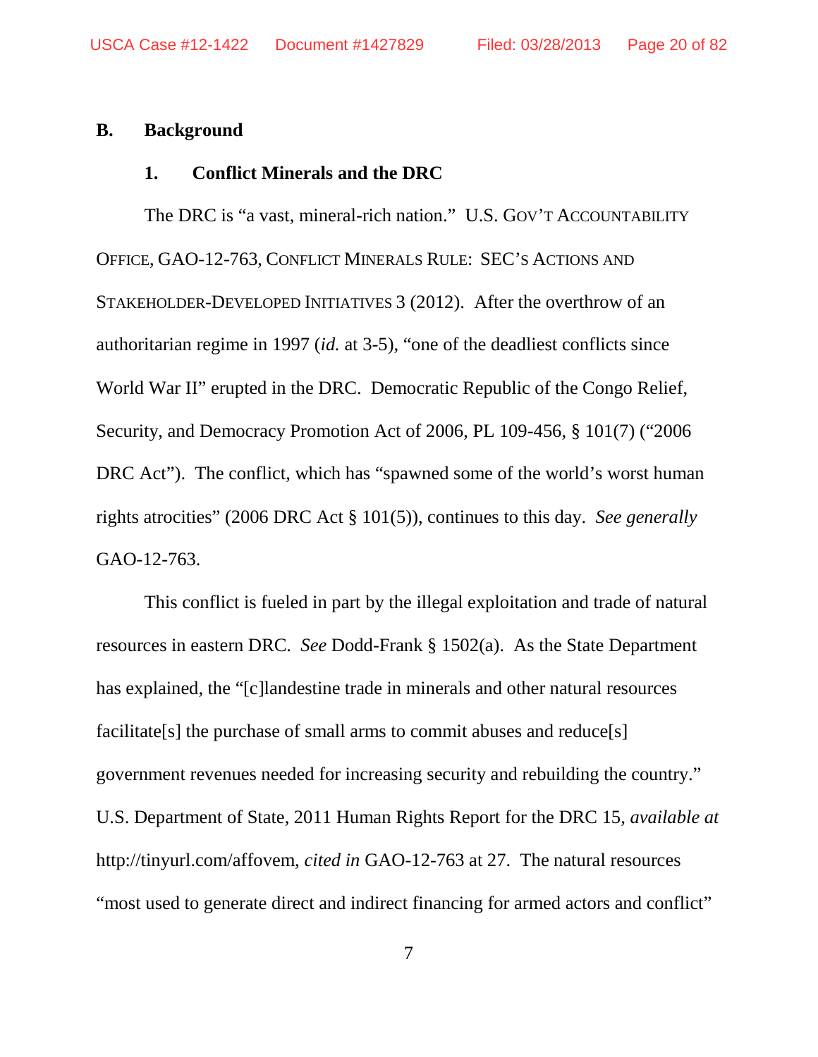## B. Background

### 1. Conflict Minerals and the DRC

The DRC is "a vast, mineral-rich nation." U.S. GOV'T ACCOUNTABILITY OFFICE, GAO-12-763, CONFLICT MINERALS RULE: SEC'S ACTIONS AND STAKEHOLDER-DEVELOPED INITIATIVES 3 (2012). After the overthrow of an authoritarian regime in 1997 (*id.* at 3-5), "one of the deadliest conflicts since World War II" erupted in the DRC. Democratic Republic of the Congo Relief, Security, and Democracy Promotion Act of 2006, PL 109-456, § 101(7) ("2006 DRC Act"). The conflict, which has "spawned some of the world's worst human rights atrocities" (2006 DRC Act § 101(5)), continues to this day. *See generally* GAO-12-763.

This conflict is fueled in part by the illegal exploitation and trade of natural resources in eastern DRC. *See* Dodd-Frank § 1502(a). As the State Department has explained, the "[c]landestine trade in minerals and other natural resources facilitate[s] the purchase of small arms to commit abuses and reduce[s] government revenues needed for increasing security and rebuilding the country." U.S. Department of State, 2011 Human Rights Report for the DRC 15, *available at* http://tinyurl.com/affovem, *cited in* GAO-12-763 at 27. The natural resources "most used to generate direct and indirect financing for armed actors and conflict"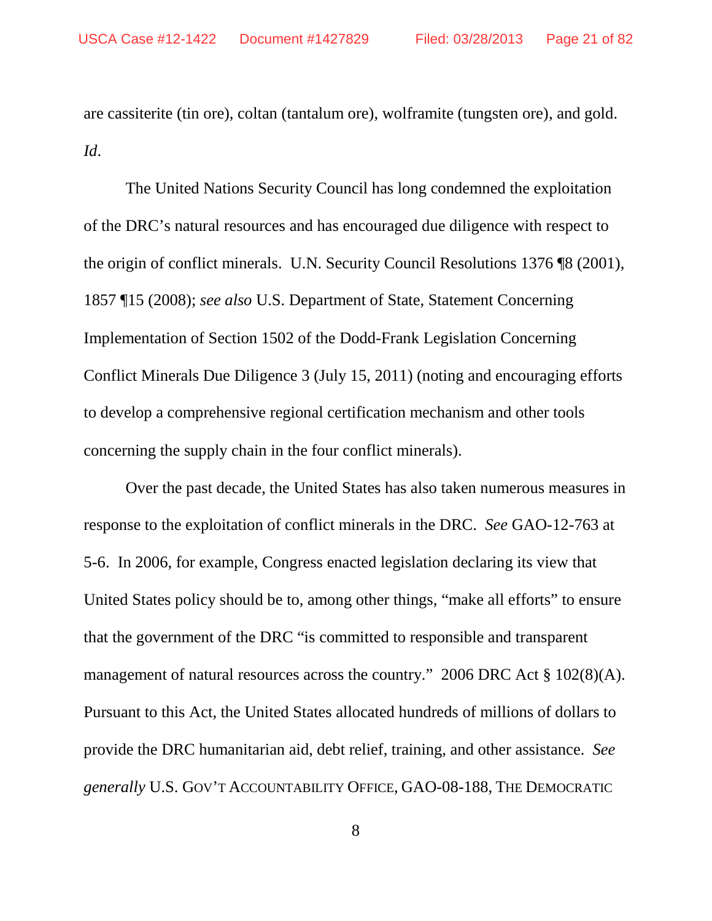are cassiterite (tin ore), coltan (tantalum ore), wolframite (tungsten ore), and gold. *Id*.

The United Nations Security Council has long condemned the exploitation of the DRC's natural resources and has encouraged due diligence with respect to the origin of conflict minerals. U.N. Security Council Resolutions 1376 ¶8 (2001), 1857 ¶15 (2008); *see also* U.S. Department of State, Statement Concerning Implementation of Section 1502 of the Dodd-Frank Legislation Concerning Conflict Minerals Due Diligence 3 (July 15, 2011) (noting and encouraging efforts to develop a comprehensive regional certification mechanism and other tools concerning the supply chain in the four conflict minerals).

Over the past decade, the United States has also taken numerous measures in response to the exploitation of conflict minerals in the DRC. *See* GAO-12-763 at 5-6. In 2006, for example, Congress enacted legislation declaring its view that United States policy should be to, among other things, "make all efforts" to ensure that the government of the DRC "is committed to responsible and transparent management of natural resources across the country." 2006 DRC Act § 102(8)(A). Pursuant to this Act, the United States allocated hundreds of millions of dollars to provide the DRC humanitarian aid, debt relief, training, and other assistance. *See generally* U.S. GOV'T ACCOUNTABILITY OFFICE, GAO-08-188, THE DEMOCRATIC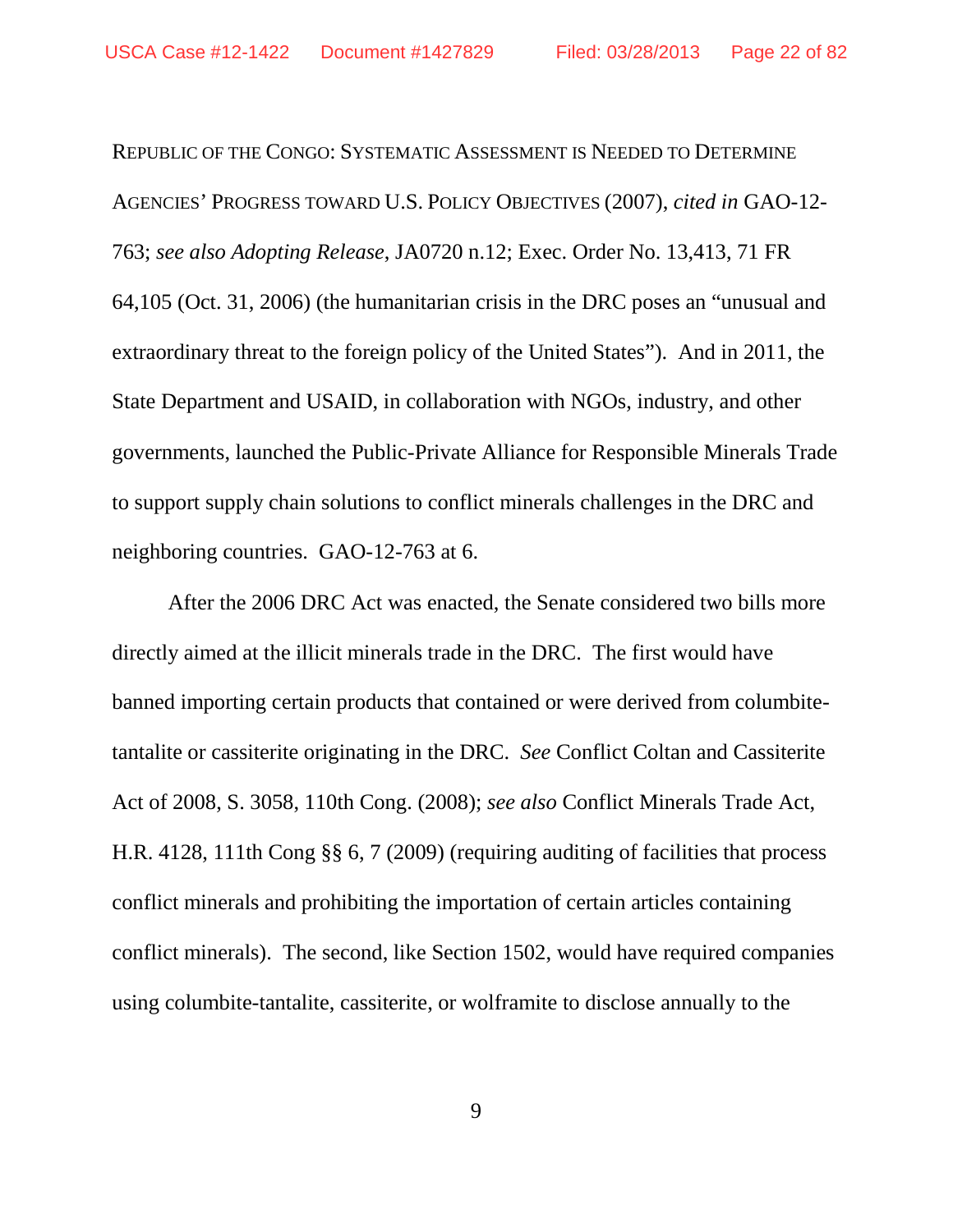REPUBLIC OF THE CONGO: SYSTEMATIC ASSESSMENT IS NEEDED TO DETERMINE AGENCIES' PROGRESS TOWARD U.S. POLICY OBJECTIVES (2007), *cited in* GAO-12-763; *see also Adopting Release*, JA0720 n.12; Exec. Order No. 13,413, 71 FR 64,105 (Oct. 31, 2006) (the humanitarian crisis in the DRC poses an "unusual and extraordinary threat to the foreign policy of the United States"). And in 2011, the State Department and USAID, in collaboration with NGOs, industry, and other governments, launched the Public-Private Alliance for Responsible Minerals Trade to support supply chain solutions to conflict minerals challenges in the DRC and neighboring countries. GAO-12-763 at 6.

After the 2006 DRC Act was enacted, the Senate considered two bills more directly aimed at the illicit minerals trade in the DRC. The first would have banned importing certain products that contained or were derived from columbite-tantalite or cassiterite originating in the DRC. *See* Conflict Coltan and Cassiterite Act of 2008, S. 3058, 110th Cong. (2008); *see also* Conflict Minerals Trade Act, H.R. 4128, 111th Cong §§ 6, 7 (2009) (requiring auditing of facilities that process conflict minerals and prohibiting the importation of certain articles containing conflict minerals). The second, like Section 1502, would have required companies using columbite-tantalite, cassiterite, or wolframite to disclose annually to the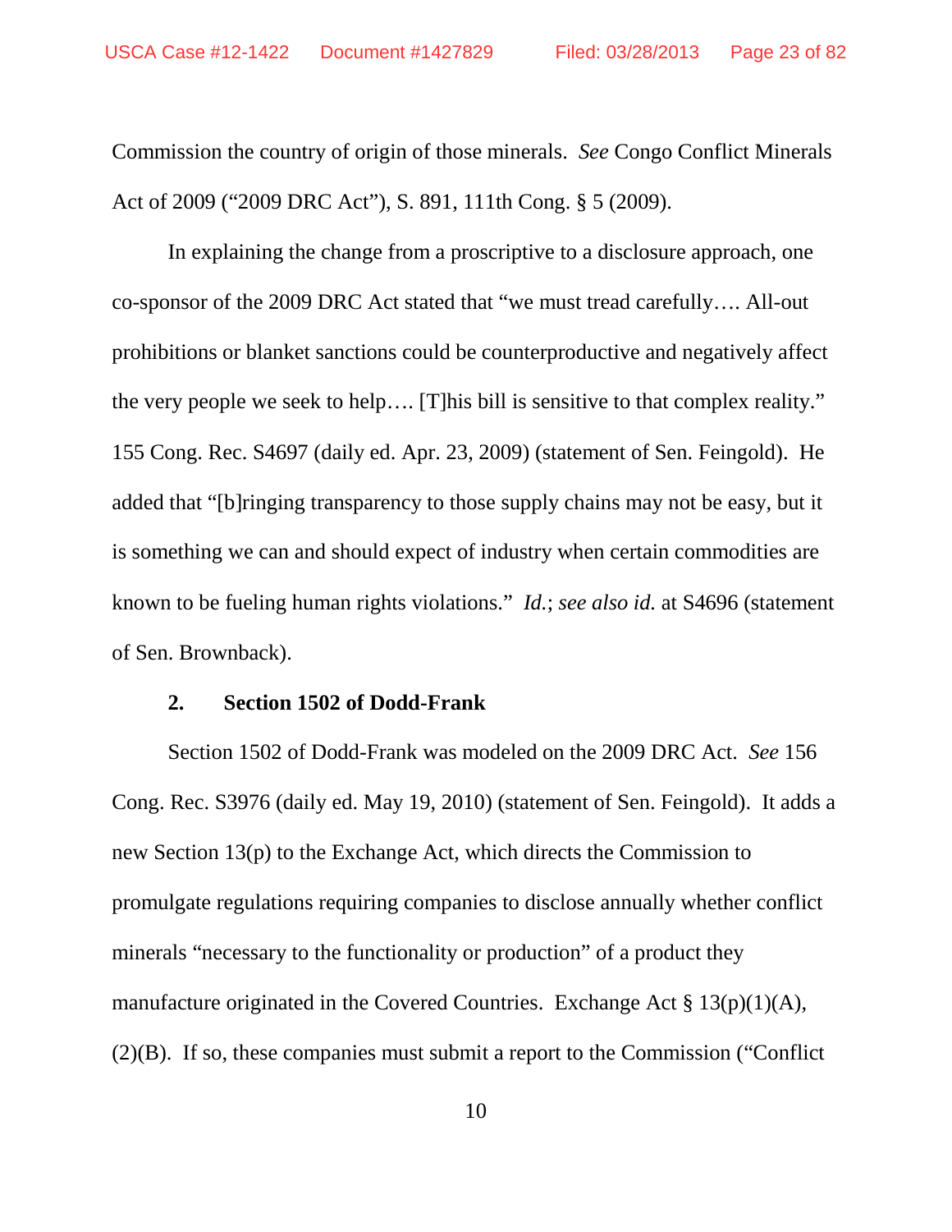Commission the country of origin of those minerals. *See* Congo Conflict Minerals Act of 2009 ("2009 DRC Act"), S. 891, 111th Cong. § 5 (2009).

In explaining the change from a proscriptive to a disclosure approach, one co-sponsor of the 2009 DRC Act stated that "we must tread carefully…. All-out prohibitions or blanket sanctions could be counterproductive and negatively affect the very people we seek to help…. [T]his bill is sensitive to that complex reality." 155 Cong. Rec. S4697 (daily ed. Apr. 23, 2009) (statement of Sen. Feingold). He added that "[b]ringing transparency to those supply chains may not be easy, but it is something we can and should expect of industry when certain commodities are known to be fueling human rights violations." *Id.*; *see also id.* at S4696 (statement of Sen. Brownback).

### 2. Section 1502 of Dodd-Frank

Section 1502 of Dodd-Frank was modeled on the 2009 DRC Act. *See* 156 Cong. Rec. S3976 (daily ed. May 19, 2010) (statement of Sen. Feingold). It adds a new Section 13(p) to the Exchange Act, which directs the Commission to promulgate regulations requiring companies to disclose annually whether conflict minerals "necessary to the functionality or production" of a product they manufacture originated in the Covered Countries. Exchange Act § 13(p)(1)(A), (2)(B). If so, these companies must submit a report to the Commission ("Conflict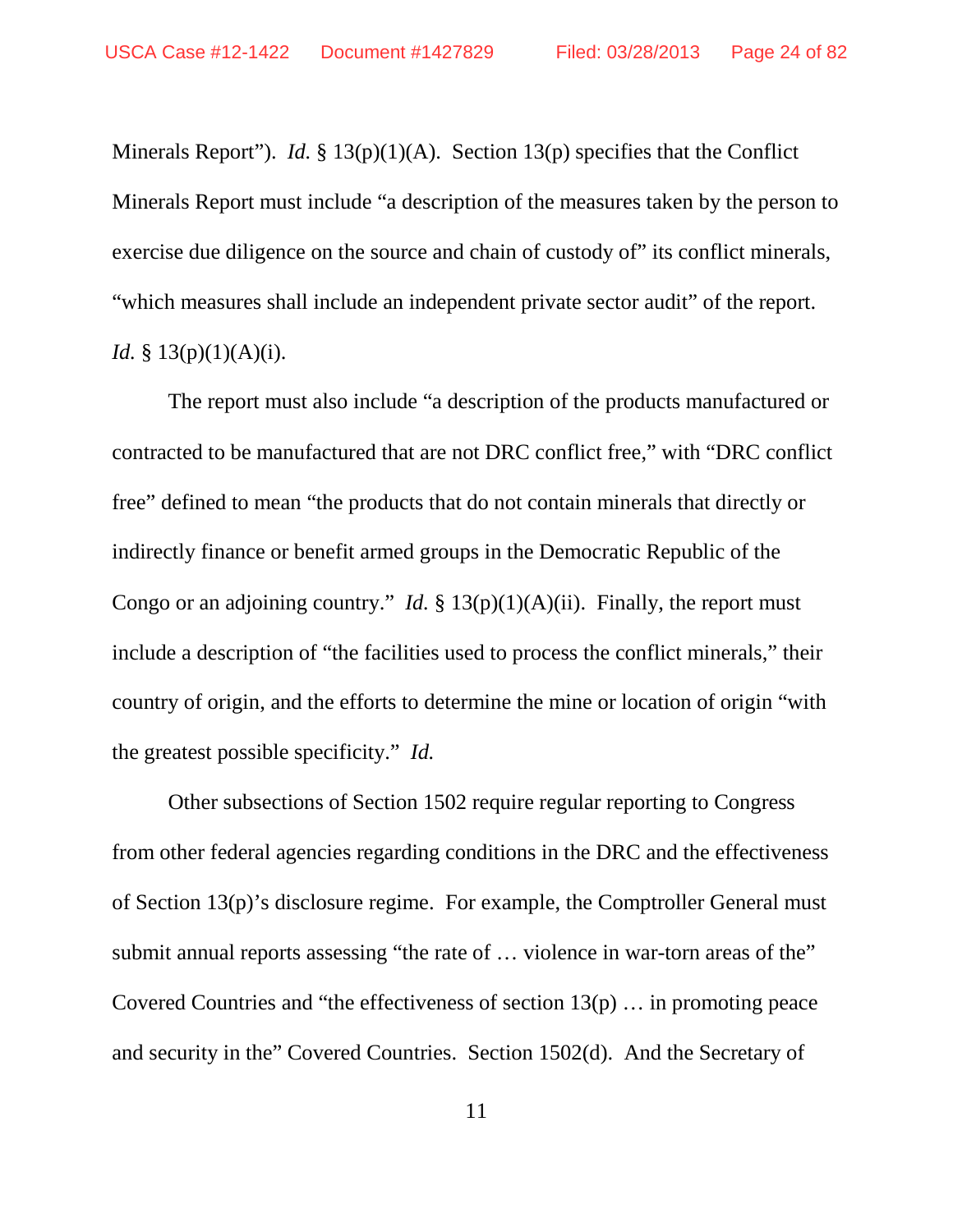Minerals Report"). *Id.* § 13(p)(1)(A). Section 13(p) specifies that the Conflict Minerals Report must include "a description of the measures taken by the person to exercise due diligence on the source and chain of custody of" its conflict minerals, "which measures shall include an independent private sector audit" of the report. *Id.* § 13(p)(1)(A)(i).

The report must also include "a description of the products manufactured or contracted to be manufactured that are not DRC conflict free," with "DRC conflict free" defined to mean "the products that do not contain minerals that directly or indirectly finance or benefit armed groups in the Democratic Republic of the Congo or an adjoining country." *Id.* § 13(p)(1)(A)(ii). Finally, the report must include a description of "the facilities used to process the conflict minerals," their country of origin, and the efforts to determine the mine or location of origin "with the greatest possible specificity." *Id.*

Other subsections of Section 1502 require regular reporting to Congress from other federal agencies regarding conditions in the DRC and the effectiveness of Section 13(p)'s disclosure regime. For example, the Comptroller General must submit annual reports assessing "the rate of … violence in war-torn areas of the" Covered Countries and "the effectiveness of section 13(p) … in promoting peace and security in the" Covered Countries. Section 1502(d). And the Secretary of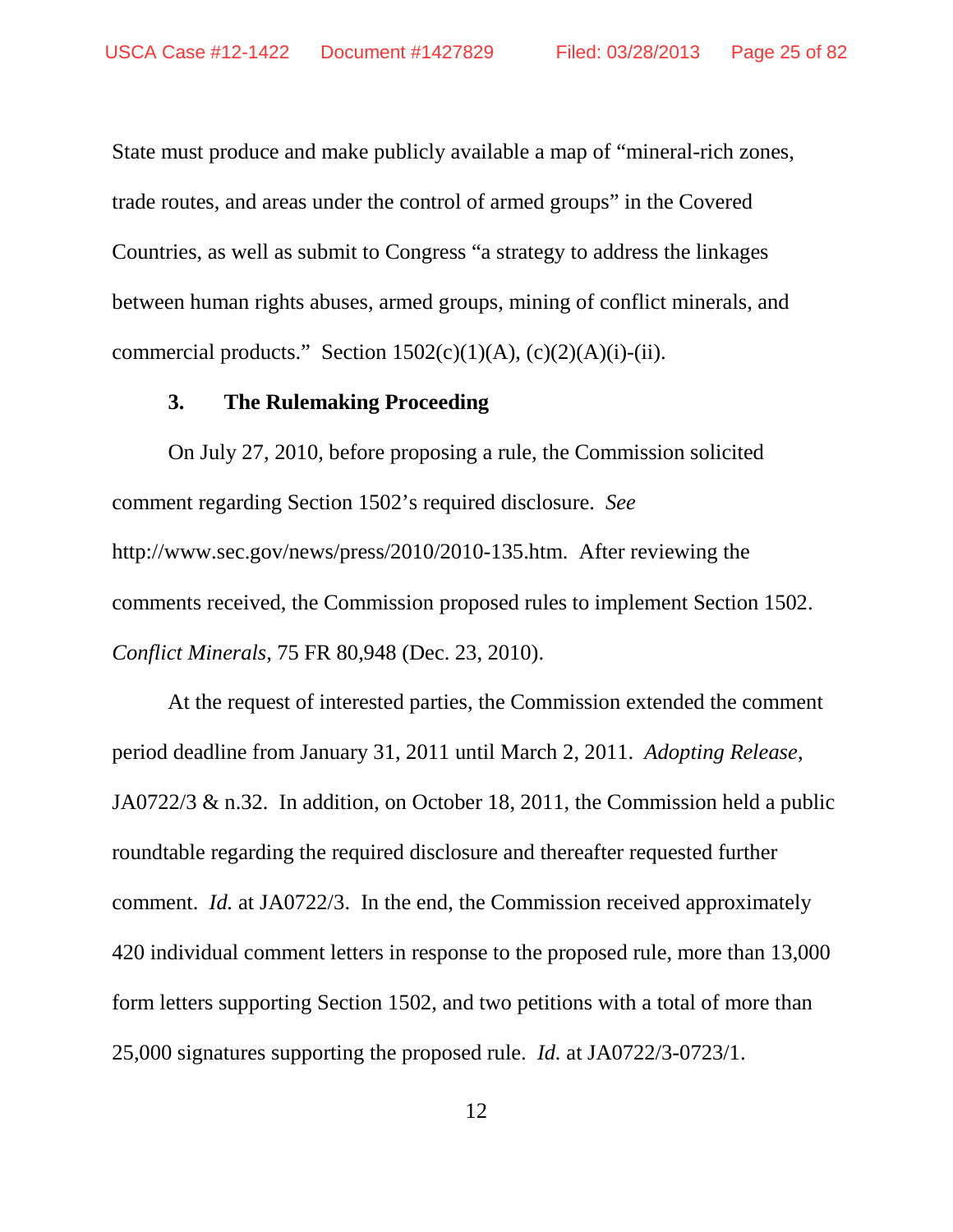State must produce and make publicly available a map of "mineral-rich zones, trade routes, and areas under the control of armed groups" in the Covered Countries, as well as submit to Congress "a strategy to address the linkages between human rights abuses, armed groups, mining of conflict minerals, and commercial products." Section 1502(c)(1)(A), (c)(2)(A)(i)-(ii).

### 3. The Rulemaking Proceeding

On July 27, 2010, before proposing a rule, the Commission solicited comment regarding Section 1502's required disclosure. *See* http://www.sec.gov/news/press/2010/2010-135.htm. After reviewing the comments received, the Commission proposed rules to implement Section 1502. *Conflict Minerals*, 75 FR 80,948 (Dec. 23, 2010).

At the request of interested parties, the Commission extended the comment period deadline from January 31, 2011 until March 2, 2011. *Adopting Release*, JA0722/3 & n.32. In addition, on October 18, 2011, the Commission held a public roundtable regarding the required disclosure and thereafter requested further comment. *Id.* at JA0722/3. In the end, the Commission received approximately 420 individual comment letters in response to the proposed rule, more than 13,000 form letters supporting Section 1502, and two petitions with a total of more than 25,000 signatures supporting the proposed rule. *Id.* at JA0722/3-0723/1.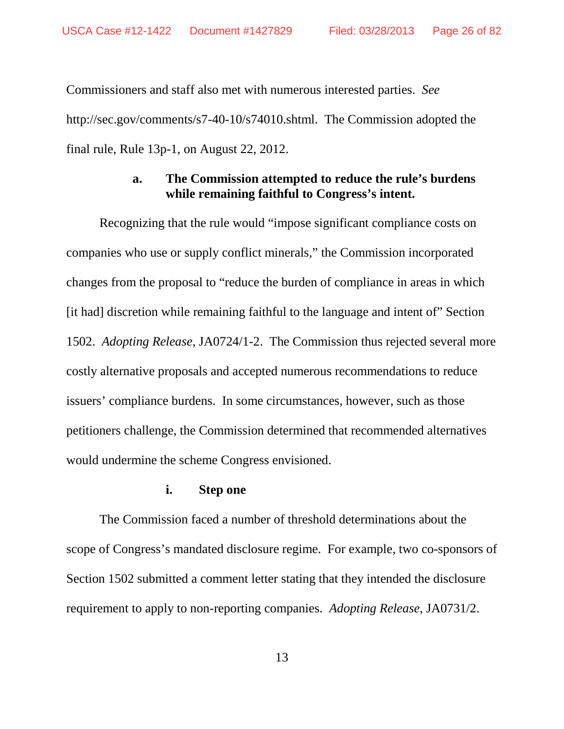Commissioners and staff also met with numerous interested parties. *See* http://sec.gov/comments/s7-40-10/s74010.shtml. The Commission adopted the final rule, Rule 13p-1, on August 22, 2012.

**a. The Commission attempted to reduce the rule's burdens while remaining faithful to Congress's intent.**

Recognizing that the rule would "impose significant compliance costs on companies who use or supply conflict minerals," the Commission incorporated changes from the proposal to "reduce the burden of compliance in areas in which [it had] discretion while remaining faithful to the language and intent of" Section 1502. *Adopting Release*, JA0724/1-2. The Commission thus rejected several more costly alternative proposals and accepted numerous recommendations to reduce issuers' compliance burdens. In some circumstances, however, such as those petitioners challenge, the Commission determined that recommended alternatives would undermine the scheme Congress envisioned.

**i. Step one**

The Commission faced a number of threshold determinations about the scope of Congress's mandated disclosure regime. For example, two co-sponsors of Section 1502 submitted a comment letter stating that they intended the disclosure requirement to apply to non-reporting companies. *Adopting Release*, JA0731/2.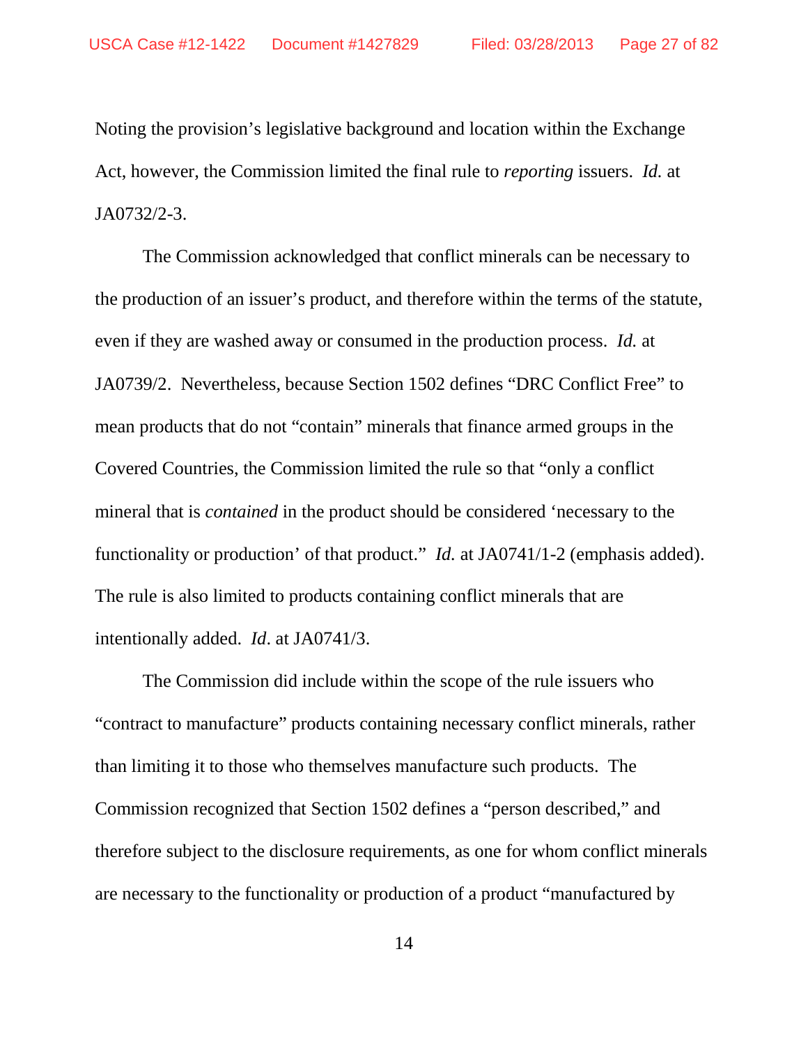Noting the provision's legislative background and location within the Exchange Act, however, the Commission limited the final rule to *reporting* issuers. *Id.* at JA0732/2-3.

The Commission acknowledged that conflict minerals can be necessary to the production of an issuer's product, and therefore within the terms of the statute, even if they are washed away or consumed in the production process. *Id.* at JA0739/2. Nevertheless, because Section 1502 defines "DRC Conflict Free" to mean products that do not "contain" minerals that finance armed groups in the Covered Countries, the Commission limited the rule so that "only a conflict mineral that is *contained* in the product should be considered 'necessary to the functionality or production' of that product." *Id.* at JA0741/1-2 (emphasis added). The rule is also limited to products containing conflict minerals that are intentionally added. *Id*. at JA0741/3.

The Commission did include within the scope of the rule issuers who "contract to manufacture" products containing necessary conflict minerals, rather than limiting it to those who themselves manufacture such products. The Commission recognized that Section 1502 defines a "person described," and therefore subject to the disclosure requirements, as one for whom conflict minerals are necessary to the functionality or production of a product "manufactured by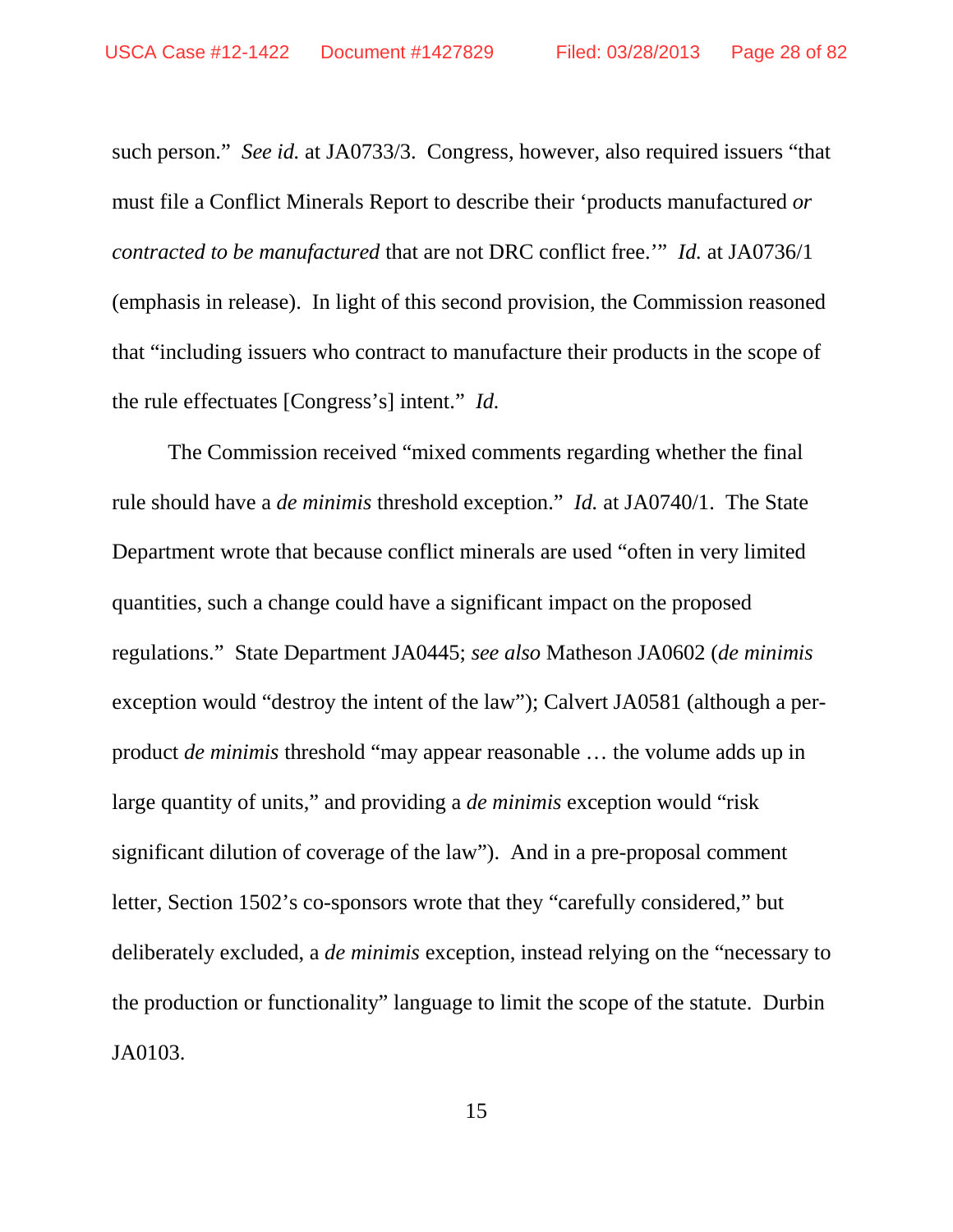such person." *See id.* at JA0733/3. Congress, however, also required issuers "that must file a Conflict Minerals Report to describe their 'products manufactured *or contracted to be manufactured* that are not DRC conflict free.'" *Id.* at JA0736/1 (emphasis in release). In light of this second provision, the Commission reasoned that "including issuers who contract to manufacture their products in the scope of the rule effectuates [Congress's] intent." *Id.*

The Commission received "mixed comments regarding whether the final rule should have a *de minimis* threshold exception." *Id.* at JA0740/1. The State Department wrote that because conflict minerals are used "often in very limited quantities, such a change could have a significant impact on the proposed regulations." State Department JA0445; *see also* Matheson JA0602 (*de minimis* exception would "destroy the intent of the law"); Calvert JA0581 (although a per-product *de minimis* threshold "may appear reasonable … the volume adds up in large quantity of units," and providing a *de minimis* exception would "risk significant dilution of coverage of the law"). And in a pre-proposal comment letter, Section 1502's co-sponsors wrote that they "carefully considered," but deliberately excluded, a *de minimis* exception, instead relying on the "necessary to the production or functionality" language to limit the scope of the statute. Durbin JA0103.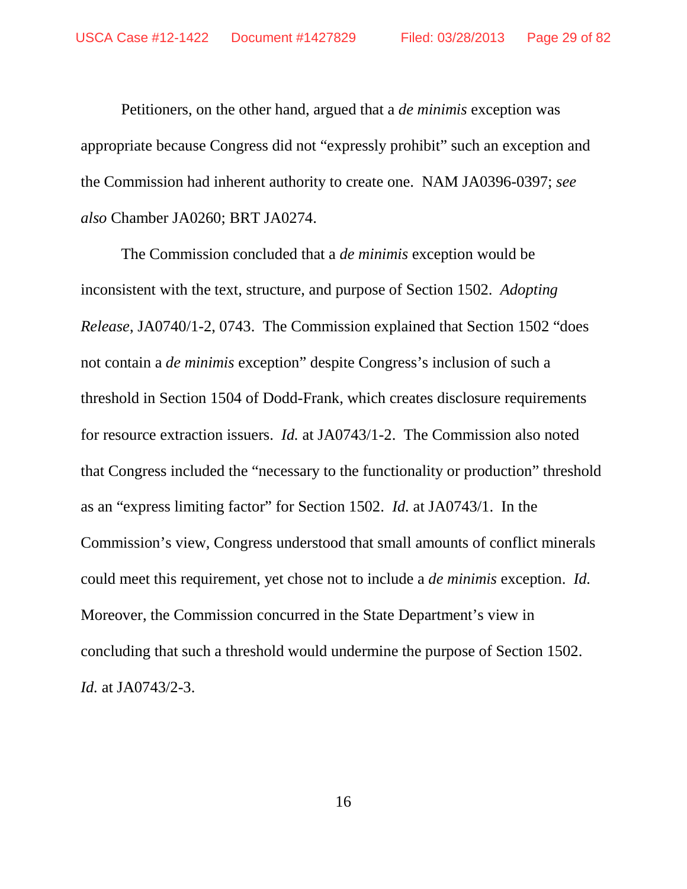Petitioners, on the other hand, argued that a *de minimis* exception was appropriate because Congress did not "expressly prohibit" such an exception and the Commission had inherent authority to create one. NAM JA0396-0397; *see also* Chamber JA0260; BRT JA0274.

The Commission concluded that a *de minimis* exception would be inconsistent with the text, structure, and purpose of Section 1502. *Adopting Release*, JA0740/1-2, 0743. The Commission explained that Section 1502 "does not contain a *de minimis* exception" despite Congress's inclusion of such a threshold in Section 1504 of Dodd-Frank, which creates disclosure requirements for resource extraction issuers. *Id.* at JA0743/1-2. The Commission also noted that Congress included the "necessary to the functionality or production" threshold as an "express limiting factor" for Section 1502. *Id.* at JA0743/1. In the Commission's view, Congress understood that small amounts of conflict minerals could meet this requirement, yet chose not to include a *de minimis* exception. *Id.* Moreover, the Commission concurred in the State Department's view in concluding that such a threshold would undermine the purpose of Section 1502. *Id.* at JA0743/2-3.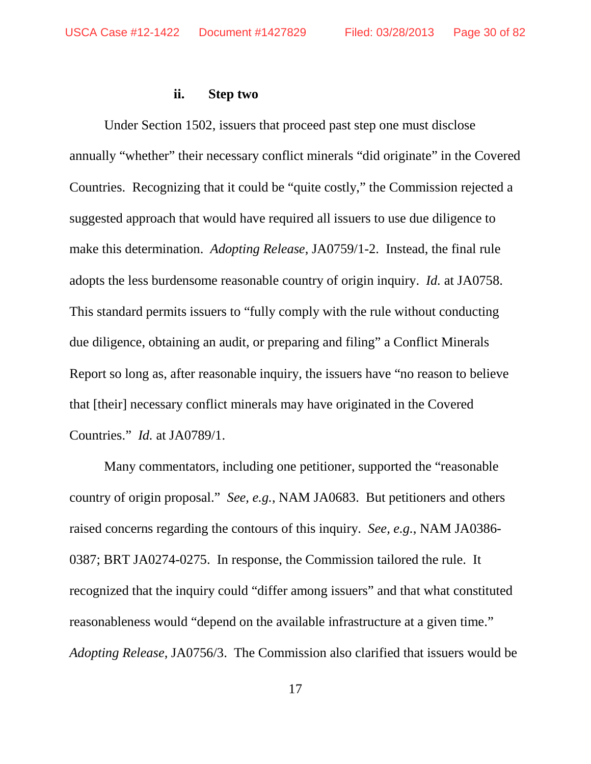#### ii. Step two

Under Section 1502, issuers that proceed past step one must disclose annually "whether" their necessary conflict minerals "did originate" in the Covered Countries. Recognizing that it could be "quite costly," the Commission rejected a suggested approach that would have required all issuers to use due diligence to make this determination. *Adopting Release*, JA0759/1-2. Instead, the final rule adopts the less burdensome reasonable country of origin inquiry. *Id.* at JA0758. This standard permits issuers to "fully comply with the rule without conducting due diligence, obtaining an audit, or preparing and filing" a Conflict Minerals Report so long as, after reasonable inquiry, the issuers have "no reason to believe that [their] necessary conflict minerals may have originated in the Covered Countries." *Id.* at JA0789/1.

Many commentators, including one petitioner, supported the "reasonable country of origin proposal." *See, e.g.*, NAM JA0683. But petitioners and others raised concerns regarding the contours of this inquiry. *See, e.g.*, NAM JA0386-0387; BRT JA0274-0275. In response, the Commission tailored the rule. It recognized that the inquiry could "differ among issuers" and that what constituted reasonableness would "depend on the available infrastructure at a given time." *Adopting Release*, JA0756/3. The Commission also clarified that issuers would be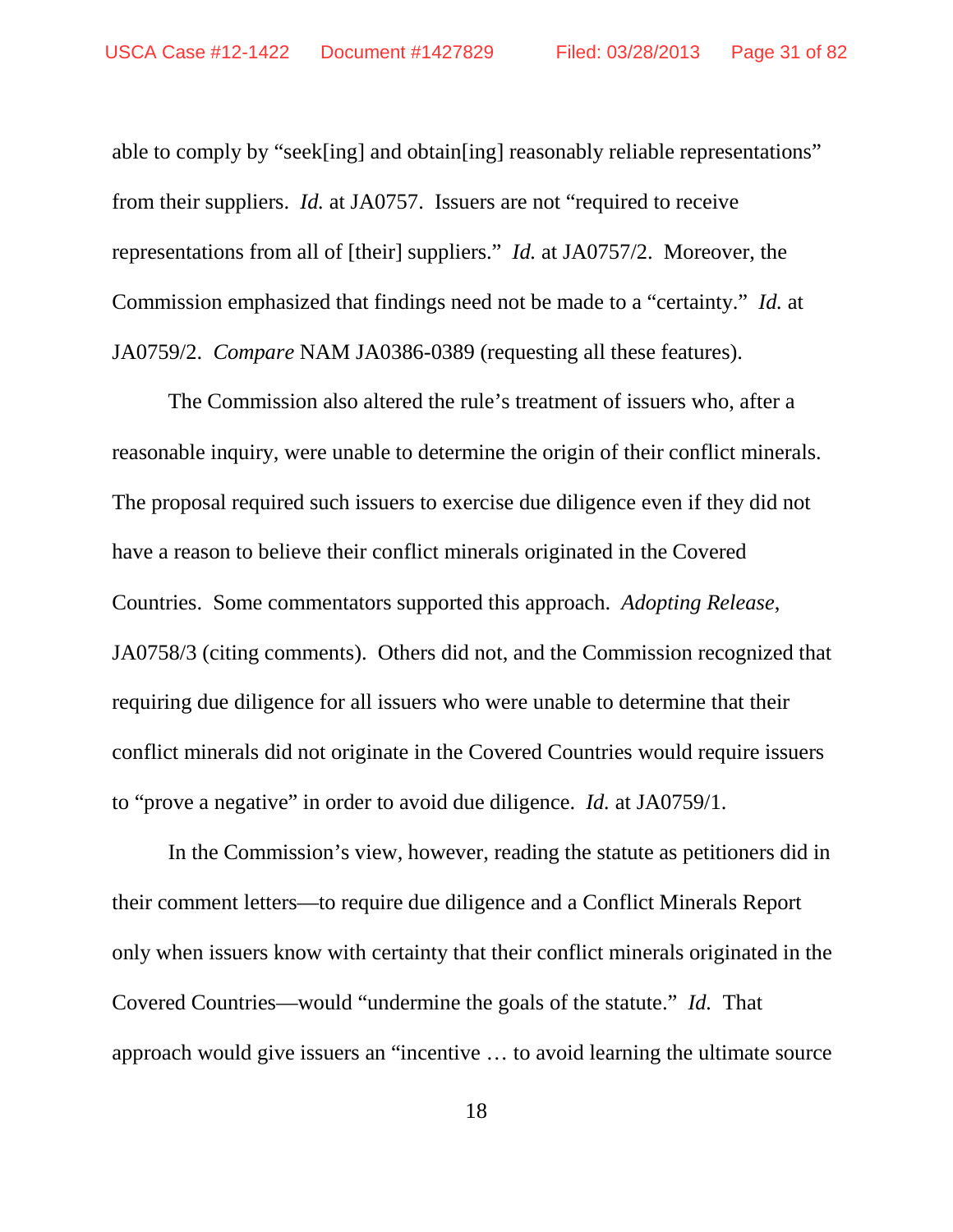able to comply by "seek[ing] and obtain[ing] reasonably reliable representations" from their suppliers. *Id.* at JA0757. Issuers are not "required to receive representations from all of [their] suppliers." *Id.* at JA0757/2. Moreover, the Commission emphasized that findings need not be made to a "certainty." *Id.* at JA0759/2. *Compare* NAM JA0386-0389 (requesting all these features).

The Commission also altered the rule's treatment of issuers who, after a reasonable inquiry, were unable to determine the origin of their conflict minerals. The proposal required such issuers to exercise due diligence even if they did not have a reason to believe their conflict minerals originated in the Covered Countries. Some commentators supported this approach. *Adopting Release*, JA0758/3 (citing comments). Others did not, and the Commission recognized that requiring due diligence for all issuers who were unable to determine that their conflict minerals did not originate in the Covered Countries would require issuers to "prove a negative" in order to avoid due diligence. *Id.* at JA0759/1.

In the Commission's view, however, reading the statute as petitioners did in their comment letters—to require due diligence and a Conflict Minerals Report only when issuers know with certainty that their conflict minerals originated in the Covered Countries—would "undermine the goals of the statute." *Id.* That approach would give issuers an "incentive … to avoid learning the ultimate source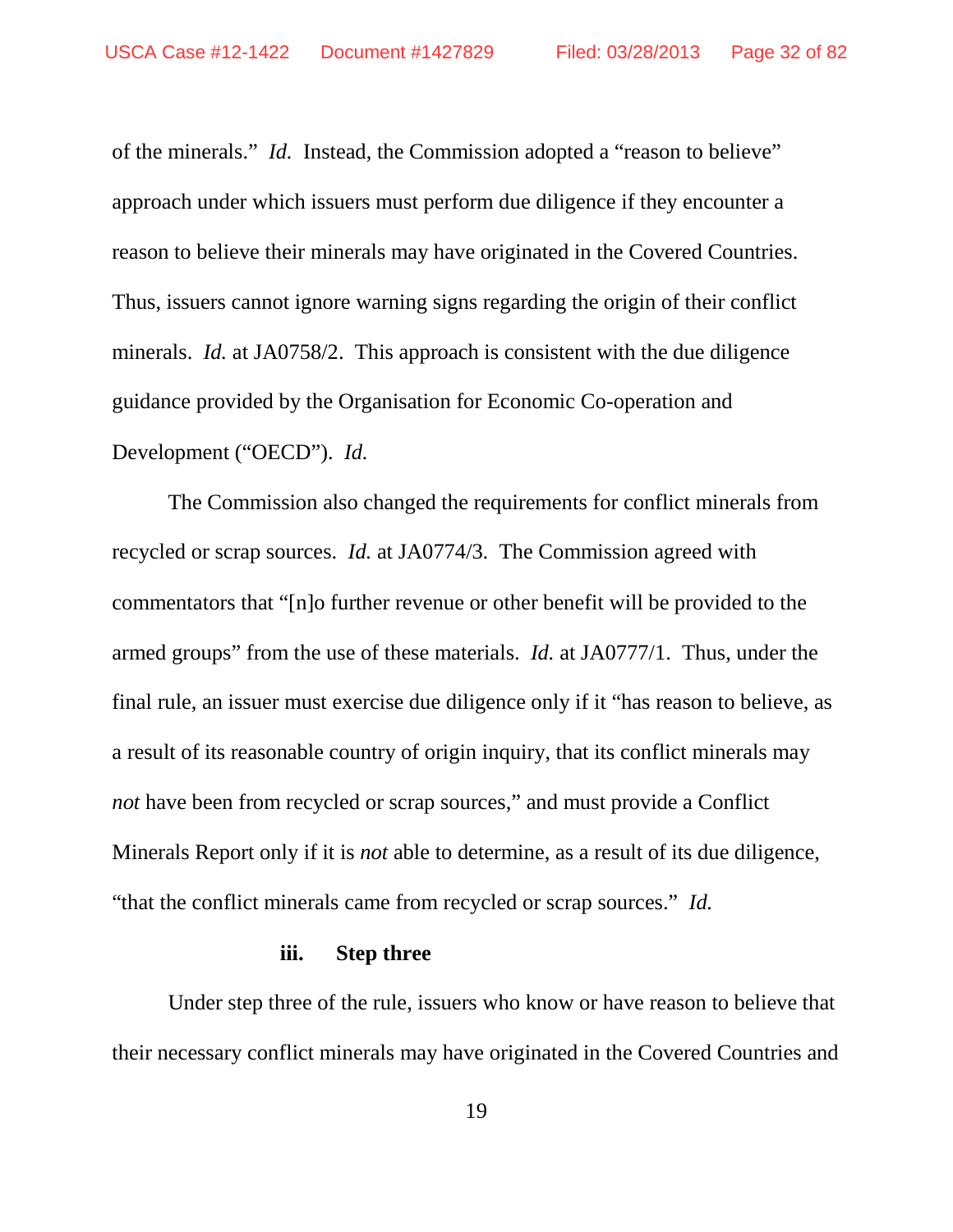of the minerals." *Id.* Instead, the Commission adopted a "reason to believe" approach under which issuers must perform due diligence if they encounter a reason to believe their minerals may have originated in the Covered Countries. Thus, issuers cannot ignore warning signs regarding the origin of their conflict minerals. *Id.* at JA0758/2. This approach is consistent with the due diligence guidance provided by the Organisation for Economic Co-operation and Development ("OECD"). *Id.*

The Commission also changed the requirements for conflict minerals from recycled or scrap sources. *Id.* at JA0774/3. The Commission agreed with commentators that "[n]o further revenue or other benefit will be provided to the armed groups" from the use of these materials. *Id.* at JA0777/1. Thus, under the final rule, an issuer must exercise due diligence only if it "has reason to believe, as a result of its reasonable country of origin inquiry, that its conflict minerals may *not* have been from recycled or scrap sources," and must provide a Conflict Minerals Report only if it is *not* able to determine, as a result of its due diligence, "that the conflict minerals came from recycled or scrap sources." *Id.*

**iii. Step three**

Under step three of the rule, issuers who know or have reason to believe that their necessary conflict minerals may have originated in the Covered Countries and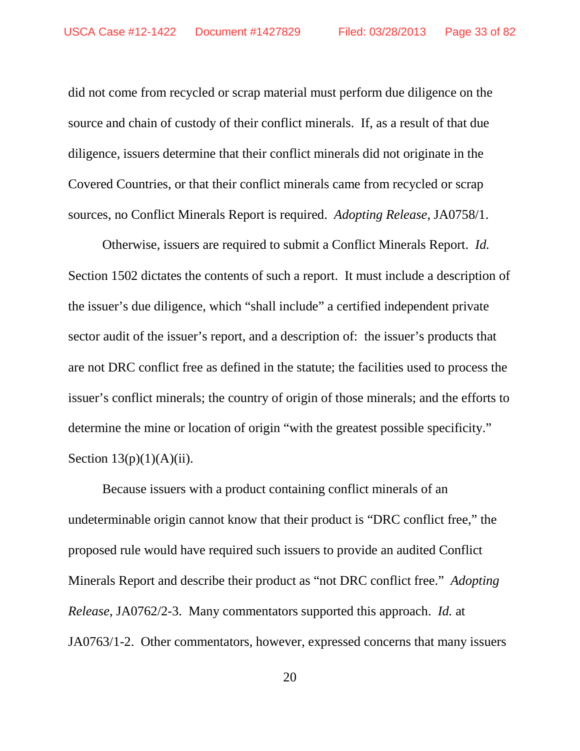did not come from recycled or scrap material must perform due diligence on the source and chain of custody of their conflict minerals. If, as a result of that due diligence, issuers determine that their conflict minerals did not originate in the Covered Countries, or that their conflict minerals came from recycled or scrap sources, no Conflict Minerals Report is required. *Adopting Release*, JA0758/1.

Otherwise, issuers are required to submit a Conflict Minerals Report. *Id.* Section 1502 dictates the contents of such a report. It must include a description of the issuer's due diligence, which "shall include" a certified independent private sector audit of the issuer's report, and a description of: the issuer's products that are not DRC conflict free as defined in the statute; the facilities used to process the issuer's conflict minerals; the country of origin of those minerals; and the efforts to determine the mine or location of origin "with the greatest possible specificity." Section 13(p)(1)(A)(ii).

Because issuers with a product containing conflict minerals of an undeterminable origin cannot know that their product is "DRC conflict free," the proposed rule would have required such issuers to provide an audited Conflict Minerals Report and describe their product as "not DRC conflict free." *Adopting Release*, JA0762/2-3. Many commentators supported this approach. *Id.* at JA0763/1-2. Other commentators, however, expressed concerns that many issuers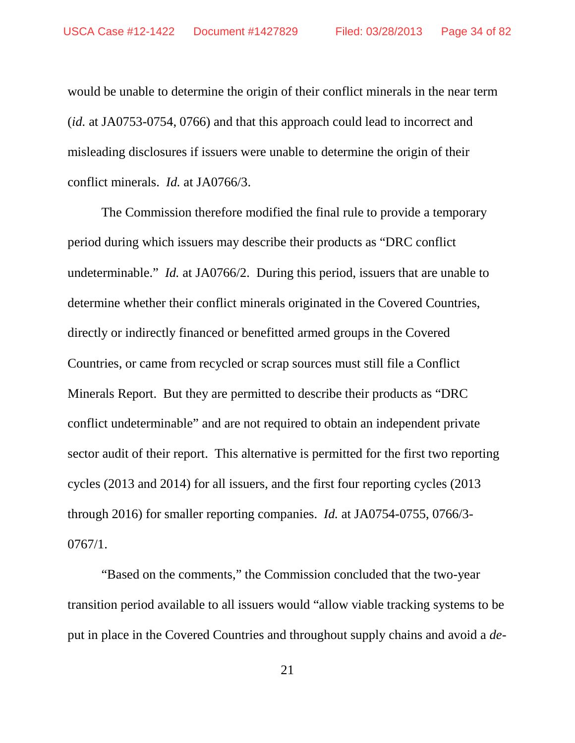would be unable to determine the origin of their conflict minerals in the near term (*id.* at JA0753-0754, 0766) and that this approach could lead to incorrect and misleading disclosures if issuers were unable to determine the origin of their conflict minerals. *Id.* at JA0766/3.

The Commission therefore modified the final rule to provide a temporary period during which issuers may describe their products as "DRC conflict undeterminable." *Id.* at JA0766/2. During this period, issuers that are unable to determine whether their conflict minerals originated in the Covered Countries, directly or indirectly financed or benefitted armed groups in the Covered Countries, or came from recycled or scrap sources must still file a Conflict Minerals Report. But they are permitted to describe their products as "DRC conflict undeterminable" and are not required to obtain an independent private sector audit of their report. This alternative is permitted for the first two reporting cycles (2013 and 2014) for all issuers, and the first four reporting cycles (2013 through 2016) for smaller reporting companies. *Id.* at JA0754-0755, 0766/3-0767/1.

"Based on the comments," the Commission concluded that the two-year transition period available to all issuers would "allow viable tracking systems to be put in place in the Covered Countries and throughout supply chains and avoid a *de-*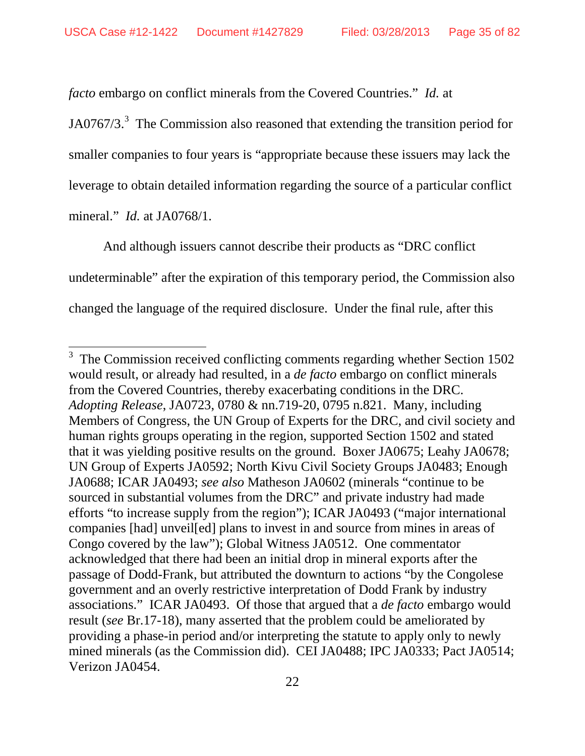*facto* embargo on conflict minerals from the Covered Countries." *Id.* at JA0767/3.[3] The Commission also reasoned that extending the transition period for smaller companies to four years is "appropriate because these issuers may lack the leverage to obtain detailed information regarding the source of a particular conflict mineral." *Id.* at JA0768/1.

And although issuers cannot describe their products as "DRC conflict undeterminable" after the expiration of this temporary period, the Commission also changed the language of the required disclosure. Under the final rule, after this

---

[3] The Commission received conflicting comments regarding whether Section 1502 would result, or already had resulted, in a *de facto* embargo on conflict minerals from the Covered Countries, thereby exacerbating conditions in the DRC. *Adopting Release*, JA0723, 0780 & nn.719-20, 0795 n.821. Many, including Members of Congress, the UN Group of Experts for the DRC, and civil society and human rights groups operating in the region, supported Section 1502 and stated that it was yielding positive results on the ground. Boxer JA0675; Leahy JA0678; UN Group of Experts JA0592; North Kivu Civil Society Groups JA0483; Enough JA0688; ICAR JA0493; *see also* Matheson JA0602 (minerals "continue to be sourced in substantial volumes from the DRC" and private industry had made efforts "to increase supply from the region"); ICAR JA0493 ("major international companies [had] unveil[ed] plans to invest in and source from mines in areas of Congo covered by the law"); Global Witness JA0512. One commentator acknowledged that there had been an initial drop in mineral exports after the passage of Dodd-Frank, but attributed the downturn to actions "by the Congolese government and an overly restrictive interpretation of Dodd Frank by industry associations." ICAR JA0493. Of those that argued that a *de facto* embargo would result (*see* Br.17-18), many asserted that the problem could be ameliorated by providing a phase-in period and/or interpreting the statute to apply only to newly mined minerals (as the Commission did). CEI JA0488; IPC JA0333; Pact JA0514; Verizon JA0454.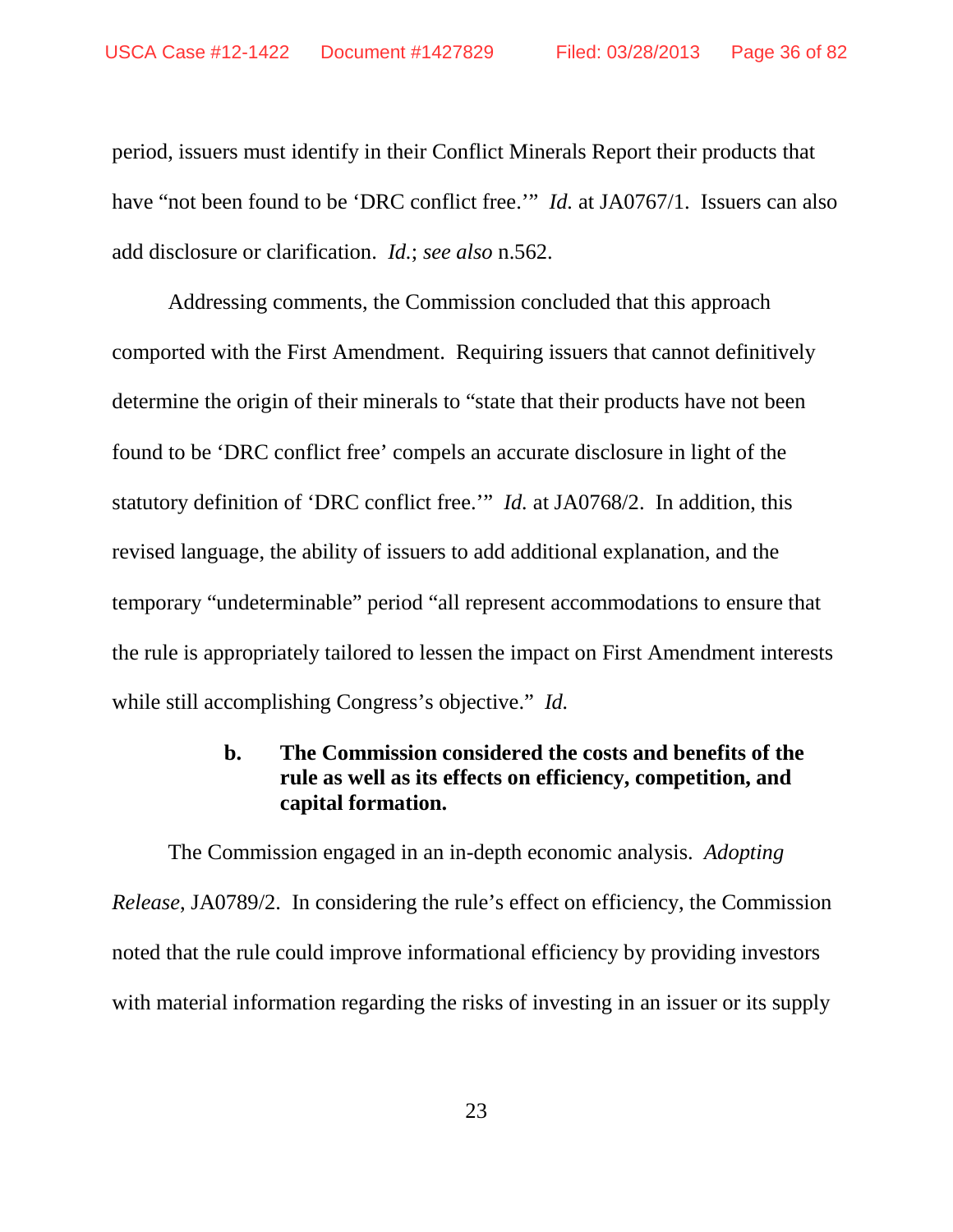period, issuers must identify in their Conflict Minerals Report their products that have "not been found to be 'DRC conflict free.'" *Id.* at JA0767/1. Issuers can also add disclosure or clarification. *Id.*; *see also* n.562.

Addressing comments, the Commission concluded that this approach comported with the First Amendment. Requiring issuers that cannot definitively determine the origin of their minerals to "state that their products have not been found to be 'DRC conflict free' compels an accurate disclosure in light of the statutory definition of 'DRC conflict free.'" *Id.* at JA0768/2. In addition, this revised language, the ability of issuers to add additional explanation, and the temporary "undeterminable" period "all represent accommodations to ensure that the rule is appropriately tailored to lessen the impact on First Amendment interests while still accomplishing Congress's objective." *Id.*

#### b. The Commission considered the costs and benefits of the rule as well as its effects on efficiency, competition, and capital formation.

The Commission engaged in an in-depth economic analysis. *Adopting Release*, JA0789/2. In considering the rule's effect on efficiency, the Commission noted that the rule could improve informational efficiency by providing investors with material information regarding the risks of investing in an issuer or its supply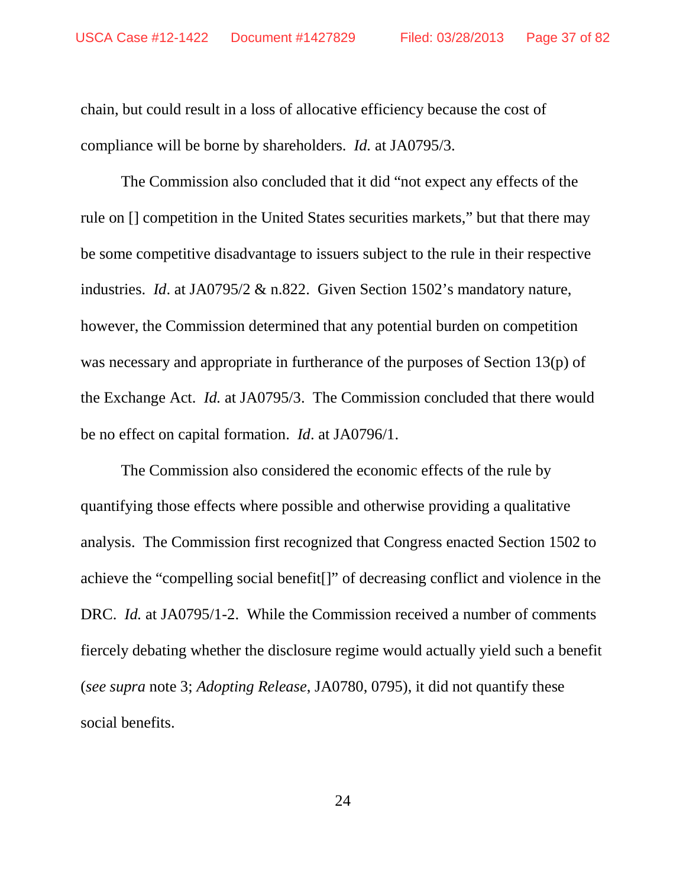chain, but could result in a loss of allocative efficiency because the cost of compliance will be borne by shareholders. *Id.* at JA0795/3.

The Commission also concluded that it did "not expect any effects of the rule on [] competition in the United States securities markets," but that there may be some competitive disadvantage to issuers subject to the rule in their respective industries. *Id*. at JA0795/2 & n.822. Given Section 1502's mandatory nature, however, the Commission determined that any potential burden on competition was necessary and appropriate in furtherance of the purposes of Section 13(p) of the Exchange Act. *Id.* at JA0795/3. The Commission concluded that there would be no effect on capital formation. *Id*. at JA0796/1.

The Commission also considered the economic effects of the rule by quantifying those effects where possible and otherwise providing a qualitative analysis. The Commission first recognized that Congress enacted Section 1502 to achieve the "compelling social benefit[]" of decreasing conflict and violence in the DRC. *Id.* at JA0795/1-2. While the Commission received a number of comments fiercely debating whether the disclosure regime would actually yield such a benefit (*see supra* note 3; *Adopting Release*, JA0780, 0795), it did not quantify these social benefits.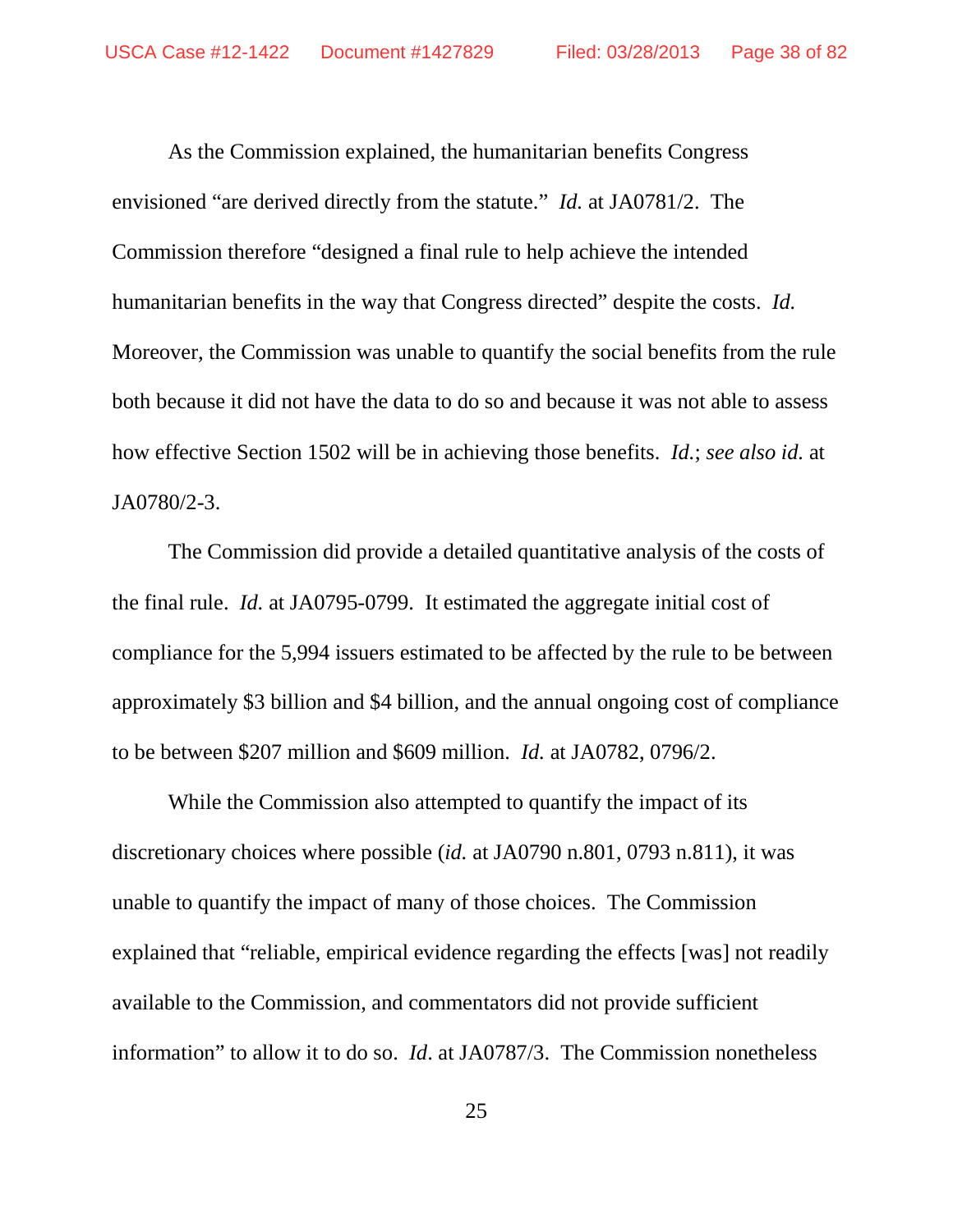As the Commission explained, the humanitarian benefits Congress envisioned "are derived directly from the statute." *Id.* at JA0781/2. The Commission therefore "designed a final rule to help achieve the intended humanitarian benefits in the way that Congress directed" despite the costs. *Id.* Moreover, the Commission was unable to quantify the social benefits from the rule both because it did not have the data to do so and because it was not able to assess how effective Section 1502 will be in achieving those benefits. *Id.*; *see also id.* at JA0780/2-3.

The Commission did provide a detailed quantitative analysis of the costs of the final rule. *Id.* at JA0795-0799. It estimated the aggregate initial cost of compliance for the 5,994 issuers estimated to be affected by the rule to be between approximately $3 billion and $4 billion, and the annual ongoing cost of compliance to be between $207 million and $609 million. *Id.* at JA0782, 0796/2.

While the Commission also attempted to quantify the impact of its discretionary choices where possible (*id.* at JA0790 n.801, 0793 n.811), it was unable to quantify the impact of many of those choices. The Commission explained that "reliable, empirical evidence regarding the effects [was] not readily available to the Commission, and commentators did not provide sufficient information" to allow it to do so. *Id.* at JA0787/3. The Commission nonetheless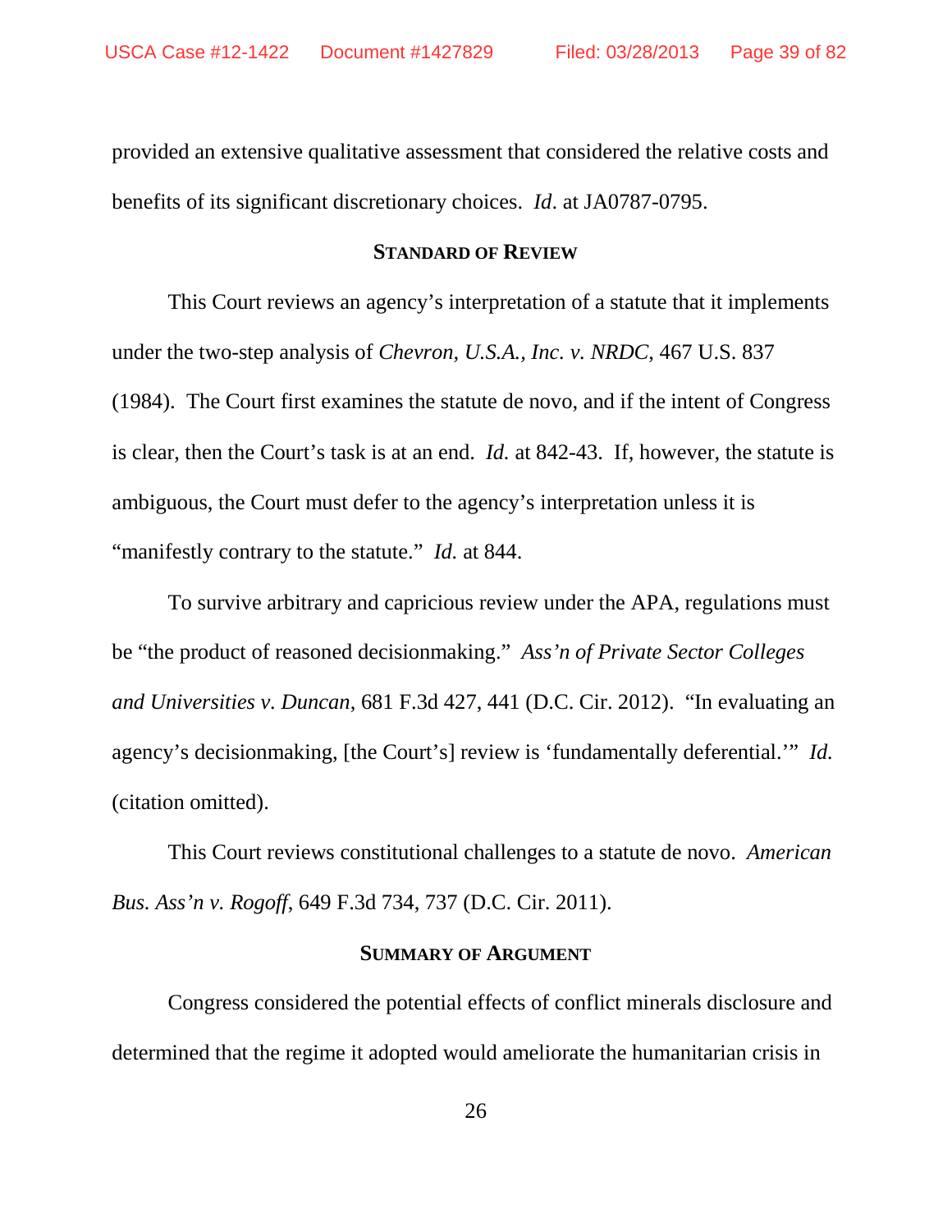provided an extensive qualitative assessment that considered the relative costs and benefits of its significant discretionary choices. *Id*. at JA0787-0795.

## STANDARD OF REVIEW

This Court reviews an agency's interpretation of a statute that it implements under the two-step analysis of *Chevron, U.S.A., Inc. v. NRDC*, 467 U.S. 837 (1984). The Court first examines the statute de novo, and if the intent of Congress is clear, then the Court's task is at an end. *Id.* at 842-43. If, however, the statute is ambiguous, the Court must defer to the agency's interpretation unless it is "manifestly contrary to the statute." *Id.* at 844.

To survive arbitrary and capricious review under the APA, regulations must be "the product of reasoned decisionmaking." *Ass'n of Private Sector Colleges and Universities v. Duncan*, 681 F.3d 427, 441 (D.C. Cir. 2012). "In evaluating an agency's decisionmaking, [the Court's] review is 'fundamentally deferential.'" *Id.* (citation omitted).

This Court reviews constitutional challenges to a statute de novo. *American Bus. Ass'n v. Rogoff*, 649 F.3d 734, 737 (D.C. Cir. 2011).

## SUMMARY OF ARGUMENT

Congress considered the potential effects of conflict minerals disclosure and determined that the regime it adopted would ameliorate the humanitarian crisis in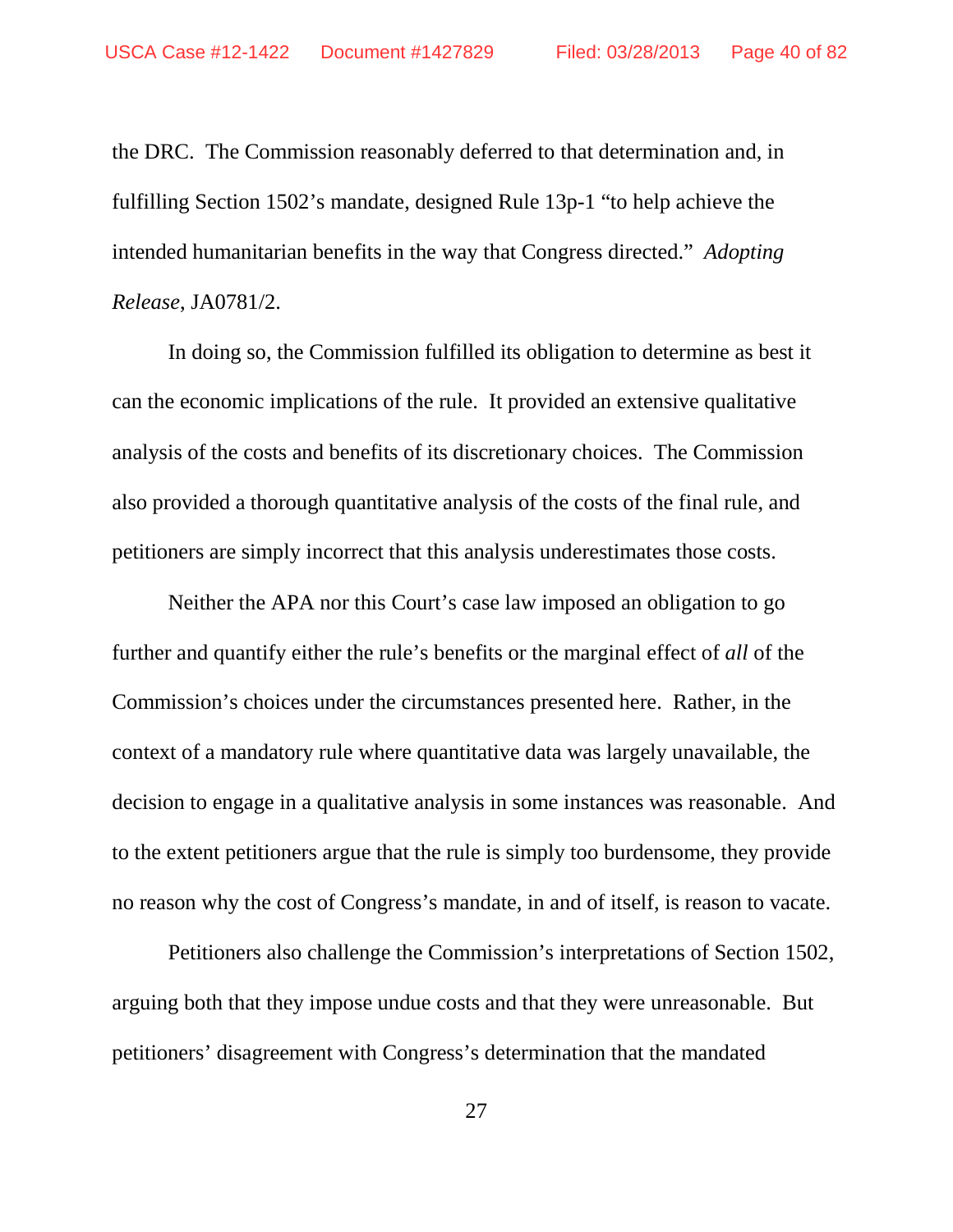the DRC. The Commission reasonably deferred to that determination and, in fulfilling Section 1502's mandate, designed Rule 13p-1 "to help achieve the intended humanitarian benefits in the way that Congress directed." *Adopting Release*, JA0781/2.

In doing so, the Commission fulfilled its obligation to determine as best it can the economic implications of the rule. It provided an extensive qualitative analysis of the costs and benefits of its discretionary choices. The Commission also provided a thorough quantitative analysis of the costs of the final rule, and petitioners are simply incorrect that this analysis underestimates those costs.

Neither the APA nor this Court's case law imposed an obligation to go further and quantify either the rule's benefits or the marginal effect of *all* of the Commission's choices under the circumstances presented here. Rather, in the context of a mandatory rule where quantitative data was largely unavailable, the decision to engage in a qualitative analysis in some instances was reasonable. And to the extent petitioners argue that the rule is simply too burdensome, they provide no reason why the cost of Congress's mandate, in and of itself, is reason to vacate.

Petitioners also challenge the Commission's interpretations of Section 1502, arguing both that they impose undue costs and that they were unreasonable. But petitioners' disagreement with Congress's determination that the mandated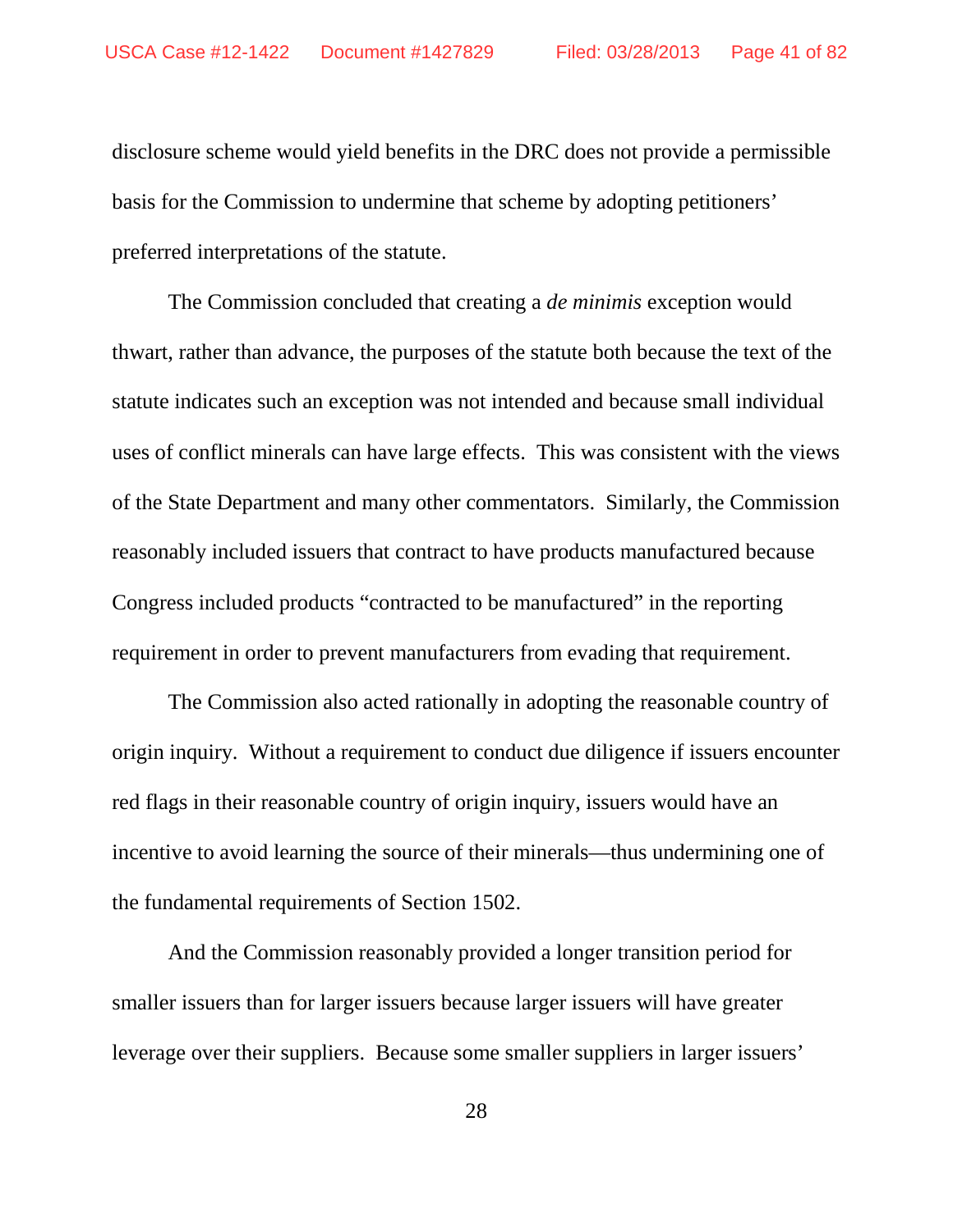disclosure scheme would yield benefits in the DRC does not provide a permissible basis for the Commission to undermine that scheme by adopting petitioners' preferred interpretations of the statute.

The Commission concluded that creating a *de minimis* exception would thwart, rather than advance, the purposes of the statute both because the text of the statute indicates such an exception was not intended and because small individual uses of conflict minerals can have large effects. This was consistent with the views of the State Department and many other commentators. Similarly, the Commission reasonably included issuers that contract to have products manufactured because Congress included products "contracted to be manufactured" in the reporting requirement in order to prevent manufacturers from evading that requirement.

The Commission also acted rationally in adopting the reasonable country of origin inquiry. Without a requirement to conduct due diligence if issuers encounter red flags in their reasonable country of origin inquiry, issuers would have an incentive to avoid learning the source of their minerals—thus undermining one of the fundamental requirements of Section 1502.

And the Commission reasonably provided a longer transition period for smaller issuers than for larger issuers because larger issuers will have greater leverage over their suppliers. Because some smaller suppliers in larger issuers'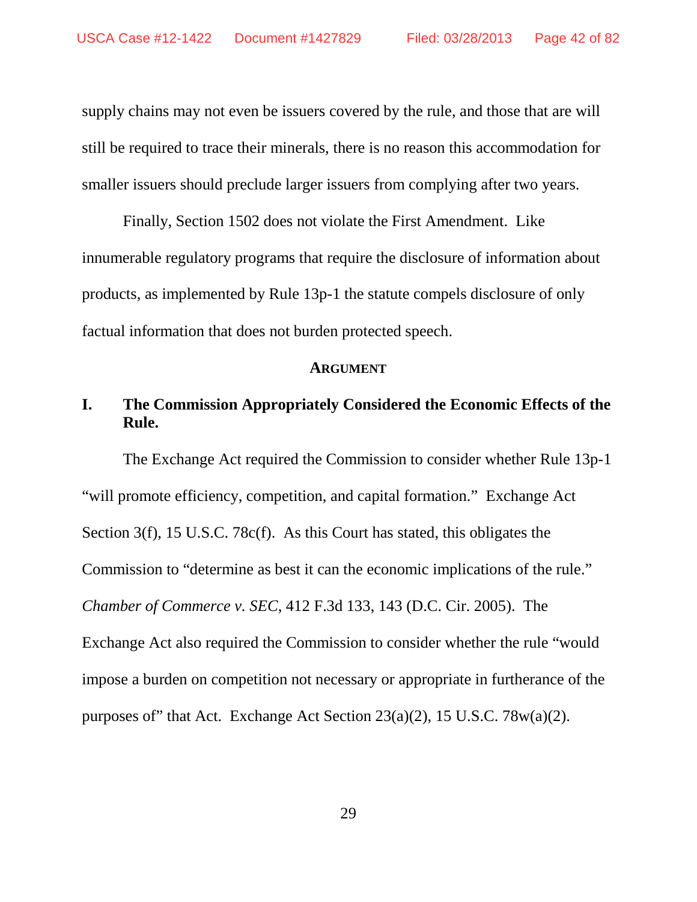supply chains may not even be issuers covered by the rule, and those that are will still be required to trace their minerals, there is no reason this accommodation for smaller issuers should preclude larger issuers from complying after two years.

Finally, Section 1502 does not violate the First Amendment. Like innumerable regulatory programs that require the disclosure of information about products, as implemented by Rule 13p-1 the statute compels disclosure of only factual information that does not burden protected speech.

## ARGUMENT

### I. The Commission Appropriately Considered the Economic Effects of the Rule.

The Exchange Act required the Commission to consider whether Rule 13p-1 "will promote efficiency, competition, and capital formation." Exchange Act Section 3(f), 15 U.S.C. 78c(f). As this Court has stated, this obligates the Commission to "determine as best it can the economic implications of the rule." *Chamber of Commerce v. SEC*, 412 F.3d 133, 143 (D.C. Cir. 2005). The Exchange Act also required the Commission to consider whether the rule "would impose a burden on competition not necessary or appropriate in furtherance of the purposes of" that Act. Exchange Act Section 23(a)(2), 15 U.S.C. 78w(a)(2).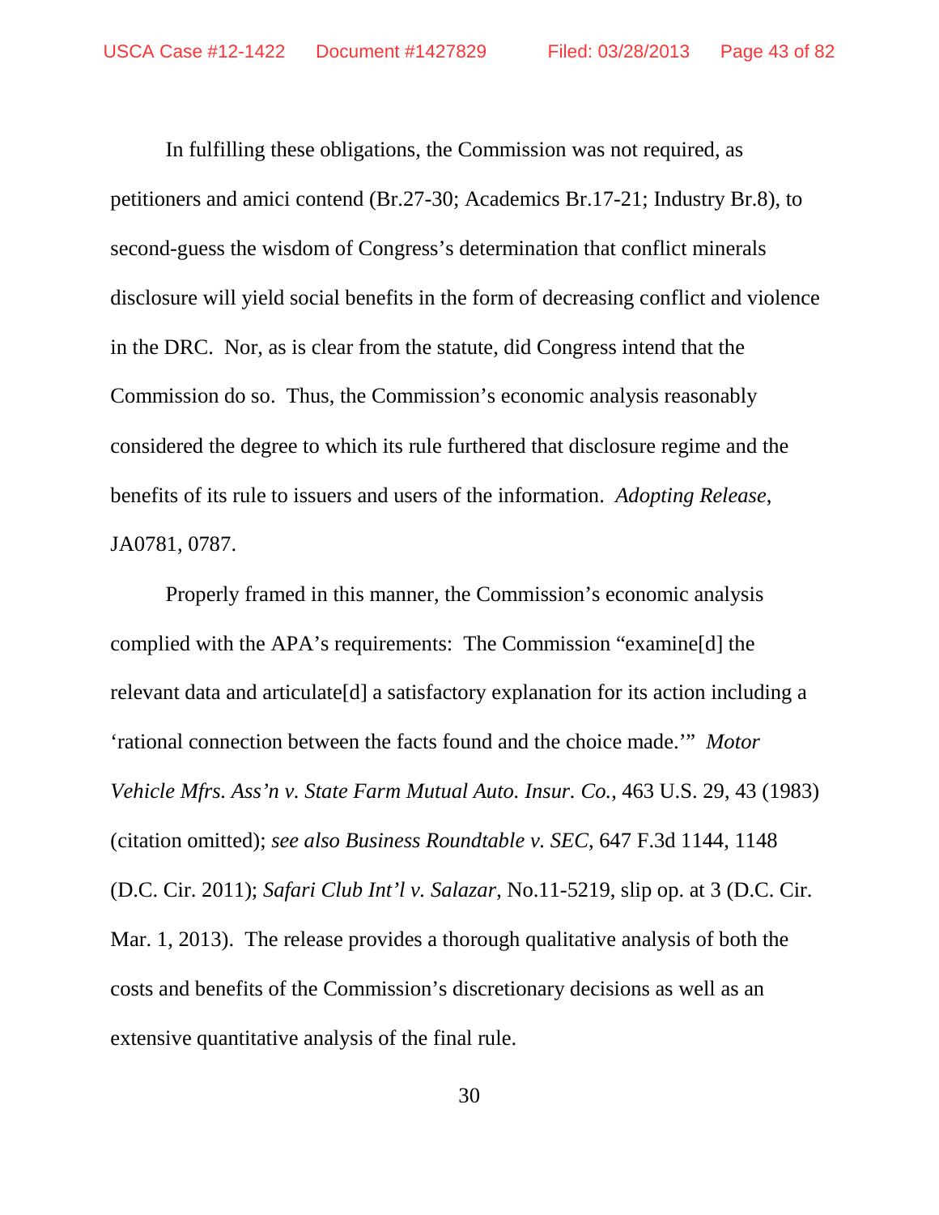In fulfilling these obligations, the Commission was not required, as petitioners and amici contend (Br.27-30; Academics Br.17-21; Industry Br.8), to second-guess the wisdom of Congress's determination that conflict minerals disclosure will yield social benefits in the form of decreasing conflict and violence in the DRC. Nor, as is clear from the statute, did Congress intend that the Commission do so. Thus, the Commission's economic analysis reasonably considered the degree to which its rule furthered that disclosure regime and the benefits of its rule to issuers and users of the information. *Adopting Release*, JA0781, 0787.

Properly framed in this manner, the Commission's economic analysis complied with the APA's requirements: The Commission "examine[d] the relevant data and articulate[d] a satisfactory explanation for its action including a 'rational connection between the facts found and the choice made.'" *Motor Vehicle Mfrs. Ass'n v. State Farm Mutual Auto. Insur. Co.*, 463 U.S. 29, 43 (1983) (citation omitted); *see also Business Roundtable v. SEC*, 647 F.3d 1144, 1148 (D.C. Cir. 2011); *Safari Club Int'l v. Salazar*, No.11-5219, slip op. at 3 (D.C. Cir. Mar. 1, 2013). The release provides a thorough qualitative analysis of both the costs and benefits of the Commission's discretionary decisions as well as an extensive quantitative analysis of the final rule.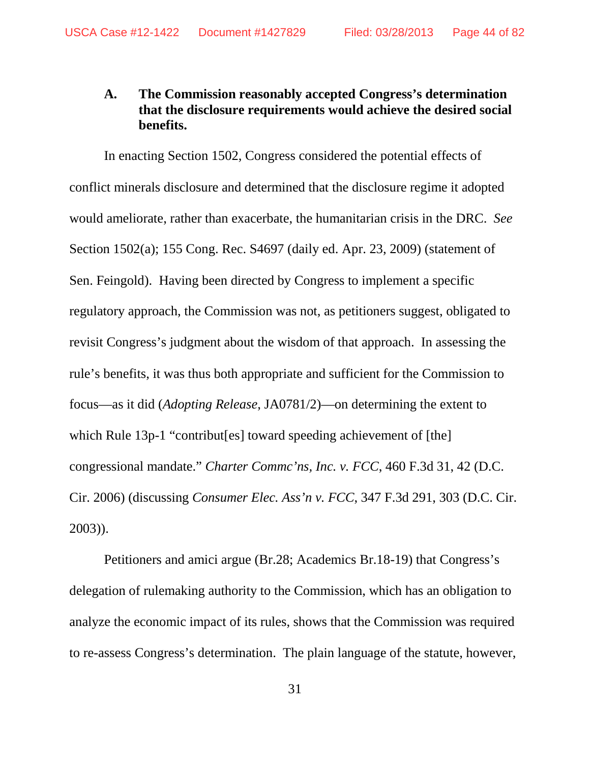### A. The Commission reasonably accepted Congress's determination that the disclosure requirements would achieve the desired social benefits.

In enacting Section 1502, Congress considered the potential effects of conflict minerals disclosure and determined that the disclosure regime it adopted would ameliorate, rather than exacerbate, the humanitarian crisis in the DRC. *See* Section 1502(a); 155 Cong. Rec. S4697 (daily ed. Apr. 23, 2009) (statement of Sen. Feingold). Having been directed by Congress to implement a specific regulatory approach, the Commission was not, as petitioners suggest, obligated to revisit Congress's judgment about the wisdom of that approach. In assessing the rule's benefits, it was thus both appropriate and sufficient for the Commission to focus—as it did (*Adopting Release*, JA0781/2)—on determining the extent to which Rule 13p-1 "contribut[es] toward speeding achievement of [the] congressional mandate." *Charter Commc'ns, Inc. v. FCC*, 460 F.3d 31, 42 (D.C. Cir. 2006) (discussing *Consumer Elec. Ass'n v. FCC*, 347 F.3d 291, 303 (D.C. Cir. 2003)).

Petitioners and amici argue (Br.28; Academics Br.18-19) that Congress's delegation of rulemaking authority to the Commission, which has an obligation to analyze the economic impact of its rules, shows that the Commission was required to re-assess Congress's determination. The plain language of the statute, however,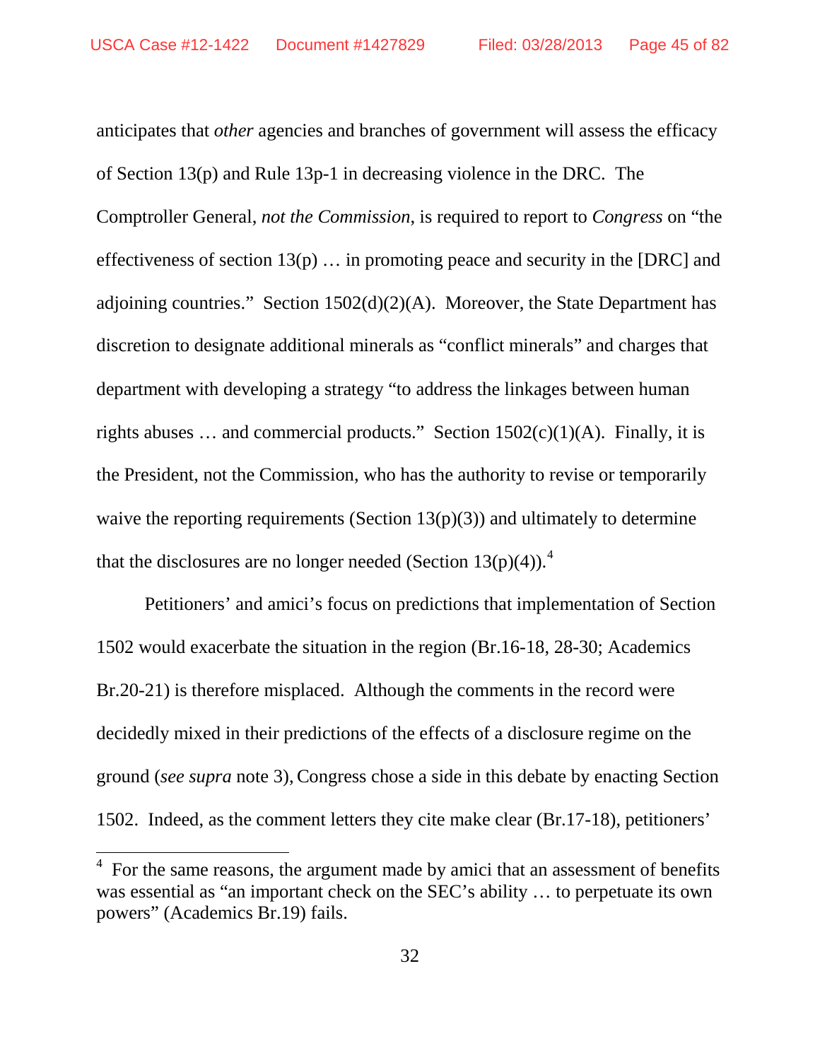anticipates that *other* agencies and branches of government will assess the efficacy of Section 13(p) and Rule 13p-1 in decreasing violence in the DRC. The Comptroller General, *not the Commission*, is required to report to *Congress* on "the effectiveness of section 13(p) … in promoting peace and security in the [DRC] and adjoining countries." Section 1502(d)(2)(A). Moreover, the State Department has discretion to designate additional minerals as "conflict minerals" and charges that department with developing a strategy "to address the linkages between human rights abuses … and commercial products." Section 1502(c)(1)(A). Finally, it is the President, not the Commission, who has the authority to revise or temporarily waive the reporting requirements (Section 13(p)(3)) and ultimately to determine that the disclosures are no longer needed (Section 13(p)(4)).[4]

Petitioners' and amici's focus on predictions that implementation of Section 1502 would exacerbate the situation in the region (Br.16-18, 28-30; Academics Br.20-21) is therefore misplaced. Although the comments in the record were decidedly mixed in their predictions of the effects of a disclosure regime on the ground (*see supra* note 3), Congress chose a side in this debate by enacting Section 1502. Indeed, as the comment letters they cite make clear (Br.17-18), petitioners'

---

[4] For the same reasons, the argument made by amici that an assessment of benefits was essential as "an important check on the SEC's ability … to perpetuate its own powers" (Academics Br.19) fails.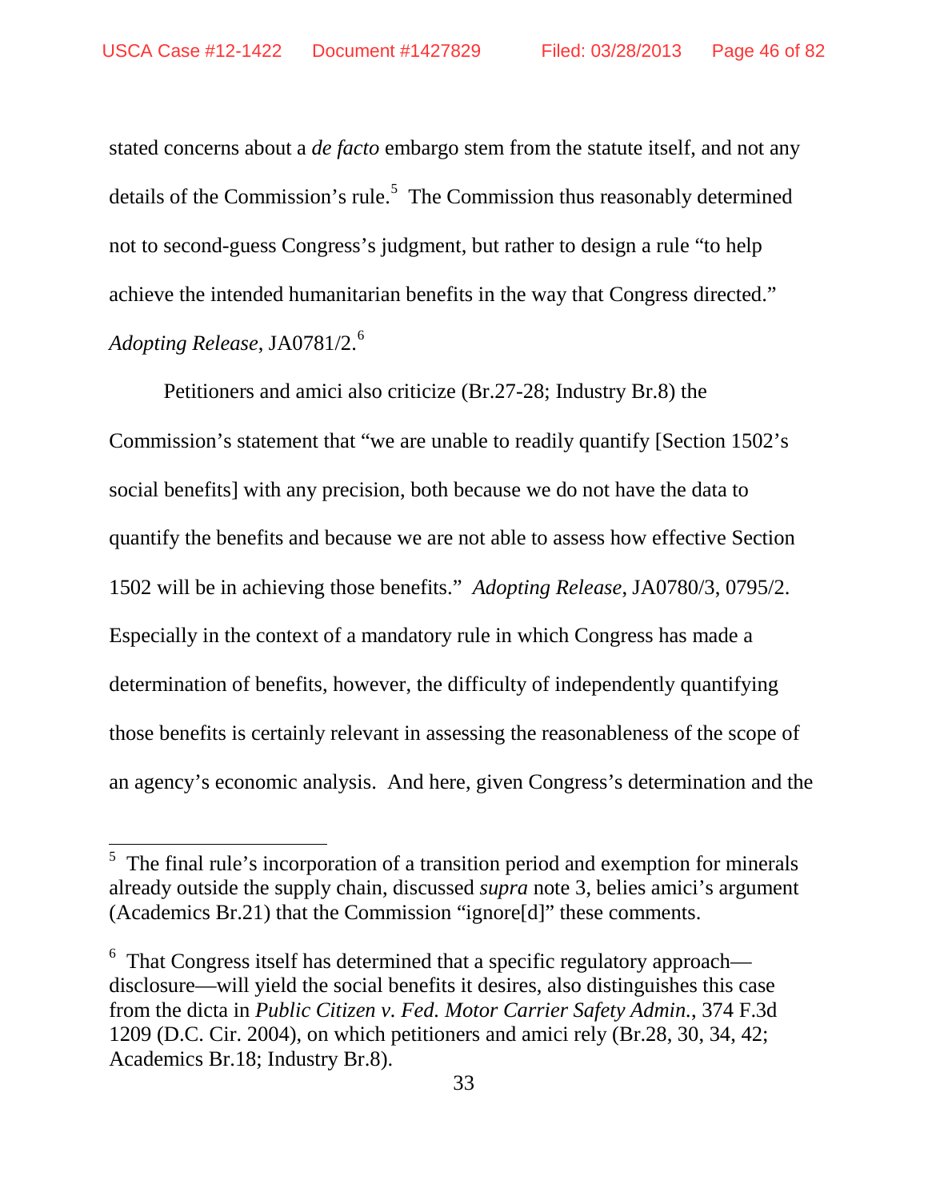stated concerns about a *de facto* embargo stem from the statute itself, and not any details of the Commission's rule.[5] The Commission thus reasonably determined not to second-guess Congress's judgment, but rather to design a rule "to help achieve the intended humanitarian benefits in the way that Congress directed." *Adopting Release*, JA0781/2.[6]

Petitioners and amici also criticize (Br.27-28; Industry Br.8) the Commission's statement that "we are unable to readily quantify [Section 1502's social benefits] with any precision, both because we do not have the data to quantify the benefits and because we are not able to assess how effective Section 1502 will be in achieving those benefits." *Adopting Release*, JA0780/3, 0795/2. Especially in the context of a mandatory rule in which Congress has made a determination of benefits, however, the difficulty of independently quantifying those benefits is certainly relevant in assessing the reasonableness of the scope of an agency's economic analysis. And here, given Congress's determination and the

---

[5] The final rule's incorporation of a transition period and exemption for minerals already outside the supply chain, discussed *supra* note 3, belies amici's argument (Academics Br.21) that the Commission "ignore[d]" these comments.

[6] That Congress itself has determined that a specific regulatory approach—disclosure—will yield the social benefits it desires, also distinguishes this case from the dicta in *Public Citizen v. Fed. Motor Carrier Safety Admin.*, 374 F.3d 1209 (D.C. Cir. 2004), on which petitioners and amici rely (Br.28, 30, 34, 42; Academics Br.18; Industry Br.8).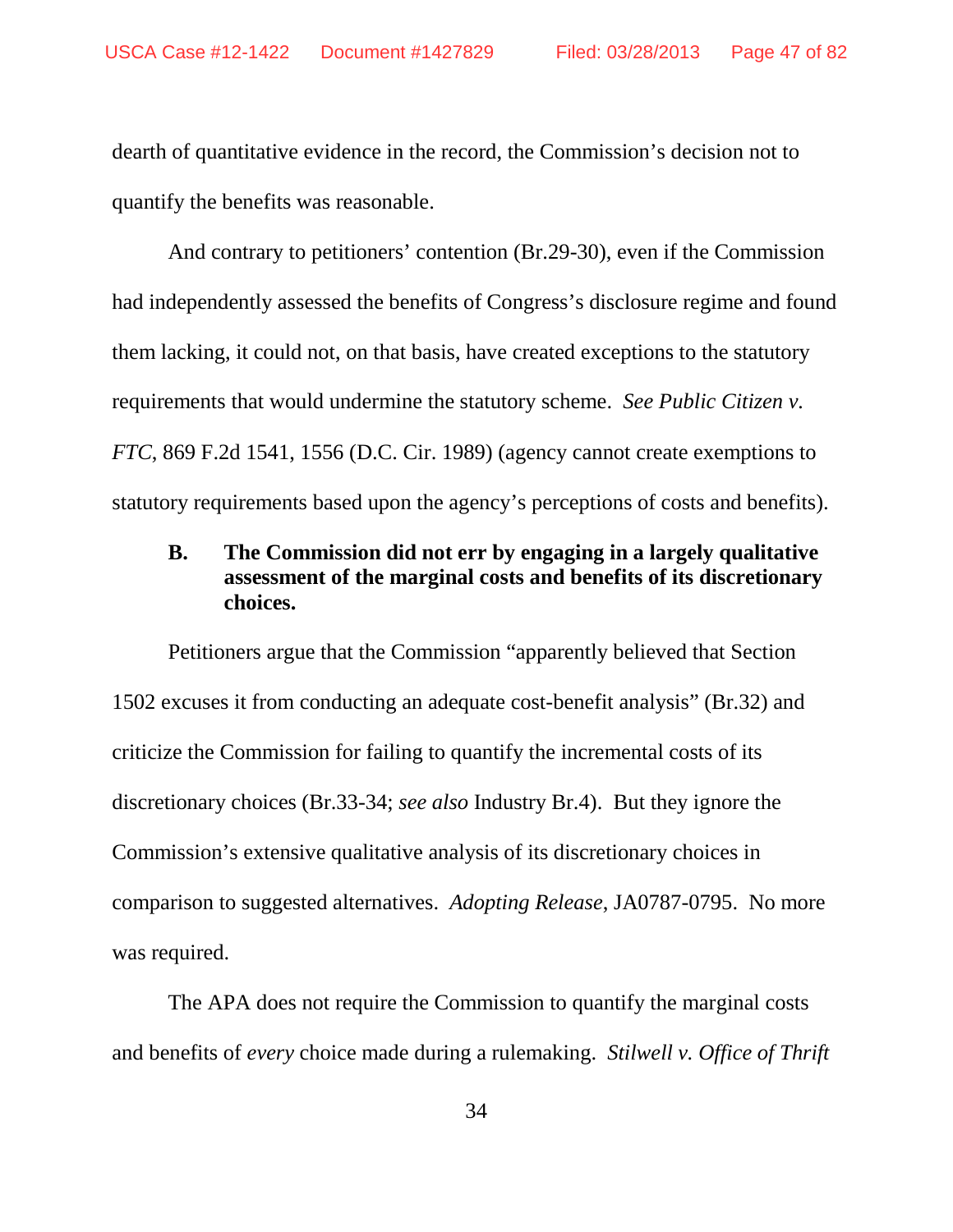dearth of quantitative evidence in the record, the Commission's decision not to quantify the benefits was reasonable.

And contrary to petitioners' contention (Br.29-30), even if the Commission had independently assessed the benefits of Congress's disclosure regime and found them lacking, it could not, on that basis, have created exceptions to the statutory requirements that would undermine the statutory scheme. *See Public Citizen v. FTC*, 869 F.2d 1541, 1556 (D.C. Cir. 1989) (agency cannot create exemptions to statutory requirements based upon the agency's perceptions of costs and benefits).

### B. The Commission did not err by engaging in a largely qualitative assessment of the marginal costs and benefits of its discretionary choices.

Petitioners argue that the Commission "apparently believed that Section 1502 excuses it from conducting an adequate cost-benefit analysis" (Br.32) and criticize the Commission for failing to quantify the incremental costs of its discretionary choices (Br.33-34; *see also* Industry Br.4). But they ignore the Commission's extensive qualitative analysis of its discretionary choices in comparison to suggested alternatives. *Adopting Release*, JA0787-0795. No more was required.

The APA does not require the Commission to quantify the marginal costs and benefits of *every* choice made during a rulemaking. *Stilwell v. Office of Thrift*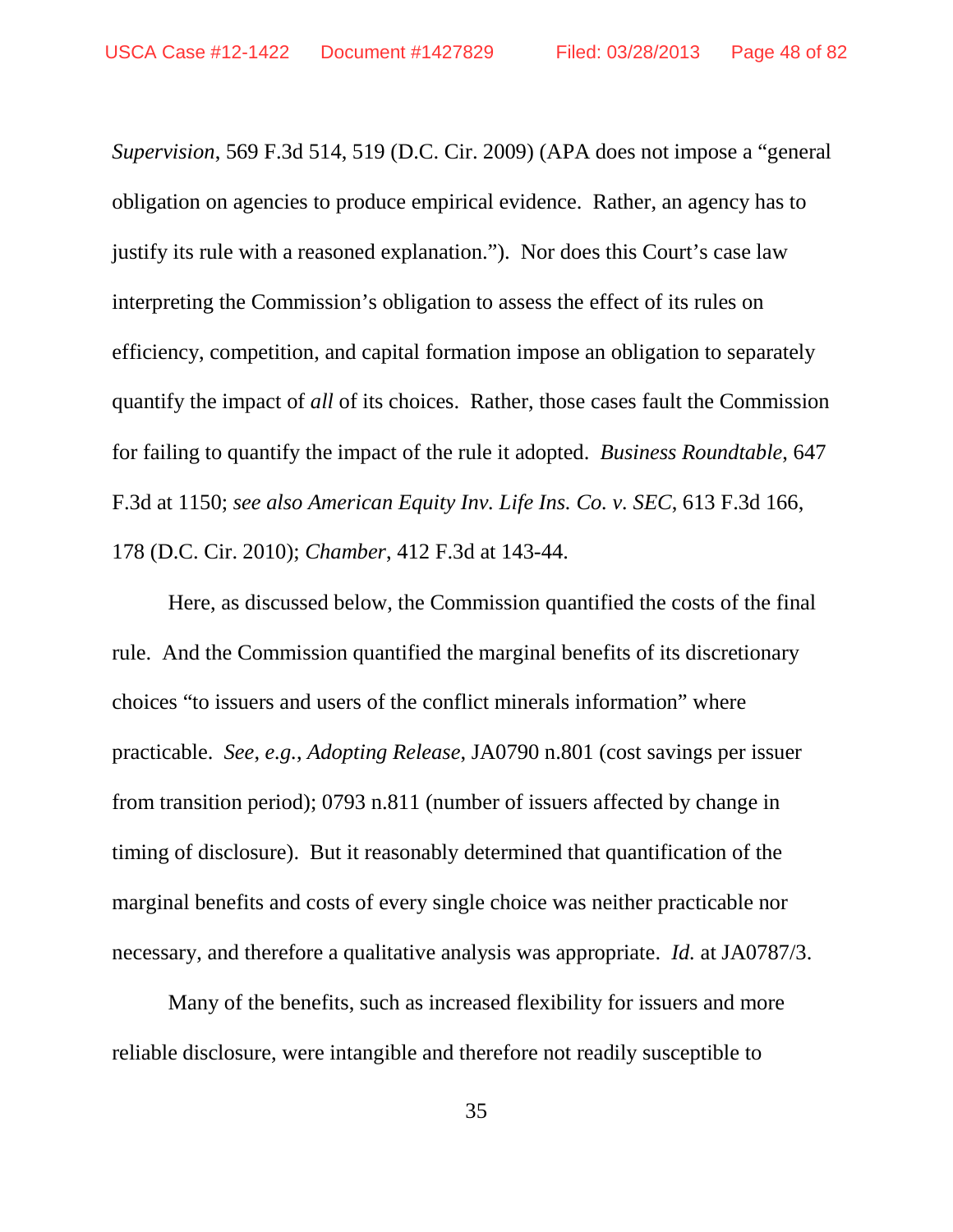*Supervision*, 569 F.3d 514, 519 (D.C. Cir. 2009) (APA does not impose a "general obligation on agencies to produce empirical evidence. Rather, an agency has to justify its rule with a reasoned explanation."). Nor does this Court's case law interpreting the Commission's obligation to assess the effect of its rules on efficiency, competition, and capital formation impose an obligation to separately quantify the impact of *all* of its choices. Rather, those cases fault the Commission for failing to quantify the impact of the rule it adopted. *Business Roundtable*, 647 F.3d at 1150; *see also American Equity Inv. Life Ins. Co. v. SEC*, 613 F.3d 166, 178 (D.C. Cir. 2010); *Chamber*, 412 F.3d at 143-44.

Here, as discussed below, the Commission quantified the costs of the final rule. And the Commission quantified the marginal benefits of its discretionary choices "to issuers and users of the conflict minerals information" where practicable. *See, e.g.*, *Adopting Release*, JA0790 n.801 (cost savings per issuer from transition period); 0793 n.811 (number of issuers affected by change in timing of disclosure). But it reasonably determined that quantification of the marginal benefits and costs of every single choice was neither practicable nor necessary, and therefore a qualitative analysis was appropriate. *Id.* at JA0787/3.

Many of the benefits, such as increased flexibility for issuers and more reliable disclosure, were intangible and therefore not readily susceptible to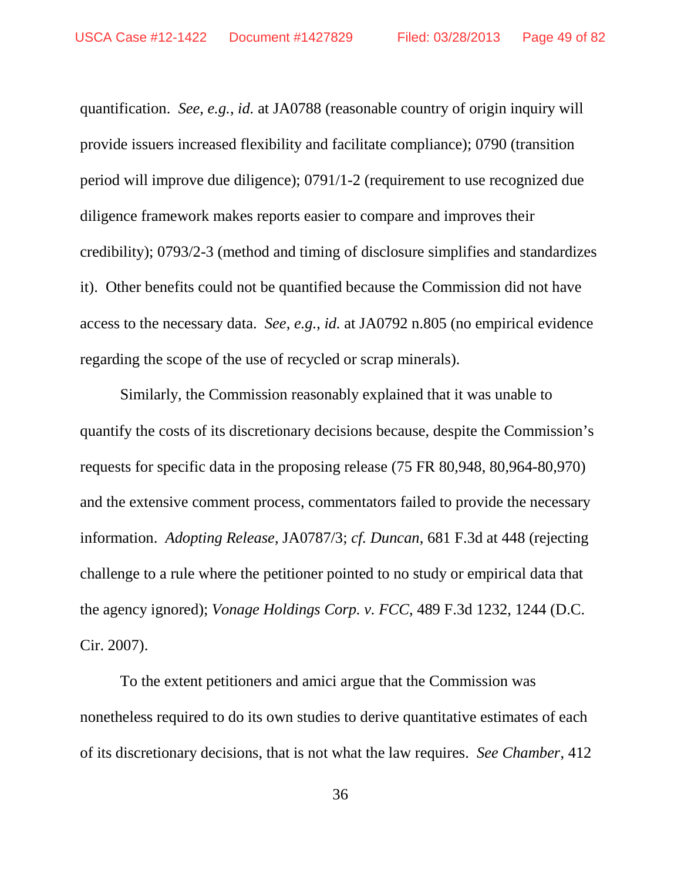quantification. *See, e.g.*, *id.* at JA0788 (reasonable country of origin inquiry will provide issuers increased flexibility and facilitate compliance); 0790 (transition period will improve due diligence); 0791/1-2 (requirement to use recognized due diligence framework makes reports easier to compare and improves their credibility); 0793/2-3 (method and timing of disclosure simplifies and standardizes it). Other benefits could not be quantified because the Commission did not have access to the necessary data. *See, e.g.*, *id.* at JA0792 n.805 (no empirical evidence regarding the scope of the use of recycled or scrap minerals).

Similarly, the Commission reasonably explained that it was unable to quantify the costs of its discretionary decisions because, despite the Commission's requests for specific data in the proposing release (75 FR 80,948, 80,964-80,970) and the extensive comment process, commentators failed to provide the necessary information. *Adopting Release*, JA0787/3; *cf. Duncan*, 681 F.3d at 448 (rejecting challenge to a rule where the petitioner pointed to no study or empirical data that the agency ignored); *Vonage Holdings Corp. v. FCC*, 489 F.3d 1232, 1244 (D.C. Cir. 2007).

To the extent petitioners and amici argue that the Commission was nonetheless required to do its own studies to derive quantitative estimates of each of its discretionary decisions, that is not what the law requires. *See Chamber*, 412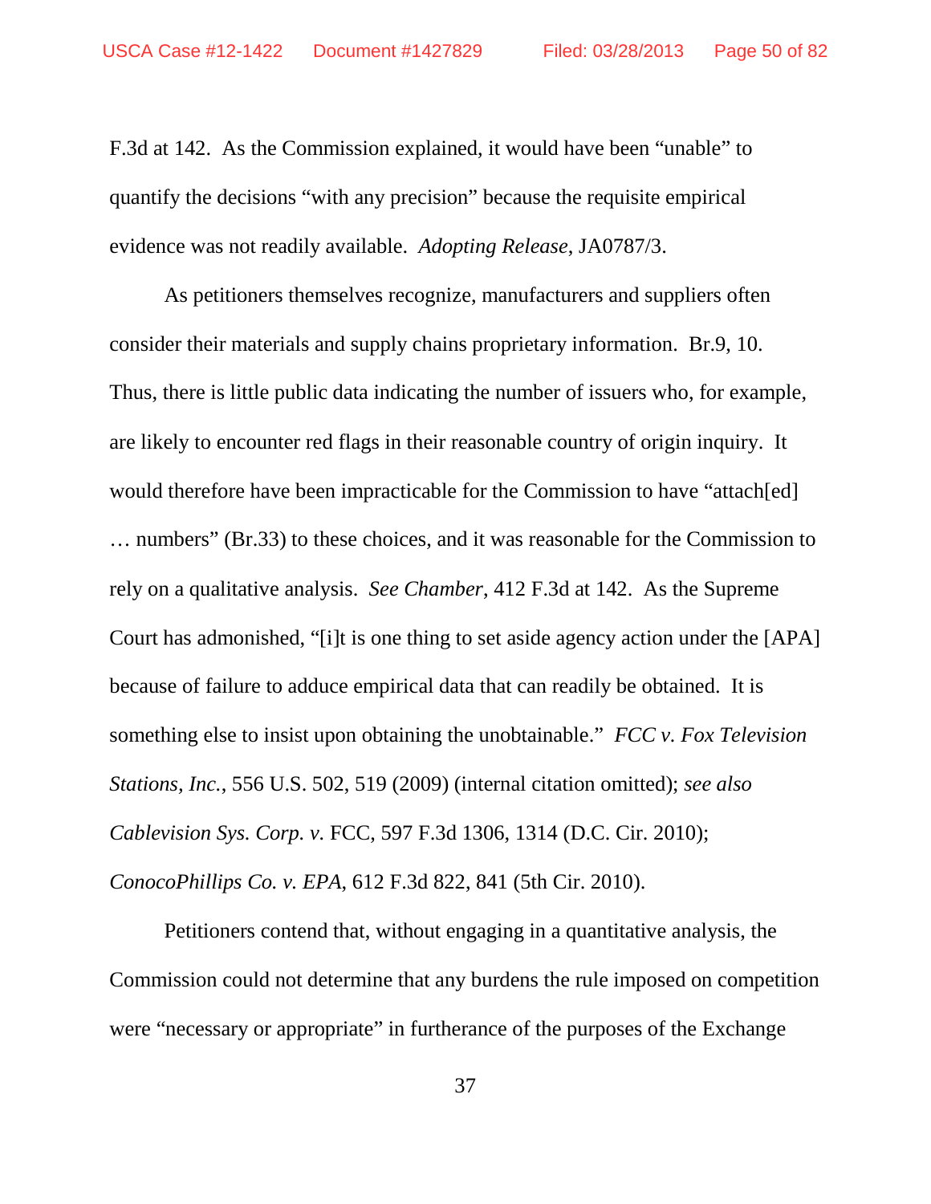F.3d at 142. As the Commission explained, it would have been "unable" to quantify the decisions "with any precision" because the requisite empirical evidence was not readily available. *Adopting Release*, JA0787/3.

As petitioners themselves recognize, manufacturers and suppliers often consider their materials and supply chains proprietary information. Br.9, 10. Thus, there is little public data indicating the number of issuers who, for example, are likely to encounter red flags in their reasonable country of origin inquiry. It would therefore have been impracticable for the Commission to have "attach[ed] … numbers" (Br.33) to these choices, and it was reasonable for the Commission to rely on a qualitative analysis. *See Chamber*, 412 F.3d at 142. As the Supreme Court has admonished, "[i]t is one thing to set aside agency action under the [APA] because of failure to adduce empirical data that can readily be obtained. It is something else to insist upon obtaining the unobtainable." *FCC v. Fox Television Stations, Inc.*, 556 U.S. 502, 519 (2009) (internal citation omitted); *see also Cablevision Sys. Corp. v.* FCC, 597 F.3d 1306, 1314 (D.C. Cir. 2010); *ConocoPhillips Co. v. EPA*, 612 F.3d 822, 841 (5th Cir. 2010).

Petitioners contend that, without engaging in a quantitative analysis, the Commission could not determine that any burdens the rule imposed on competition were "necessary or appropriate" in furtherance of the purposes of the Exchange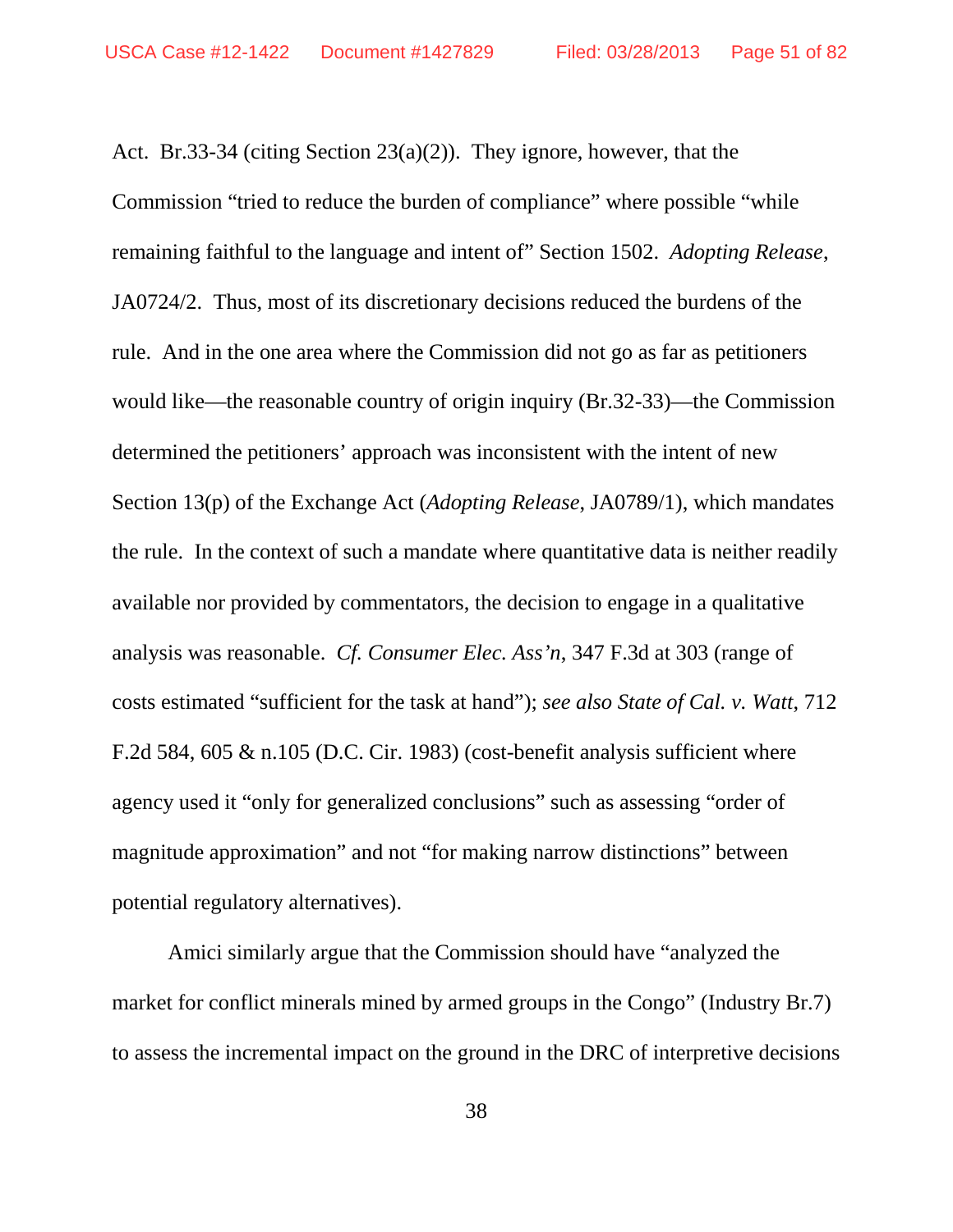Act. Br.33-34 (citing Section 23(a)(2)). They ignore, however, that the Commission "tried to reduce the burden of compliance" where possible "while remaining faithful to the language and intent of" Section 1502. *Adopting Release*, JA0724/2. Thus, most of its discretionary decisions reduced the burdens of the rule. And in the one area where the Commission did not go as far as petitioners would like—the reasonable country of origin inquiry (Br.32-33)—the Commission determined the petitioners' approach was inconsistent with the intent of new Section 13(p) of the Exchange Act (*Adopting Release*, JA0789/1), which mandates the rule. In the context of such a mandate where quantitative data is neither readily available nor provided by commentators, the decision to engage in a qualitative analysis was reasonable. *Cf. Consumer Elec. Ass'n*, 347 F.3d at 303 (range of costs estimated "sufficient for the task at hand"); *see also State of Cal. v. Watt*, 712 F.2d 584, 605 & n.105 (D.C. Cir. 1983) (cost-benefit analysis sufficient where agency used it "only for generalized conclusions" such as assessing "order of magnitude approximation" and not "for making narrow distinctions" between potential regulatory alternatives).

Amici similarly argue that the Commission should have "analyzed the market for conflict minerals mined by armed groups in the Congo" (Industry Br.7) to assess the incremental impact on the ground in the DRC of interpretive decisions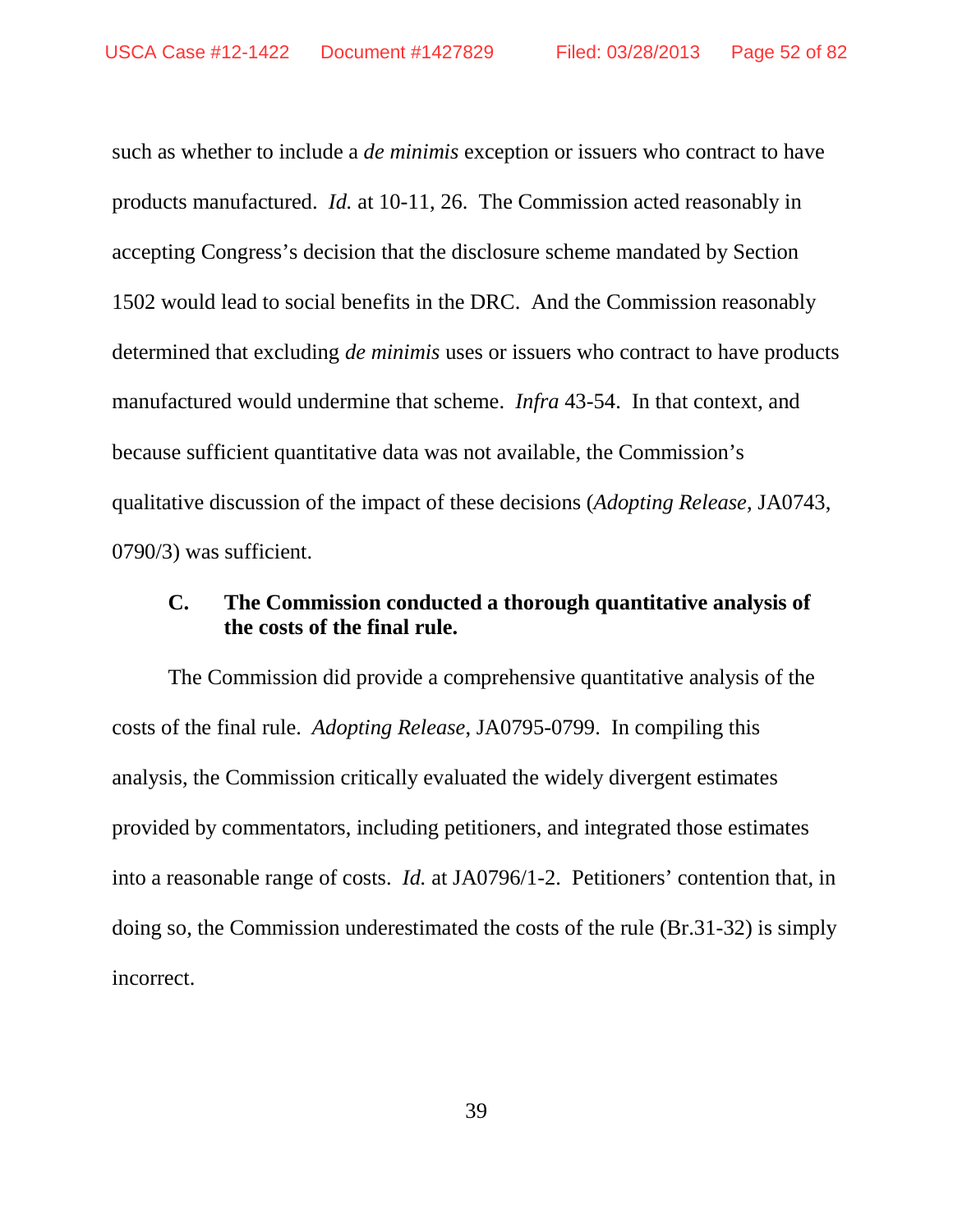such as whether to include a *de minimis* exception or issuers who contract to have products manufactured. *Id.* at 10-11, 26. The Commission acted reasonably in accepting Congress's decision that the disclosure scheme mandated by Section 1502 would lead to social benefits in the DRC. And the Commission reasonably determined that excluding *de minimis* uses or issuers who contract to have products manufactured would undermine that scheme. *Infra* 43-54. In that context, and because sufficient quantitative data was not available, the Commission's qualitative discussion of the impact of these decisions (*Adopting Release*, JA0743, 0790/3) was sufficient.

### C. The Commission conducted a thorough quantitative analysis of the costs of the final rule.

The Commission did provide a comprehensive quantitative analysis of the costs of the final rule. *Adopting Release*, JA0795-0799. In compiling this analysis, the Commission critically evaluated the widely divergent estimates provided by commentators, including petitioners, and integrated those estimates into a reasonable range of costs. *Id.* at JA0796/1-2. Petitioners' contention that, in doing so, the Commission underestimated the costs of the rule (Br.31-32) is simply incorrect.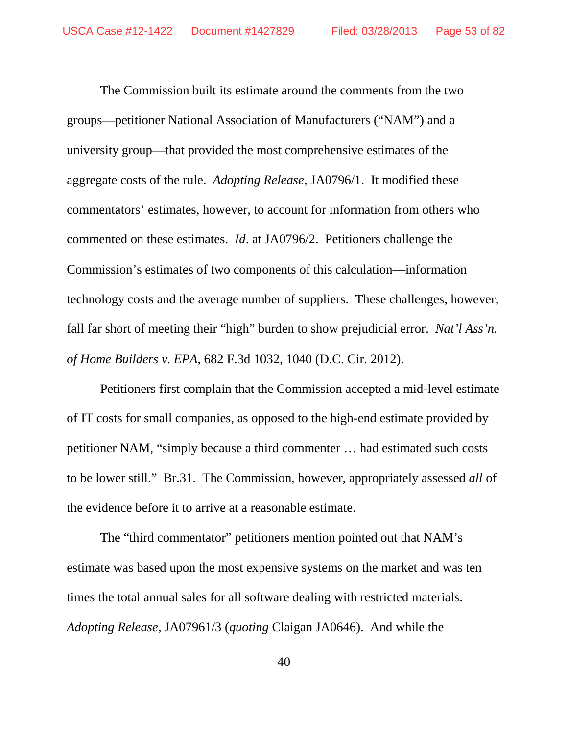The Commission built its estimate around the comments from the two groups—petitioner National Association of Manufacturers ("NAM") and a university group—that provided the most comprehensive estimates of the aggregate costs of the rule. *Adopting Release*, JA0796/1. It modified these commentators' estimates, however, to account for information from others who commented on these estimates. *Id*. at JA0796/2. Petitioners challenge the Commission's estimates of two components of this calculation—information technology costs and the average number of suppliers. These challenges, however, fall far short of meeting their "high" burden to show prejudicial error. *Nat'l Ass'n. of Home Builders v. EPA*, 682 F.3d 1032, 1040 (D.C. Cir. 2012).

Petitioners first complain that the Commission accepted a mid-level estimate of IT costs for small companies, as opposed to the high-end estimate provided by petitioner NAM, "simply because a third commenter … had estimated such costs to be lower still." Br.31. The Commission, however, appropriately assessed *all* of the evidence before it to arrive at a reasonable estimate.

The "third commentator" petitioners mention pointed out that NAM's estimate was based upon the most expensive systems on the market and was ten times the total annual sales for all software dealing with restricted materials. *Adopting Release*, JA07961/3 (*quoting* Claigan JA0646). And while the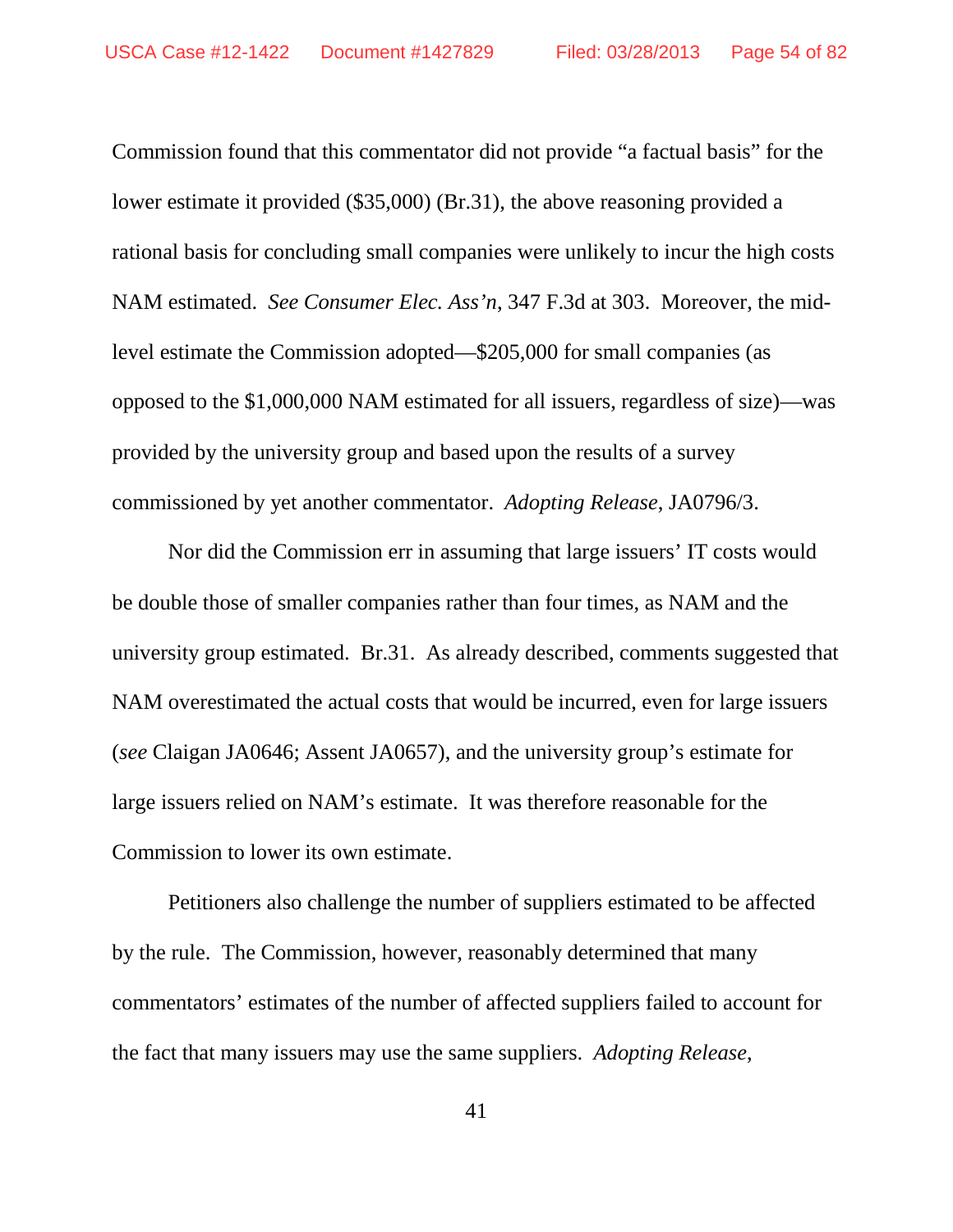Commission found that this commentator did not provide "a factual basis" for the lower estimate it provided ($35,000) (Br.31), the above reasoning provided a rational basis for concluding small companies were unlikely to incur the high costs NAM estimated. *See Consumer Elec. Ass'n*, 347 F.3d at 303. Moreover, the mid-level estimate the Commission adopted—$205,000 for small companies (as opposed to the $1,000,000 NAM estimated for all issuers, regardless of size)—was provided by the university group and based upon the results of a survey commissioned by yet another commentator. *Adopting Release*, JA0796/3.

Nor did the Commission err in assuming that large issuers' IT costs would be double those of smaller companies rather than four times, as NAM and the university group estimated. Br.31. As already described, comments suggested that NAM overestimated the actual costs that would be incurred, even for large issuers (*see* Claigan JA0646; Assent JA0657), and the university group's estimate for large issuers relied on NAM's estimate. It was therefore reasonable for the Commission to lower its own estimate.

Petitioners also challenge the number of suppliers estimated to be affected by the rule. The Commission, however, reasonably determined that many commentators' estimates of the number of affected suppliers failed to account for the fact that many issuers may use the same suppliers. *Adopting Release*,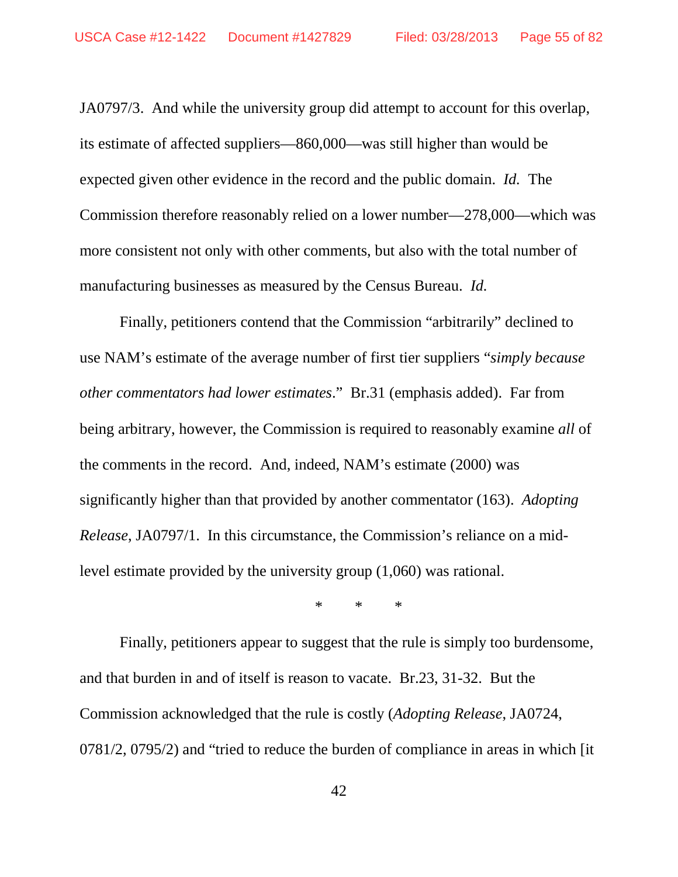JA0797/3. And while the university group did attempt to account for this overlap, its estimate of affected suppliers—860,000—was still higher than would be expected given other evidence in the record and the public domain. *Id.* The Commission therefore reasonably relied on a lower number—278,000—which was more consistent not only with other comments, but also with the total number of manufacturing businesses as measured by the Census Bureau. *Id.*

Finally, petitioners contend that the Commission "arbitrarily" declined to use NAM's estimate of the average number of first tier suppliers "*simply because other commentators had lower estimates*." Br.31 (emphasis added). Far from being arbitrary, however, the Commission is required to reasonably examine *all* of the comments in the record. And, indeed, NAM's estimate (2000) was significantly higher than that provided by another commentator (163). *Adopting Release*, JA0797/1. In this circumstance, the Commission's reliance on a mid-level estimate provided by the university group (1,060) was rational.

\* \* \*

Finally, petitioners appear to suggest that the rule is simply too burdensome, and that burden in and of itself is reason to vacate. Br.23, 31-32. But the Commission acknowledged that the rule is costly (*Adopting Release*, JA0724, 0781/2, 0795/2) and "tried to reduce the burden of compliance in areas in which [it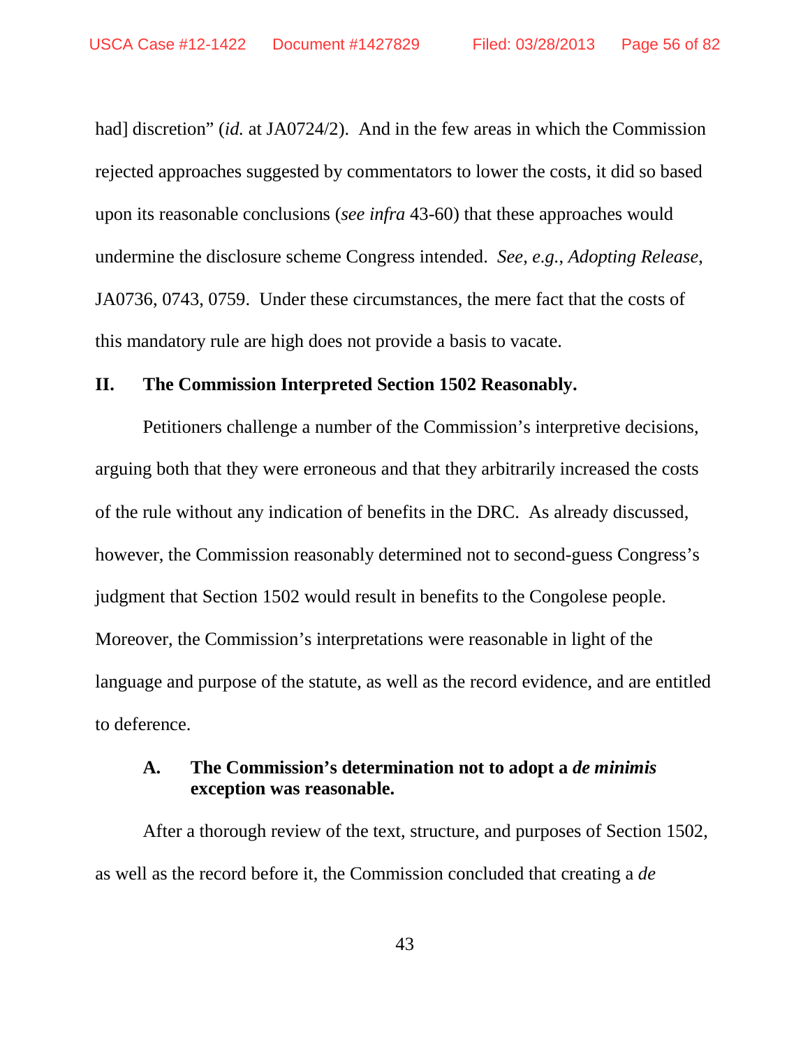had] discretion" (*id.* at JA0724/2). And in the few areas in which the Commission rejected approaches suggested by commentators to lower the costs, it did so based upon its reasonable conclusions (*see infra* 43-60) that these approaches would undermine the disclosure scheme Congress intended. *See, e.g.*, *Adopting Release*, JA0736, 0743, 0759. Under these circumstances, the mere fact that the costs of this mandatory rule are high does not provide a basis to vacate.

## II. The Commission Interpreted Section 1502 Reasonably.

Petitioners challenge a number of the Commission's interpretive decisions, arguing both that they were erroneous and that they arbitrarily increased the costs of the rule without any indication of benefits in the DRC. As already discussed, however, the Commission reasonably determined not to second-guess Congress's judgment that Section 1502 would result in benefits to the Congolese people. Moreover, the Commission's interpretations were reasonable in light of the language and purpose of the statute, as well as the record evidence, and are entitled to deference.

### A. The Commission's determination not to adopt a *de minimis* exception was reasonable.

After a thorough review of the text, structure, and purposes of Section 1502, as well as the record before it, the Commission concluded that creating a *de*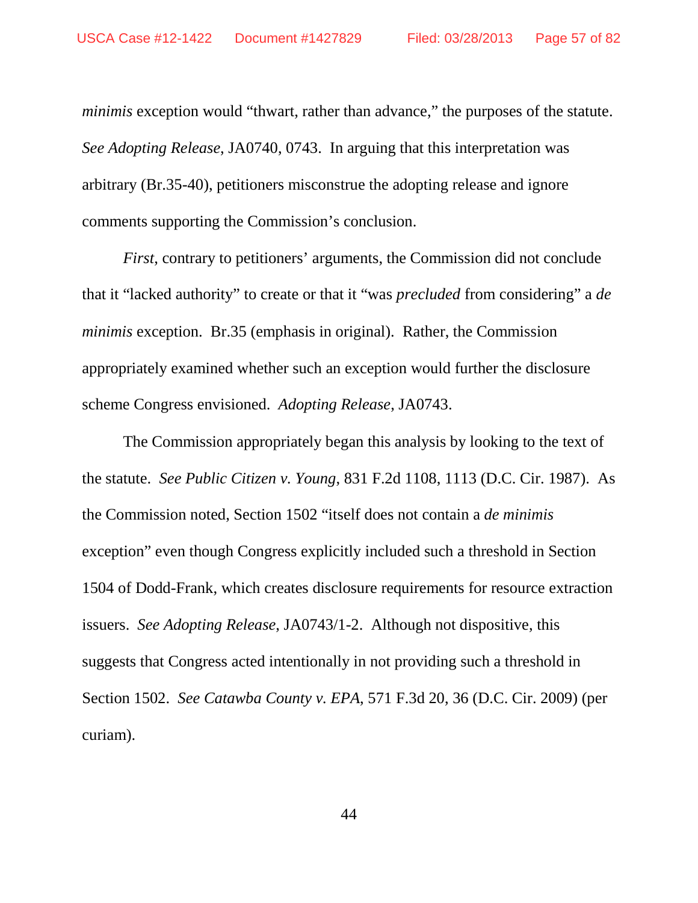*minimis* exception would "thwart, rather than advance," the purposes of the statute. *See Adopting Release*, JA0740, 0743. In arguing that this interpretation was arbitrary (Br.35-40), petitioners misconstrue the adopting release and ignore comments supporting the Commission's conclusion.

*First*, contrary to petitioners' arguments, the Commission did not conclude that it "lacked authority" to create or that it "was *precluded* from considering" a *de minimis* exception. Br.35 (emphasis in original). Rather, the Commission appropriately examined whether such an exception would further the disclosure scheme Congress envisioned. *Adopting Release*, JA0743.

The Commission appropriately began this analysis by looking to the text of the statute. *See Public Citizen v. Young*, 831 F.2d 1108, 1113 (D.C. Cir. 1987). As the Commission noted, Section 1502 "itself does not contain a *de minimis* exception" even though Congress explicitly included such a threshold in Section 1504 of Dodd-Frank, which creates disclosure requirements for resource extraction issuers. *See Adopting Release*, JA0743/1-2. Although not dispositive, this suggests that Congress acted intentionally in not providing such a threshold in Section 1502. *See Catawba County v. EPA*, 571 F.3d 20, 36 (D.C. Cir. 2009) (per curiam).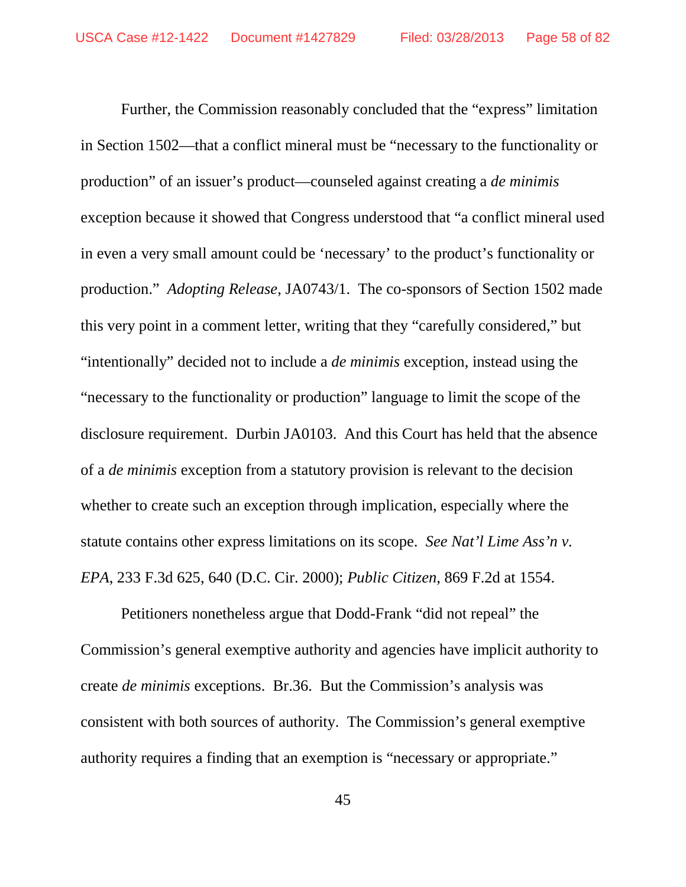Further, the Commission reasonably concluded that the "express" limitation in Section 1502—that a conflict mineral must be "necessary to the functionality or production" of an issuer's product—counseled against creating a *de minimis* exception because it showed that Congress understood that "a conflict mineral used in even a very small amount could be 'necessary' to the product's functionality or production." *Adopting Release*, JA0743/1. The co-sponsors of Section 1502 made this very point in a comment letter, writing that they "carefully considered," but "intentionally" decided not to include a *de minimis* exception, instead using the "necessary to the functionality or production" language to limit the scope of the disclosure requirement. Durbin JA0103. And this Court has held that the absence of a *de minimis* exception from a statutory provision is relevant to the decision whether to create such an exception through implication, especially where the statute contains other express limitations on its scope. *See Nat'l Lime Ass'n v. EPA*, 233 F.3d 625, 640 (D.C. Cir. 2000); *Public Citizen*, 869 F.2d at 1554.

Petitioners nonetheless argue that Dodd-Frank "did not repeal" the Commission's general exemptive authority and agencies have implicit authority to create *de minimis* exceptions. Br.36. But the Commission's analysis was consistent with both sources of authority. The Commission's general exemptive authority requires a finding that an exemption is "necessary or appropriate."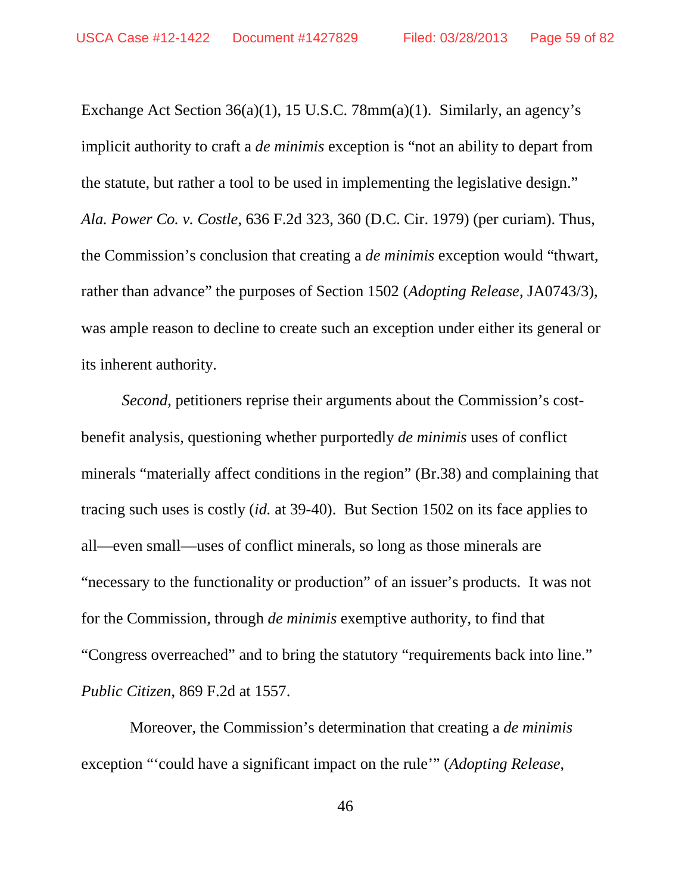Exchange Act Section 36(a)(1), 15 U.S.C. 78mm(a)(1). Similarly, an agency's implicit authority to craft a *de minimis* exception is "not an ability to depart from the statute, but rather a tool to be used in implementing the legislative design." *Ala. Power Co. v. Costle*, 636 F.2d 323, 360 (D.C. Cir. 1979) (per curiam). Thus, the Commission's conclusion that creating a *de minimis* exception would "thwart, rather than advance" the purposes of Section 1502 (*Adopting Release*, JA0743/3), was ample reason to decline to create such an exception under either its general or its inherent authority.

*Second*, petitioners reprise their arguments about the Commission's cost-benefit analysis, questioning whether purportedly *de minimis* uses of conflict minerals "materially affect conditions in the region" (Br.38) and complaining that tracing such uses is costly (*id.* at 39-40). But Section 1502 on its face applies to all—even small—uses of conflict minerals, so long as those minerals are "necessary to the functionality or production" of an issuer's products. It was not for the Commission, through *de minimis* exemptive authority, to find that "Congress overreached" and to bring the statutory "requirements back into line." *Public Citizen*, 869 F.2d at 1557.

Moreover, the Commission's determination that creating a *de minimis* exception "'could have a significant impact on the rule'" (*Adopting Release*,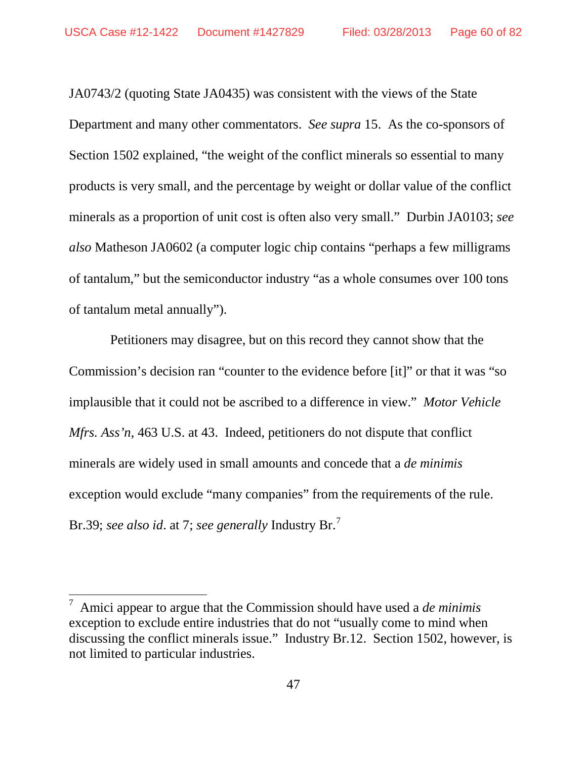JA0743/2 (quoting State JA0435) was consistent with the views of the State Department and many other commentators. *See supra* 15. As the co-sponsors of Section 1502 explained, "the weight of the conflict minerals so essential to many products is very small, and the percentage by weight or dollar value of the conflict minerals as a proportion of unit cost is often also very small." Durbin JA0103; *see also* Matheson JA0602 (a computer logic chip contains "perhaps a few milligrams of tantalum," but the semiconductor industry "as a whole consumes over 100 tons of tantalum metal annually").

Petitioners may disagree, but on this record they cannot show that the Commission's decision ran "counter to the evidence before [it]" or that it was "so implausible that it could not be ascribed to a difference in view." *Motor Vehicle Mfrs. Ass'n*, 463 U.S. at 43. Indeed, petitioners do not dispute that conflict minerals are widely used in small amounts and concede that a *de minimis* exception would exclude "many companies" from the requirements of the rule. Br.39; *see also id*. at 7; *see generally* Industry Br.[7]

---

[7] Amici appear to argue that the Commission should have used a *de minimis* exception to exclude entire industries that do not "usually come to mind when discussing the conflict minerals issue." Industry Br.12. Section 1502, however, is not limited to particular industries.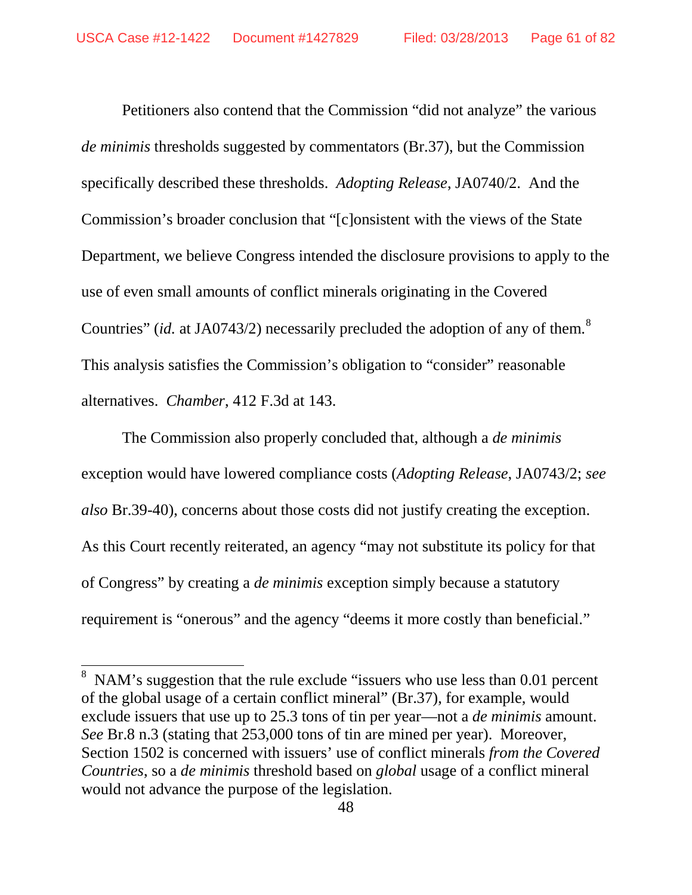Petitioners also contend that the Commission "did not analyze" the various *de minimis* thresholds suggested by commentators (Br.37), but the Commission specifically described these thresholds. *Adopting Release*, JA0740/2. And the Commission's broader conclusion that "[c]onsistent with the views of the State Department, we believe Congress intended the disclosure provisions to apply to the use of even small amounts of conflict minerals originating in the Covered Countries" (*id.* at JA0743/2) necessarily precluded the adoption of any of them.[8] This analysis satisfies the Commission's obligation to "consider" reasonable alternatives. *Chamber*, 412 F.3d at 143.

The Commission also properly concluded that, although a *de minimis* exception would have lowered compliance costs (*Adopting Release*, JA0743/2; *see also* Br.39-40), concerns about those costs did not justify creating the exception. As this Court recently reiterated, an agency "may not substitute its policy for that of Congress" by creating a *de minimis* exception simply because a statutory requirement is "onerous" and the agency "deems it more costly than beneficial."

---

[8] NAM's suggestion that the rule exclude "issuers who use less than 0.01 percent of the global usage of a certain conflict mineral" (Br.37), for example, would exclude issuers that use up to 25.3 tons of tin per year—not a *de minimis* amount. *See* Br.8 n.3 (stating that 253,000 tons of tin are mined per year). Moreover, Section 1502 is concerned with issuers' use of conflict minerals *from the Covered Countries*, so a *de minimis* threshold based on *global* usage of a conflict mineral would not advance the purpose of the legislation.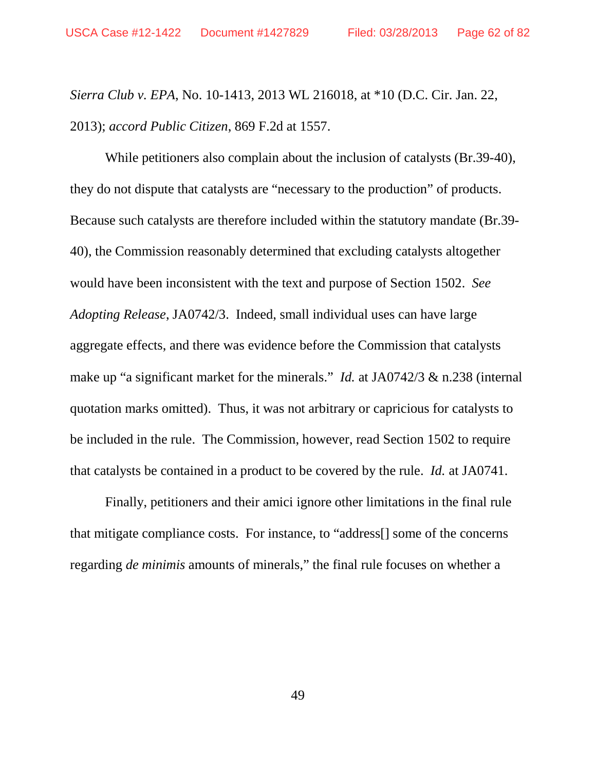*Sierra Club v. EPA*, No. 10-1413, 2013 WL 216018, at *10 (D.C. Cir. Jan. 22, 2013); *accord Public Citizen*, 869 F.2d at 1557.

While petitioners also complain about the inclusion of catalysts (Br.39-40), they do not dispute that catalysts are "necessary to the production" of products. Because such catalysts are therefore included within the statutory mandate (Br.39-40), the Commission reasonably determined that excluding catalysts altogether would have been inconsistent with the text and purpose of Section 1502. *See Adopting Release*, JA0742/3. Indeed, small individual uses can have large aggregate effects, and there was evidence before the Commission that catalysts make up "a significant market for the minerals." *Id.* at JA0742/3 & n.238 (internal quotation marks omitted). Thus, it was not arbitrary or capricious for catalysts to be included in the rule. The Commission, however, read Section 1502 to require that catalysts be contained in a product to be covered by the rule. *Id.* at JA0741.

Finally, petitioners and their amici ignore other limitations in the final rule that mitigate compliance costs. For instance, to "address[] some of the concerns regarding *de minimis* amounts of minerals," the final rule focuses on whether a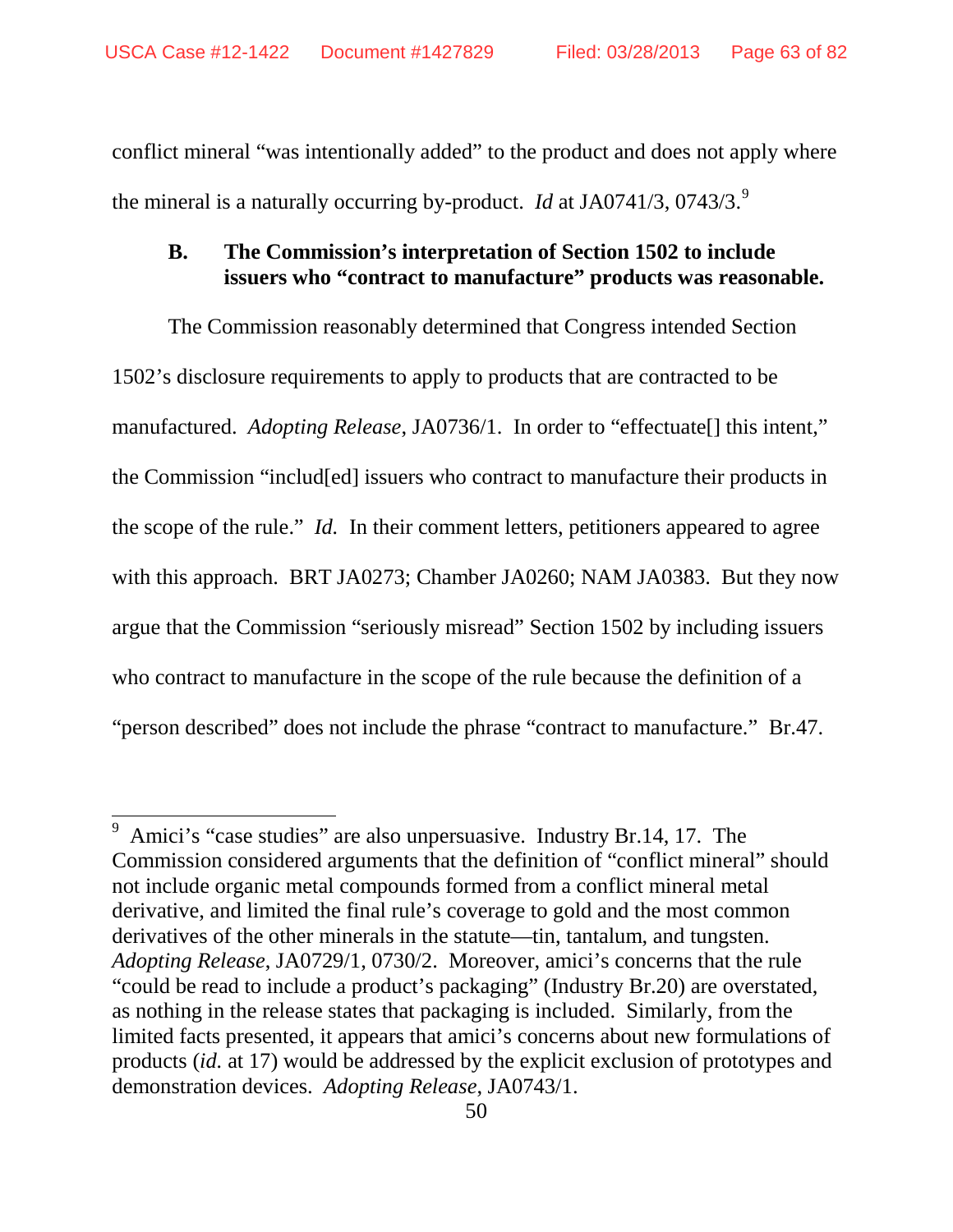conflict mineral "was intentionally added" to the product and does not apply where the mineral is a naturally occurring by-product. *Id* at JA0741/3, 0743/3.[9]

### B. The Commission's interpretation of Section 1502 to include issuers who "contract to manufacture" products was reasonable.

The Commission reasonably determined that Congress intended Section 1502's disclosure requirements to apply to products that are contracted to be manufactured. *Adopting Release*, JA0736/1. In order to "effectuate[] this intent," the Commission "includ[ed] issuers who contract to manufacture their products in the scope of the rule." *Id.* In their comment letters, petitioners appeared to agree with this approach. BRT JA0273; Chamber JA0260; NAM JA0383. But they now argue that the Commission "seriously misread" Section 1502 by including issuers who contract to manufacture in the scope of the rule because the definition of a "person described" does not include the phrase "contract to manufacture." Br.47.

---

[9] Amici's "case studies" are also unpersuasive. Industry Br.14, 17. The Commission considered arguments that the definition of "conflict mineral" should not include organic metal compounds formed from a conflict mineral metal derivative, and limited the final rule's coverage to gold and the most common derivatives of the other minerals in the statute—tin, tantalum, and tungsten. *Adopting Release*, JA0729/1, 0730/2. Moreover, amici's concerns that the rule "could be read to include a product's packaging" (Industry Br.20) are overstated, as nothing in the release states that packaging is included. Similarly, from the limited facts presented, it appears that amici's concerns about new formulations of products (*id.* at 17) would be addressed by the explicit exclusion of prototypes and demonstration devices. *Adopting Release*, JA0743/1.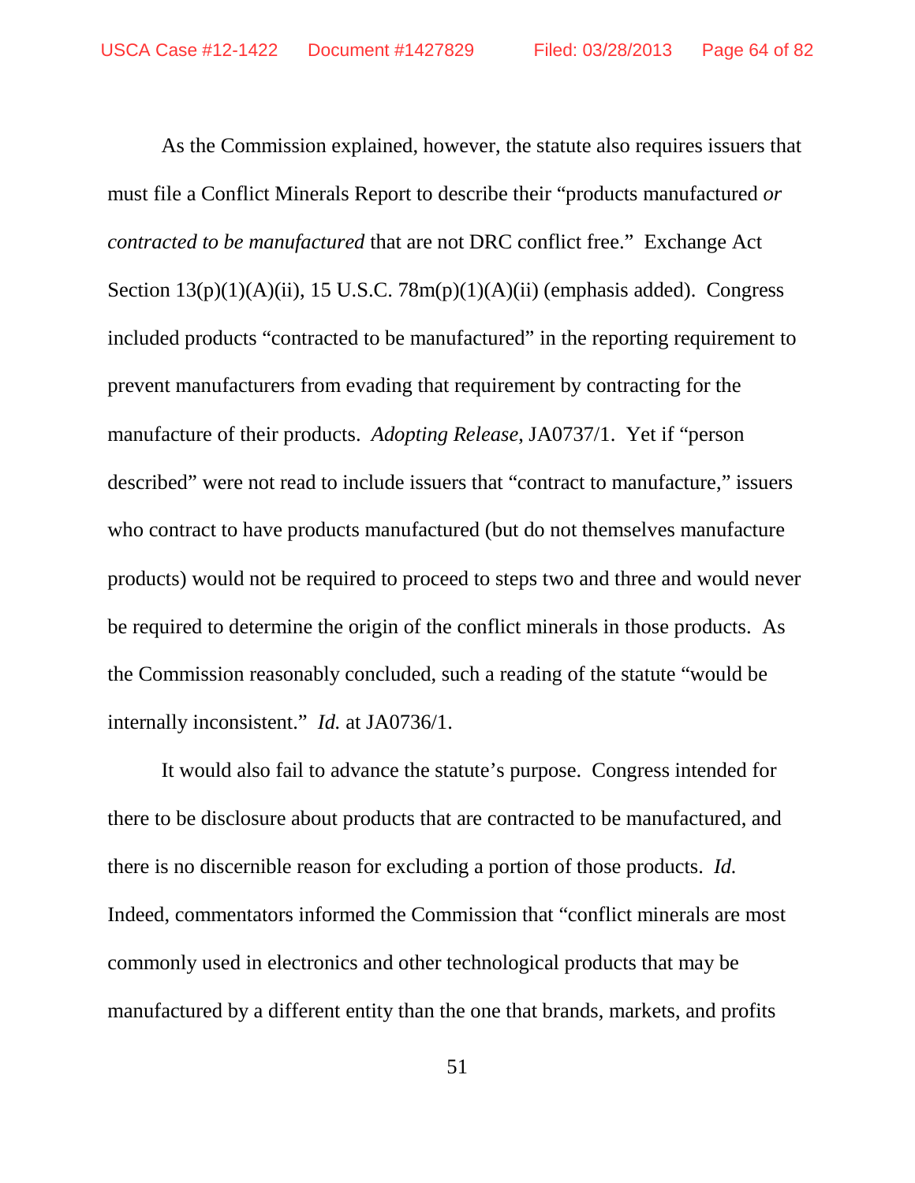As the Commission explained, however, the statute also requires issuers that must file a Conflict Minerals Report to describe their "products manufactured *or contracted to be manufactured* that are not DRC conflict free." Exchange Act Section 13(p)(1)(A)(ii), 15 U.S.C. 78m(p)(1)(A)(ii) (emphasis added). Congress included products "contracted to be manufactured" in the reporting requirement to prevent manufacturers from evading that requirement by contracting for the manufacture of their products. *Adopting Release*, JA0737/1. Yet if "person described" were not read to include issuers that "contract to manufacture," issuers who contract to have products manufactured (but do not themselves manufacture products) would not be required to proceed to steps two and three and would never be required to determine the origin of the conflict minerals in those products. As the Commission reasonably concluded, such a reading of the statute "would be internally inconsistent." *Id.* at JA0736/1.

It would also fail to advance the statute's purpose. Congress intended for there to be disclosure about products that are contracted to be manufactured, and there is no discernible reason for excluding a portion of those products. *Id.* Indeed, commentators informed the Commission that "conflict minerals are most commonly used in electronics and other technological products that may be manufactured by a different entity than the one that brands, markets, and profits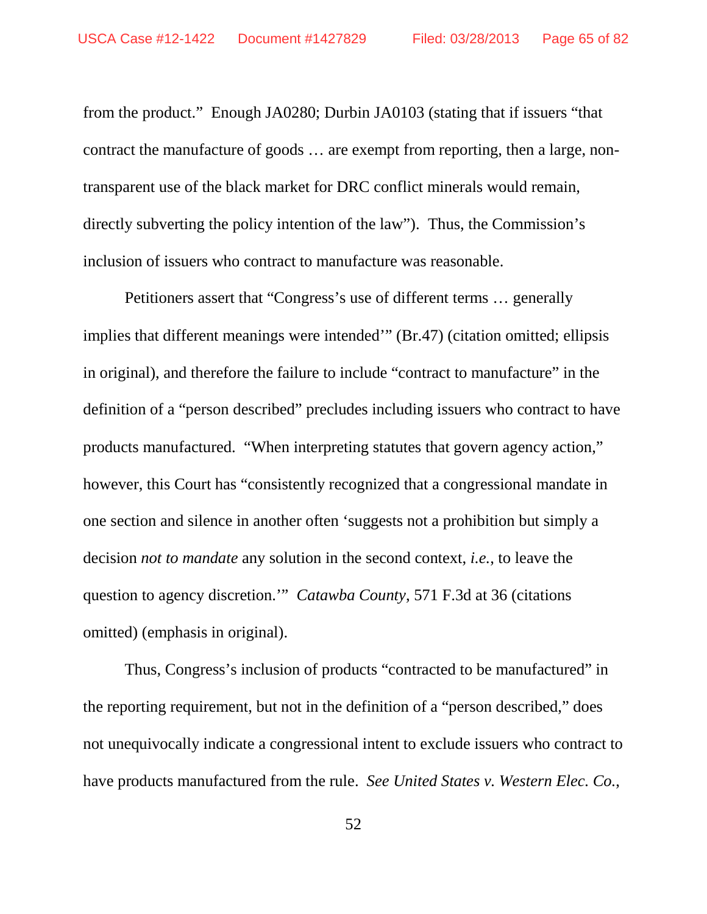from the product." Enough JA0280; Durbin JA0103 (stating that if issuers "that contract the manufacture of goods … are exempt from reporting, then a large, non-transparent use of the black market for DRC conflict minerals would remain, directly subverting the policy intention of the law"). Thus, the Commission's inclusion of issuers who contract to manufacture was reasonable.

Petitioners assert that "Congress's use of different terms … generally implies that different meanings were intended'" (Br.47) (citation omitted; ellipsis in original), and therefore the failure to include "contract to manufacture" in the definition of a "person described" precludes including issuers who contract to have products manufactured. "When interpreting statutes that govern agency action," however, this Court has "consistently recognized that a congressional mandate in one section and silence in another often 'suggests not a prohibition but simply a decision *not to mandate* any solution in the second context, *i.e.*, to leave the question to agency discretion.'" *Catawba County*, 571 F.3d at 36 (citations omitted) (emphasis in original).

Thus, Congress's inclusion of products "contracted to be manufactured" in the reporting requirement, but not in the definition of a "person described," does not unequivocally indicate a congressional intent to exclude issuers who contract to have products manufactured from the rule. *See United States v. Western Elec. Co.*,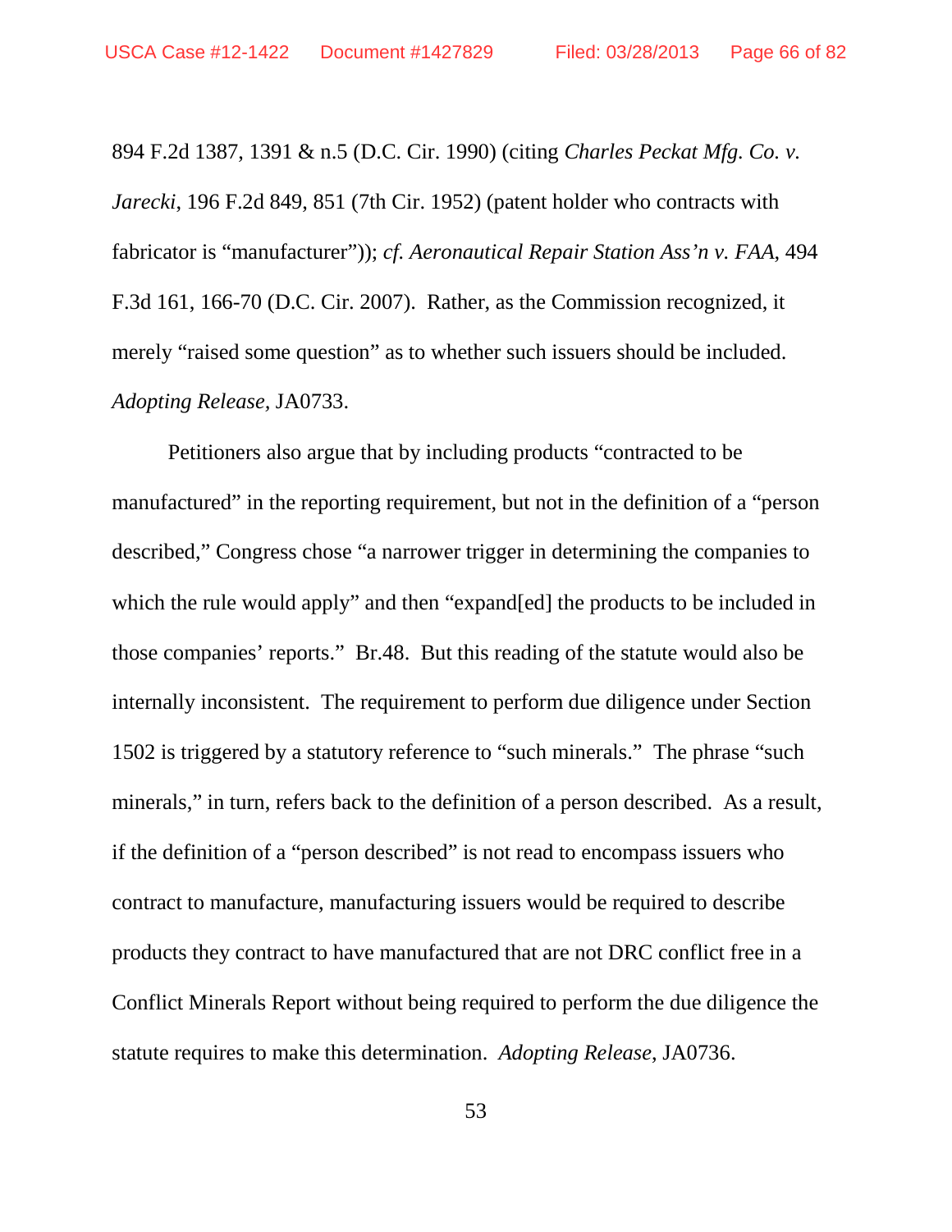894 F.2d 1387, 1391 & n.5 (D.C. Cir. 1990) (citing *Charles Peckat Mfg. Co. v. Jarecki*, 196 F.2d 849, 851 (7th Cir. 1952) (patent holder who contracts with fabricator is "manufacturer")); *cf. Aeronautical Repair Station Ass'n v. FAA*, 494 F.3d 161, 166-70 (D.C. Cir. 2007). Rather, as the Commission recognized, it merely "raised some question" as to whether such issuers should be included. *Adopting Release*, JA0733.

Petitioners also argue that by including products "contracted to be manufactured" in the reporting requirement, but not in the definition of a "person described," Congress chose "a narrower trigger in determining the companies to which the rule would apply" and then "expand[ed] the products to be included in those companies' reports." Br.48. But this reading of the statute would also be internally inconsistent. The requirement to perform due diligence under Section 1502 is triggered by a statutory reference to "such minerals." The phrase "such minerals," in turn, refers back to the definition of a person described. As a result, if the definition of a "person described" is not read to encompass issuers who contract to manufacture, manufacturing issuers would be required to describe products they contract to have manufactured that are not DRC conflict free in a Conflict Minerals Report without being required to perform the due diligence the statute requires to make this determination. *Adopting Release*, JA0736.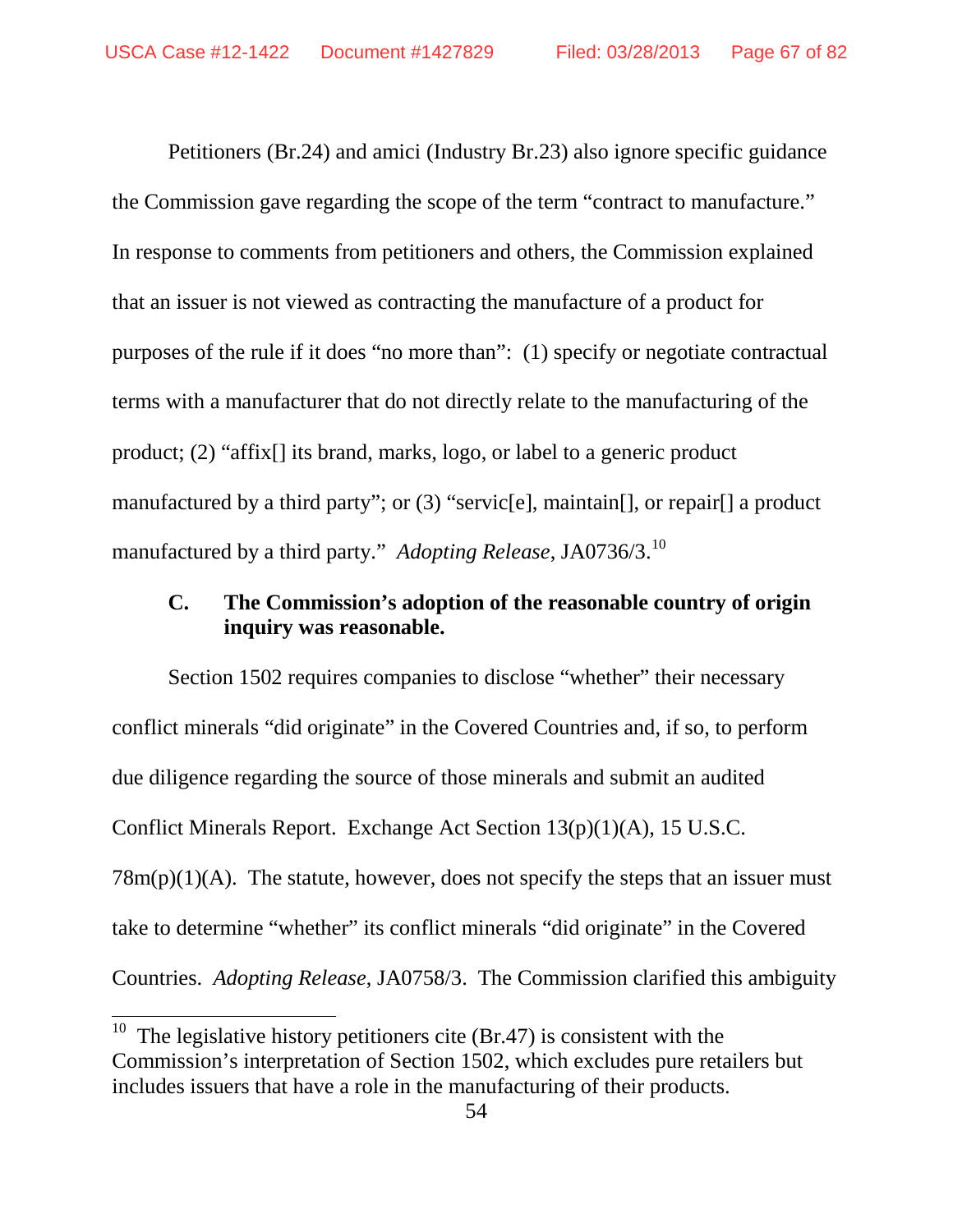Petitioners (Br.24) and amici (Industry Br.23) also ignore specific guidance the Commission gave regarding the scope of the term "contract to manufacture." In response to comments from petitioners and others, the Commission explained that an issuer is not viewed as contracting the manufacture of a product for purposes of the rule if it does "no more than": (1) specify or negotiate contractual terms with a manufacturer that do not directly relate to the manufacturing of the product; (2) "affix[] its brand, marks, logo, or label to a generic product manufactured by a third party"; or (3) "servic[e], maintain[], or repair[] a product manufactured by a third party." *Adopting Release*, JA0736/3.[10]

### C. The Commission's adoption of the reasonable country of origin inquiry was reasonable.

Section 1502 requires companies to disclose "whether" their necessary conflict minerals "did originate" in the Covered Countries and, if so, to perform due diligence regarding the source of those minerals and submit an audited Conflict Minerals Report. Exchange Act Section 13(p)(1)(A), 15 U.S.C. 78m(p)(1)(A). The statute, however, does not specify the steps that an issuer must take to determine "whether" its conflict minerals "did originate" in the Covered Countries. *Adopting Release*, JA0758/3. The Commission clarified this ambiguity

[10] The legislative history petitioners cite (Br.47) is consistent with the Commission's interpretation of Section 1502, which excludes pure retailers but includes issuers that have a role in the manufacturing of their products.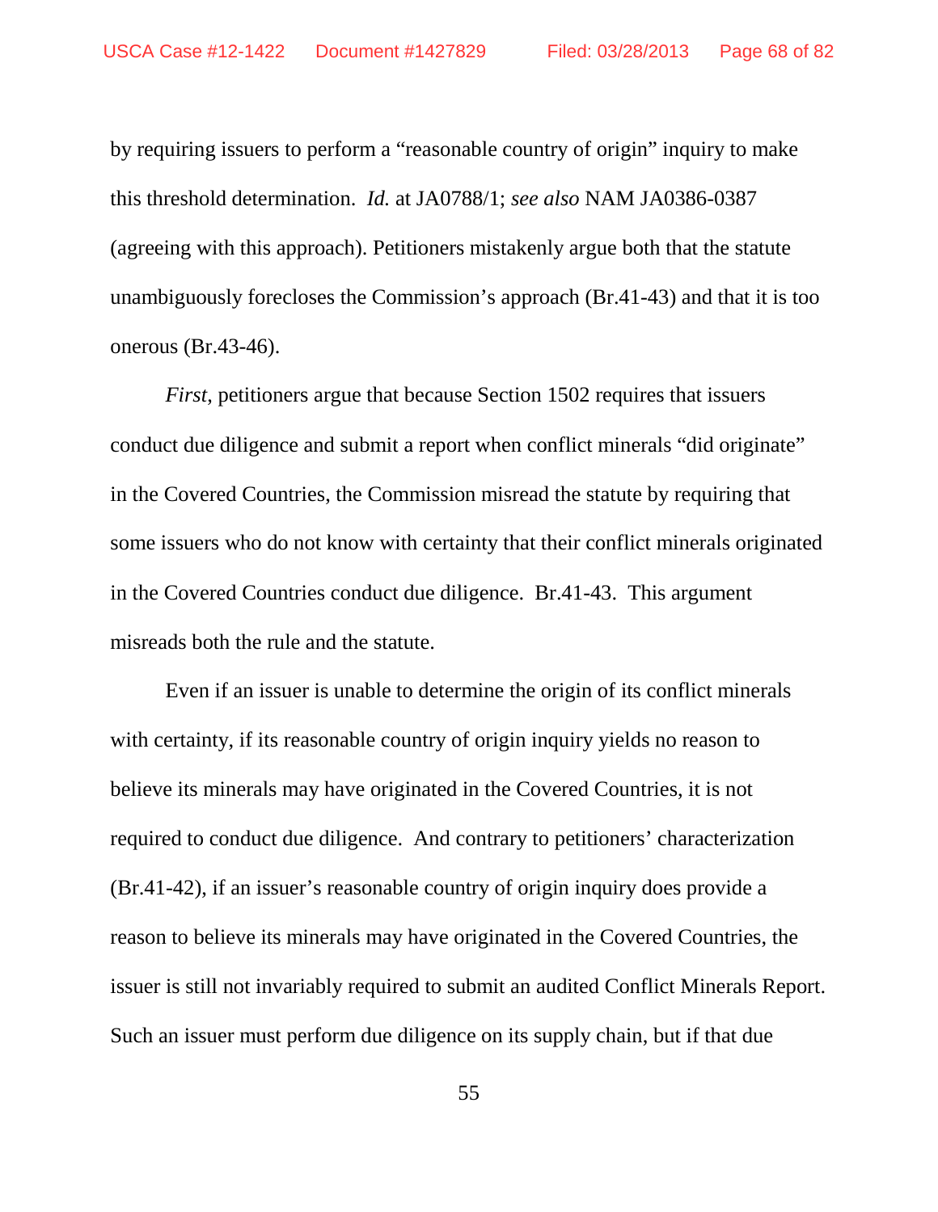by requiring issuers to perform a "reasonable country of origin" inquiry to make this threshold determination. *Id.* at JA0788/1; *see also* NAM JA0386-0387 (agreeing with this approach). Petitioners mistakenly argue both that the statute unambiguously forecloses the Commission's approach (Br.41-43) and that it is too onerous (Br.43-46).

*First*, petitioners argue that because Section 1502 requires that issuers conduct due diligence and submit a report when conflict minerals "did originate" in the Covered Countries, the Commission misread the statute by requiring that some issuers who do not know with certainty that their conflict minerals originated in the Covered Countries conduct due diligence. Br.41-43. This argument misreads both the rule and the statute.

Even if an issuer is unable to determine the origin of its conflict minerals with certainty, if its reasonable country of origin inquiry yields no reason to believe its minerals may have originated in the Covered Countries, it is not required to conduct due diligence. And contrary to petitioners' characterization (Br.41-42), if an issuer's reasonable country of origin inquiry does provide a reason to believe its minerals may have originated in the Covered Countries, the issuer is still not invariably required to submit an audited Conflict Minerals Report. Such an issuer must perform due diligence on its supply chain, but if that due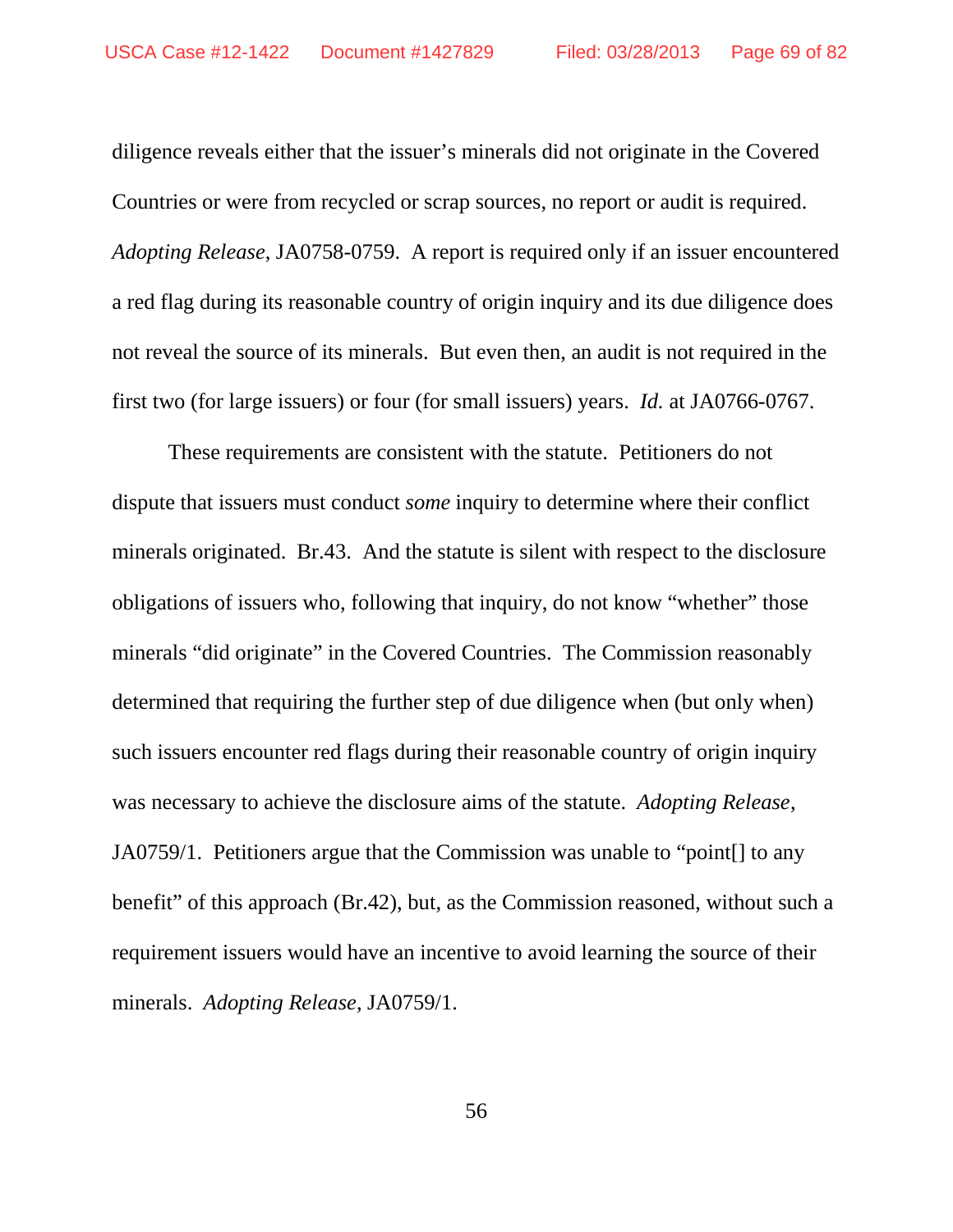diligence reveals either that the issuer's minerals did not originate in the Covered Countries or were from recycled or scrap sources, no report or audit is required. *Adopting Release*, JA0758-0759. A report is required only if an issuer encountered a red flag during its reasonable country of origin inquiry and its due diligence does not reveal the source of its minerals. But even then, an audit is not required in the first two (for large issuers) or four (for small issuers) years. *Id.* at JA0766-0767.

These requirements are consistent with the statute. Petitioners do not dispute that issuers must conduct *some* inquiry to determine where their conflict minerals originated. Br.43. And the statute is silent with respect to the disclosure obligations of issuers who, following that inquiry, do not know "whether" those minerals "did originate" in the Covered Countries. The Commission reasonably determined that requiring the further step of due diligence when (but only when) such issuers encounter red flags during their reasonable country of origin inquiry was necessary to achieve the disclosure aims of the statute. *Adopting Release*, JA0759/1. Petitioners argue that the Commission was unable to "point[] to any benefit" of this approach (Br.42), but, as the Commission reasoned, without such a requirement issuers would have an incentive to avoid learning the source of their minerals. *Adopting Release*, JA0759/1.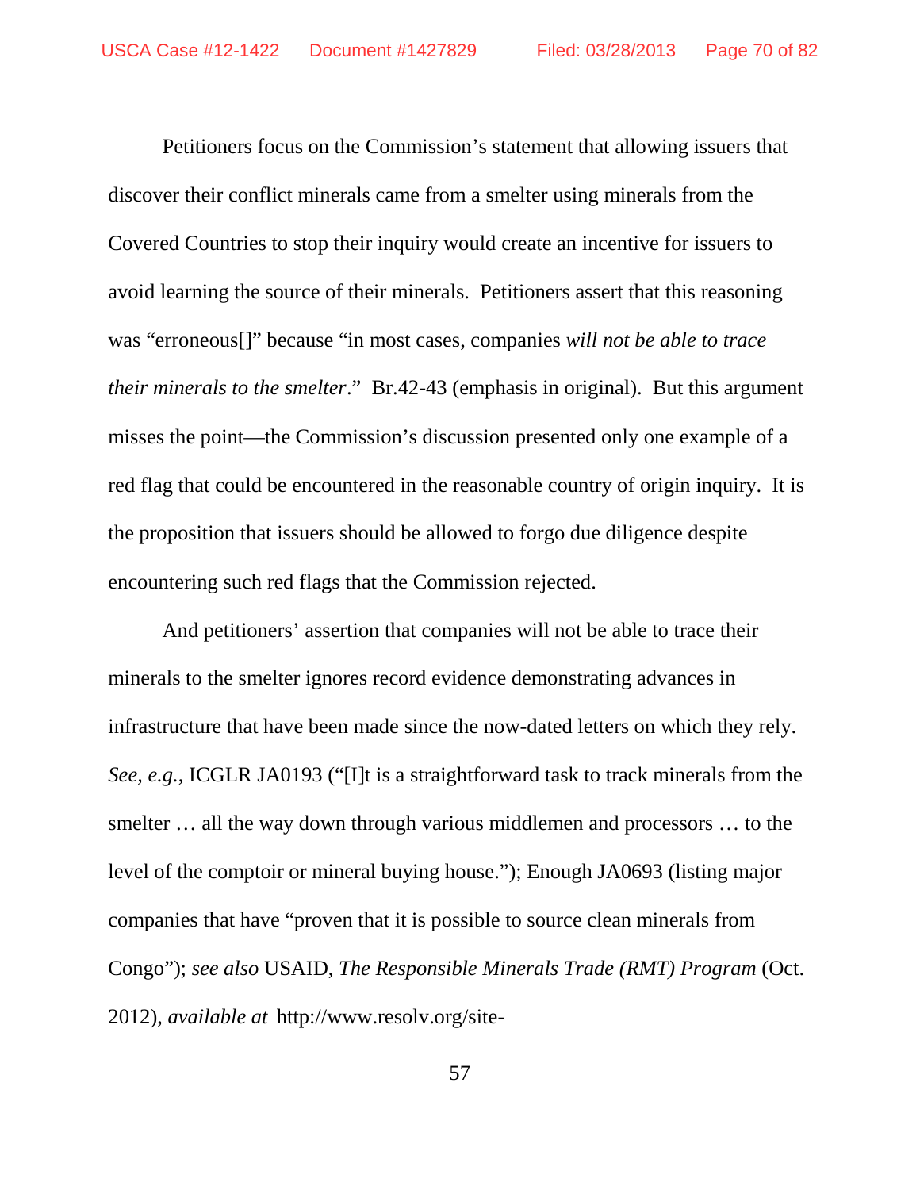Petitioners focus on the Commission's statement that allowing issuers that discover their conflict minerals came from a smelter using minerals from the Covered Countries to stop their inquiry would create an incentive for issuers to avoid learning the source of their minerals. Petitioners assert that this reasoning was "erroneous[]" because "in most cases, companies *will not be able to trace their minerals to the smelter*." Br.42-43 (emphasis in original). But this argument misses the point—the Commission's discussion presented only one example of a red flag that could be encountered in the reasonable country of origin inquiry. It is the proposition that issuers should be allowed to forgo due diligence despite encountering such red flags that the Commission rejected.

And petitioners' assertion that companies will not be able to trace their minerals to the smelter ignores record evidence demonstrating advances in infrastructure that have been made since the now-dated letters on which they rely. *See, e.g.*, ICGLR JA0193 ("[I]t is a straightforward task to track minerals from the smelter … all the way down through various middlemen and processors … to the level of the comptoir or mineral buying house."); Enough JA0693 (listing major companies that have "proven that it is possible to source clean minerals from Congo"); *see also* USAID, *The Responsible Minerals Trade (RMT) Program* (Oct. 2012), *available at* http://www.resolv.org/site-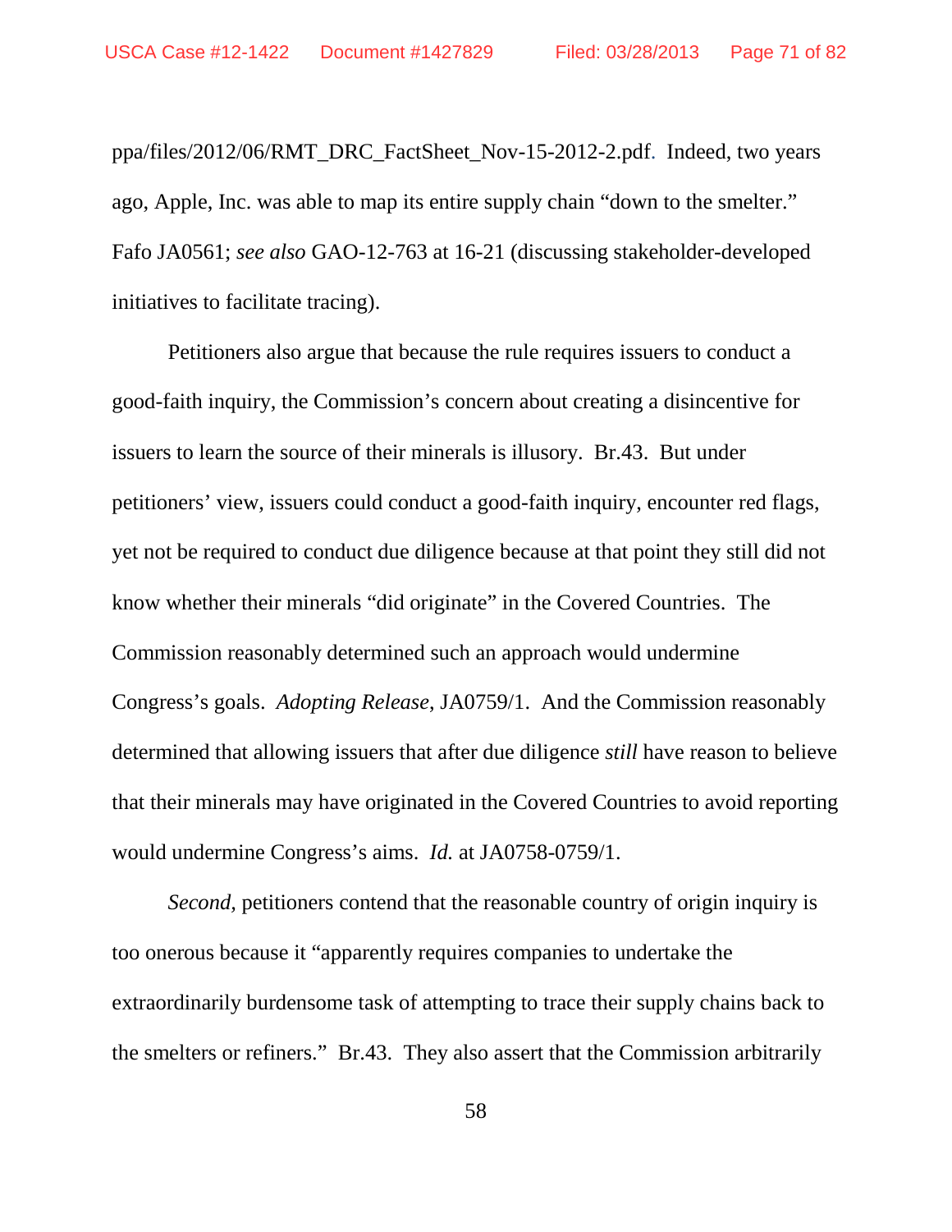ppa/files/2012/06/RMT_DRC_FactSheet_Nov-15-2012-2.pdf. Indeed, two years ago, Apple, Inc. was able to map its entire supply chain "down to the smelter." Fafo JA0561; *see also* GAO-12-763 at 16-21 (discussing stakeholder-developed initiatives to facilitate tracing).

Petitioners also argue that because the rule requires issuers to conduct a good-faith inquiry, the Commission's concern about creating a disincentive for issuers to learn the source of their minerals is illusory. Br.43. But under petitioners' view, issuers could conduct a good-faith inquiry, encounter red flags, yet not be required to conduct due diligence because at that point they still did not know whether their minerals "did originate" in the Covered Countries. The Commission reasonably determined such an approach would undermine Congress's goals. *Adopting Release*, JA0759/1. And the Commission reasonably determined that allowing issuers that after due diligence *still* have reason to believe that their minerals may have originated in the Covered Countries to avoid reporting would undermine Congress's aims. *Id.* at JA0758-0759/1.

*Second,* petitioners contend that the reasonable country of origin inquiry is too onerous because it "apparently requires companies to undertake the extraordinarily burdensome task of attempting to trace their supply chains back to the smelters or refiners." Br.43. They also assert that the Commission arbitrarily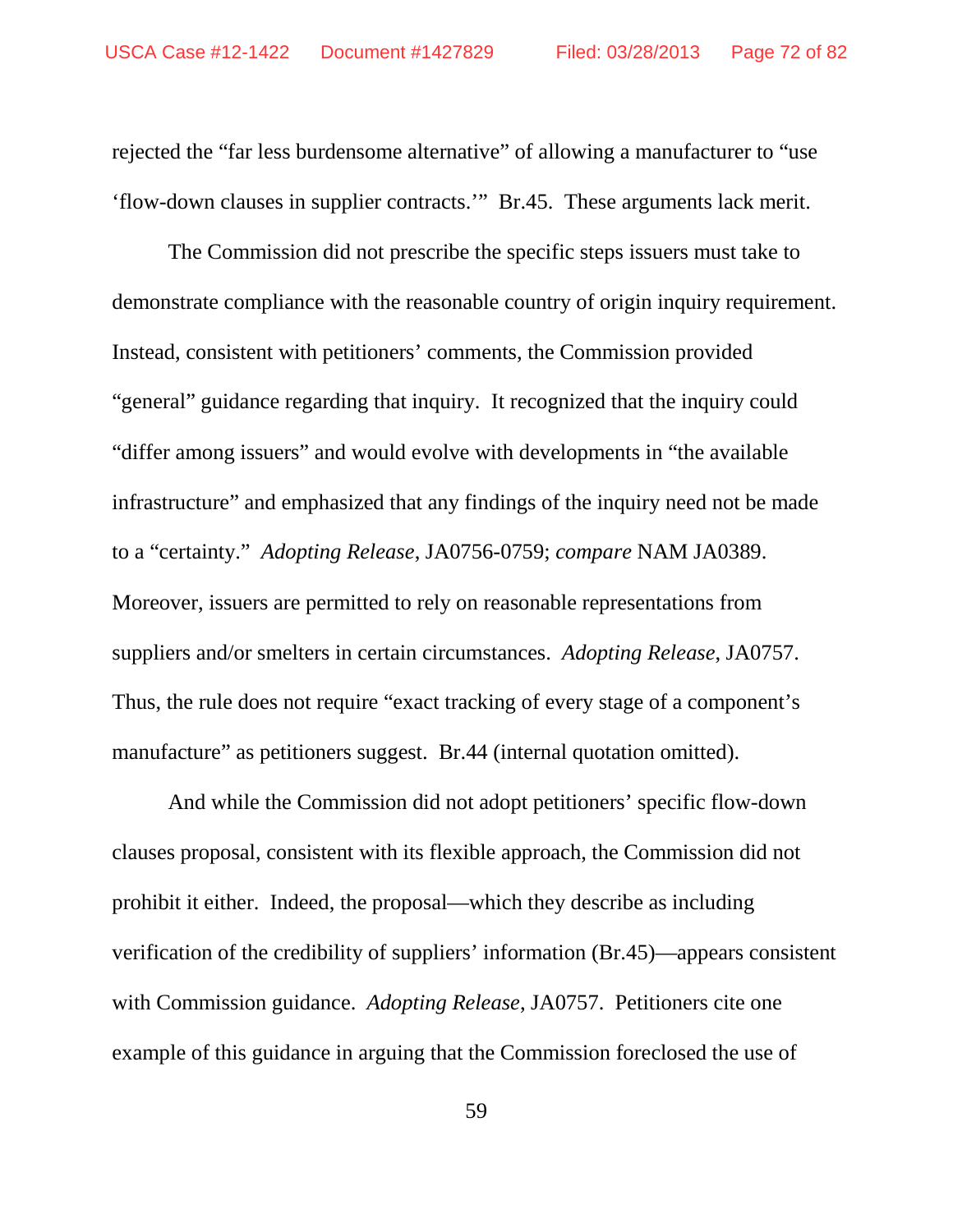rejected the "far less burdensome alternative" of allowing a manufacturer to "use 'flow-down clauses in supplier contracts.'" Br.45. These arguments lack merit.

The Commission did not prescribe the specific steps issuers must take to demonstrate compliance with the reasonable country of origin inquiry requirement. Instead, consistent with petitioners' comments, the Commission provided "general" guidance regarding that inquiry. It recognized that the inquiry could "differ among issuers" and would evolve with developments in "the available infrastructure" and emphasized that any findings of the inquiry need not be made to a "certainty." *Adopting Release*, JA0756-0759; *compare* NAM JA0389. Moreover, issuers are permitted to rely on reasonable representations from suppliers and/or smelters in certain circumstances. *Adopting Release*, JA0757. Thus, the rule does not require "exact tracking of every stage of a component's manufacture" as petitioners suggest. Br.44 (internal quotation omitted).

And while the Commission did not adopt petitioners' specific flow-down clauses proposal, consistent with its flexible approach, the Commission did not prohibit it either. Indeed, the proposal—which they describe as including verification of the credibility of suppliers' information (Br.45)—appears consistent with Commission guidance. *Adopting Release*, JA0757. Petitioners cite one example of this guidance in arguing that the Commission foreclosed the use of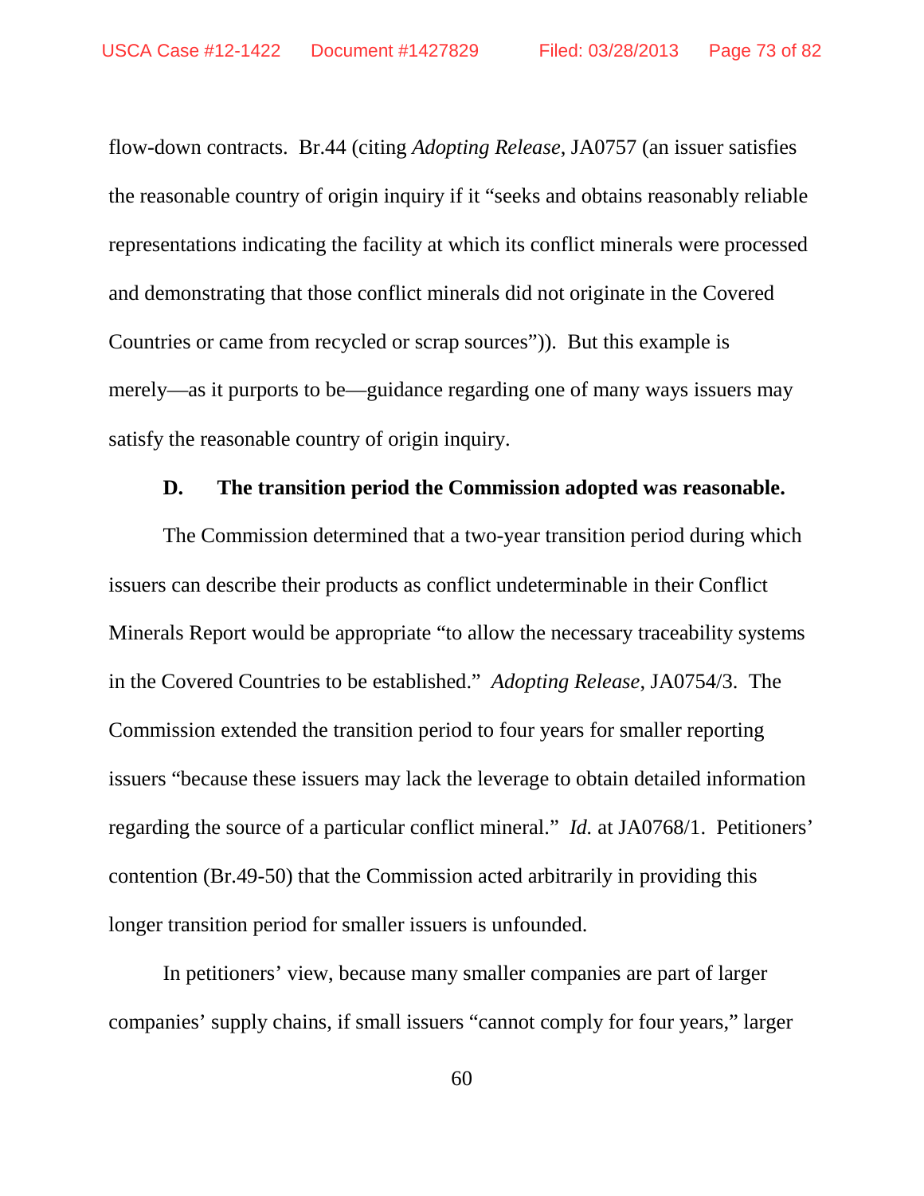flow-down contracts. Br.44 (citing *Adopting Release*, JA0757 (an issuer satisfies the reasonable country of origin inquiry if it "seeks and obtains reasonably reliable representations indicating the facility at which its conflict minerals were processed and demonstrating that those conflict minerals did not originate in the Covered Countries or came from recycled or scrap sources")). But this example is merely—as it purports to be—guidance regarding one of many ways issuers may satisfy the reasonable country of origin inquiry.

### D. The transition period the Commission adopted was reasonable.

The Commission determined that a two-year transition period during which issuers can describe their products as conflict undeterminable in their Conflict Minerals Report would be appropriate "to allow the necessary traceability systems in the Covered Countries to be established." *Adopting Release*, JA0754/3. The Commission extended the transition period to four years for smaller reporting issuers "because these issuers may lack the leverage to obtain detailed information regarding the source of a particular conflict mineral." *Id.* at JA0768/1. Petitioners' contention (Br.49-50) that the Commission acted arbitrarily in providing this longer transition period for smaller issuers is unfounded.

In petitioners' view, because many smaller companies are part of larger companies' supply chains, if small issuers "cannot comply for four years," larger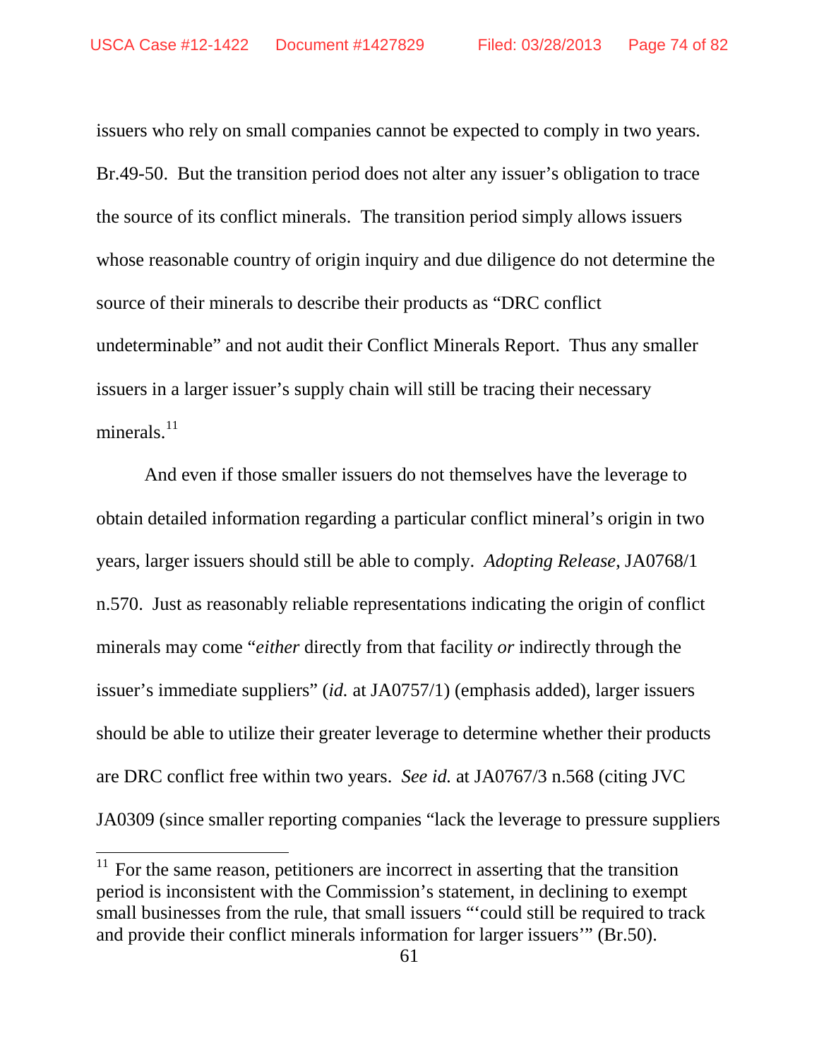issuers who rely on small companies cannot be expected to comply in two years. Br.49-50. But the transition period does not alter any issuer's obligation to trace the source of its conflict minerals. The transition period simply allows issuers whose reasonable country of origin inquiry and due diligence do not determine the source of their minerals to describe their products as "DRC conflict undeterminable" and not audit their Conflict Minerals Report. Thus any smaller issuers in a larger issuer's supply chain will still be tracing their necessary minerals.[11]

And even if those smaller issuers do not themselves have the leverage to obtain detailed information regarding a particular conflict mineral's origin in two years, larger issuers should still be able to comply. *Adopting Release*, JA0768/1 n.570. Just as reasonably reliable representations indicating the origin of conflict minerals may come "*either* directly from that facility *or* indirectly through the issuer's immediate suppliers" (*id.* at JA0757/1) (emphasis added), larger issuers should be able to utilize their greater leverage to determine whether their products are DRC conflict free within two years. *See id.* at JA0767/3 n.568 (citing JVC JA0309 (since smaller reporting companies "lack the leverage to pressure suppliers

[11] For the same reason, petitioners are incorrect in asserting that the transition period is inconsistent with the Commission's statement, in declining to exempt small businesses from the rule, that small issuers "'could still be required to track and provide their conflict minerals information for larger issuers'" (Br.50).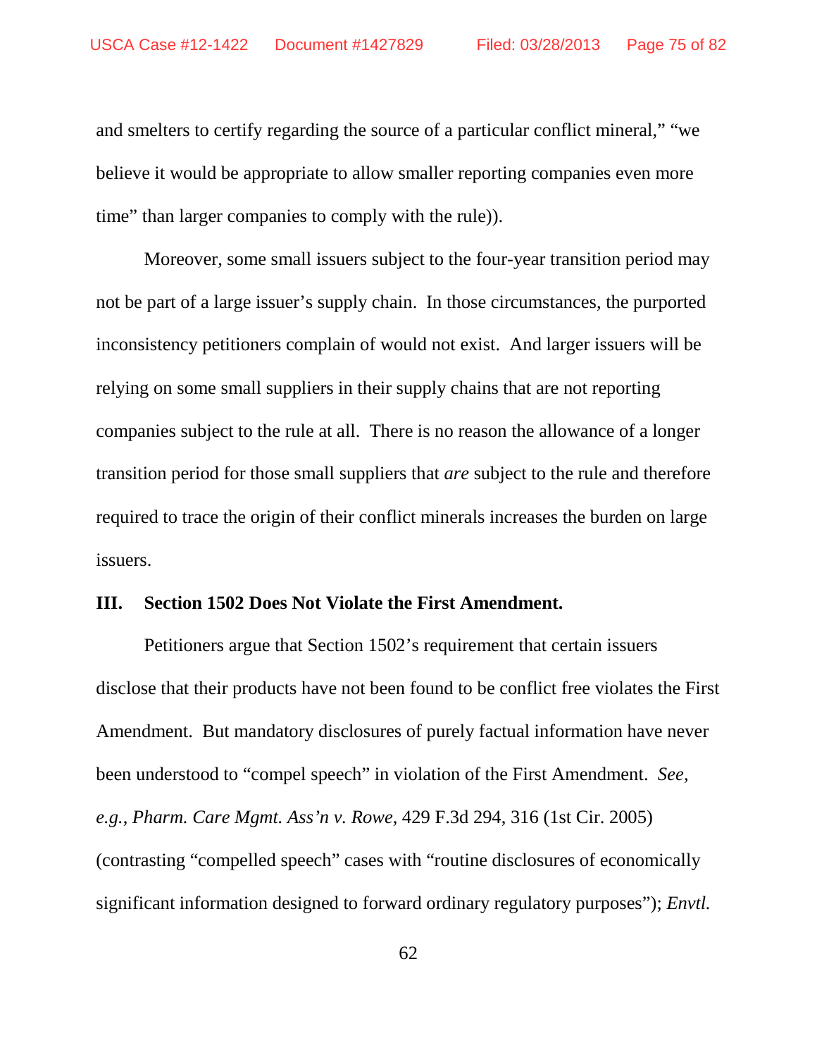and smelters to certify regarding the source of a particular conflict mineral," "we believe it would be appropriate to allow smaller reporting companies even more time" than larger companies to comply with the rule)).

Moreover, some small issuers subject to the four-year transition period may not be part of a large issuer's supply chain. In those circumstances, the purported inconsistency petitioners complain of would not exist. And larger issuers will be relying on some small suppliers in their supply chains that are not reporting companies subject to the rule at all. There is no reason the allowance of a longer transition period for those small suppliers that *are* subject to the rule and therefore required to trace the origin of their conflict minerals increases the burden on large issuers.

## III. Section 1502 Does Not Violate the First Amendment.

Petitioners argue that Section 1502's requirement that certain issuers disclose that their products have not been found to be conflict free violates the First Amendment. But mandatory disclosures of purely factual information have never been understood to "compel speech" in violation of the First Amendment. *See, e.g.*, *Pharm. Care Mgmt. Ass'n v. Rowe*, 429 F.3d 294, 316 (1st Cir. 2005) (contrasting "compelled speech" cases with "routine disclosures of economically significant information designed to forward ordinary regulatory purposes"); *Envtl.*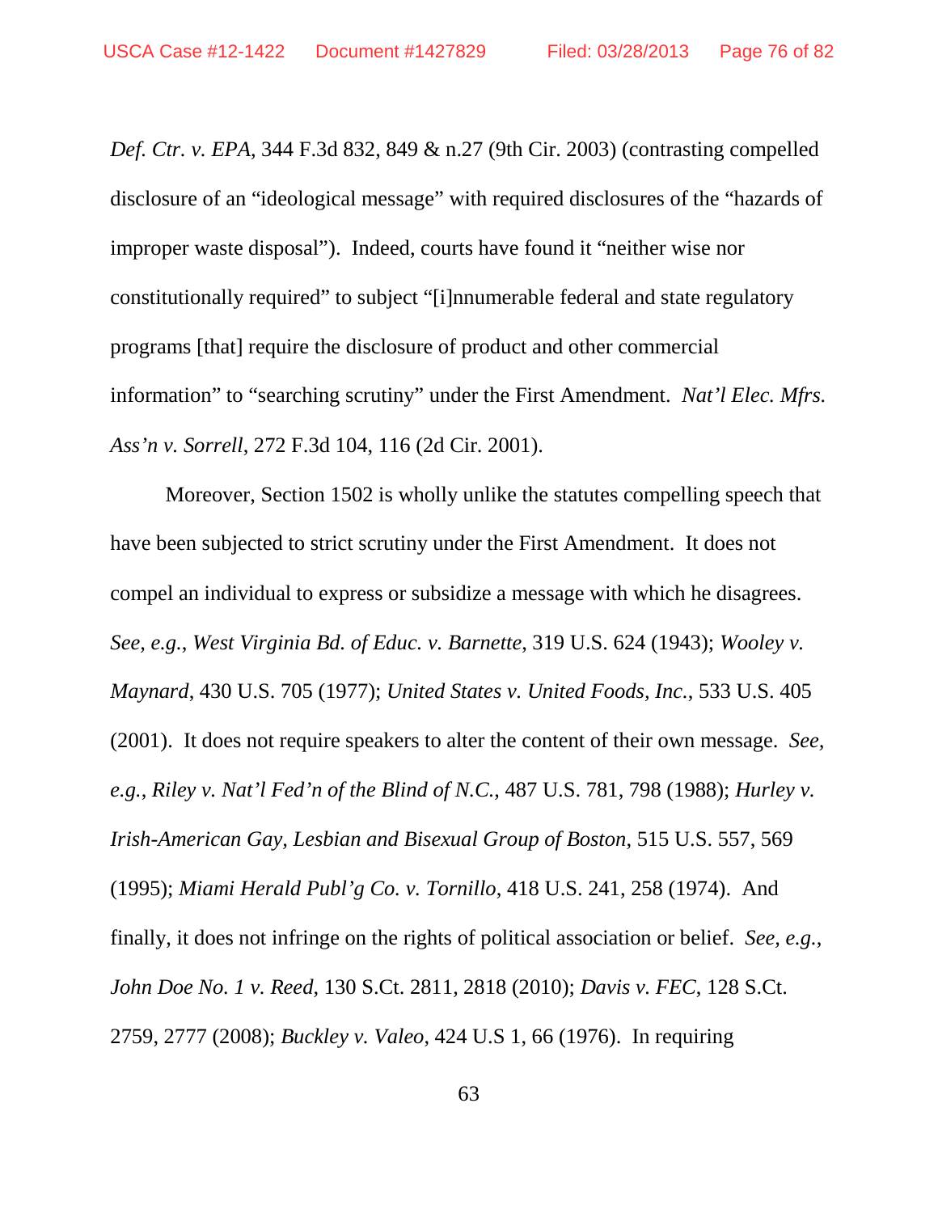*Def. Ctr. v. EPA*, 344 F.3d 832, 849 & n.27 (9th Cir. 2003) (contrasting compelled disclosure of an "ideological message" with required disclosures of the "hazards of improper waste disposal"). Indeed, courts have found it "neither wise nor constitutionally required" to subject "[i]nnumerable federal and state regulatory programs [that] require the disclosure of product and other commercial information" to "searching scrutiny" under the First Amendment. *Nat'l Elec. Mfrs. Ass'n v. Sorrell*, 272 F.3d 104, 116 (2d Cir. 2001).

Moreover, Section 1502 is wholly unlike the statutes compelling speech that have been subjected to strict scrutiny under the First Amendment. It does not compel an individual to express or subsidize a message with which he disagrees. *See, e.g.*, *West Virginia Bd. of Educ. v. Barnette*, 319 U.S. 624 (1943); *Wooley v. Maynard*, 430 U.S. 705 (1977); *United States v. United Foods, Inc.*, 533 U.S. 405 (2001). It does not require speakers to alter the content of their own message. *See, e.g.*, *Riley v. Nat'l Fed'n of the Blind of N.C.*, 487 U.S. 781, 798 (1988); *Hurley v. Irish-American Gay, Lesbian and Bisexual Group of Boston*, 515 U.S. 557, 569 (1995); *Miami Herald Publ'g Co. v. Tornillo*, 418 U.S. 241, 258 (1974). And finally, it does not infringe on the rights of political association or belief. *See, e.g.*, *John Doe No. 1 v. Reed*, 130 S.Ct. 2811, 2818 (2010); *Davis v. FEC*, 128 S.Ct. 2759, 2777 (2008); *Buckley v. Valeo*, 424 U.S 1, 66 (1976). In requiring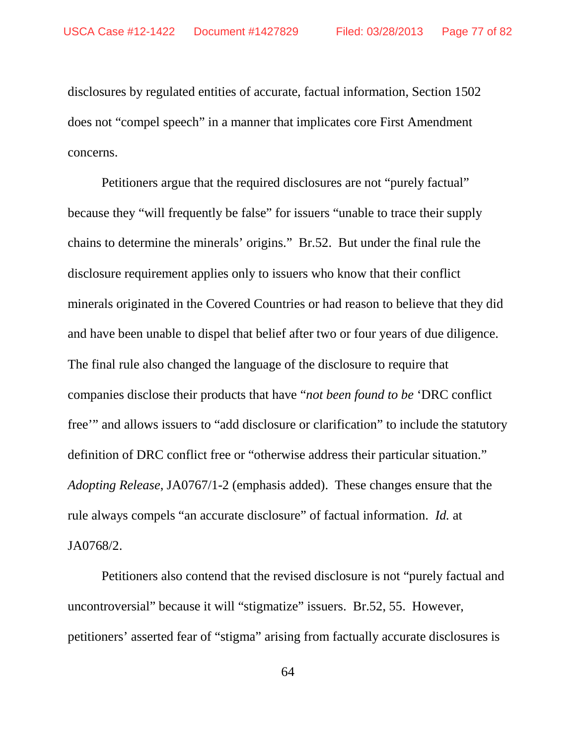disclosures by regulated entities of accurate, factual information, Section 1502 does not "compel speech" in a manner that implicates core First Amendment concerns.

Petitioners argue that the required disclosures are not "purely factual" because they "will frequently be false" for issuers "unable to trace their supply chains to determine the minerals' origins." Br.52. But under the final rule the disclosure requirement applies only to issuers who know that their conflict minerals originated in the Covered Countries or had reason to believe that they did and have been unable to dispel that belief after two or four years of due diligence. The final rule also changed the language of the disclosure to require that companies disclose their products that have "*not been found to be* 'DRC conflict free'" and allows issuers to "add disclosure or clarification" to include the statutory definition of DRC conflict free or "otherwise address their particular situation." *Adopting Release*, JA0767/1-2 (emphasis added). These changes ensure that the rule always compels "an accurate disclosure" of factual information. *Id.* at JA0768/2.

Petitioners also contend that the revised disclosure is not "purely factual and uncontroversial" because it will "stigmatize" issuers. Br.52, 55. However, petitioners' asserted fear of "stigma" arising from factually accurate disclosures is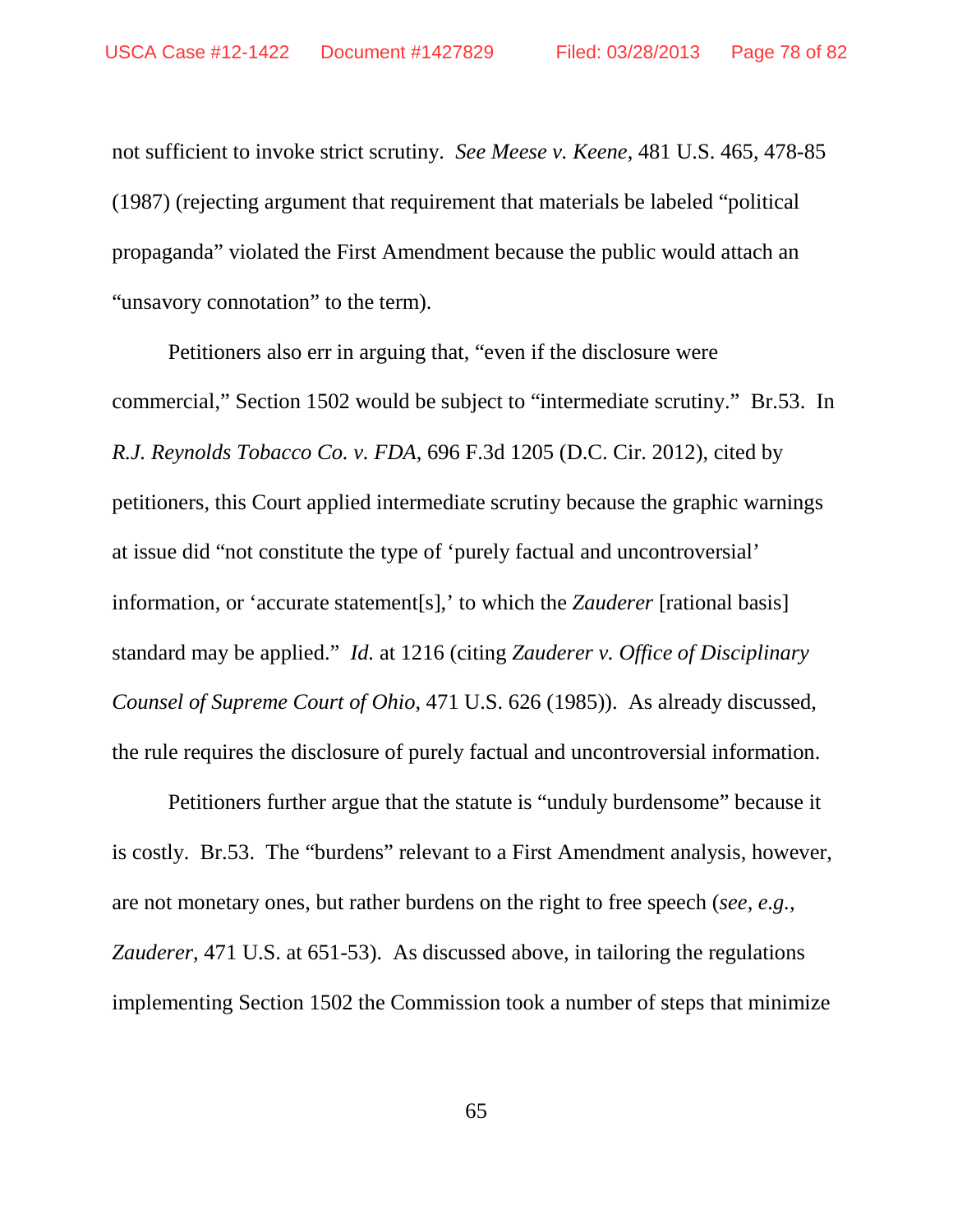not sufficient to invoke strict scrutiny. *See Meese v. Keene*, 481 U.S. 465, 478-85 (1987) (rejecting argument that requirement that materials be labeled "political propaganda" violated the First Amendment because the public would attach an "unsavory connotation" to the term).

Petitioners also err in arguing that, "even if the disclosure were commercial," Section 1502 would be subject to "intermediate scrutiny." Br.53. In *R.J. Reynolds Tobacco Co. v. FDA*, 696 F.3d 1205 (D.C. Cir. 2012), cited by petitioners, this Court applied intermediate scrutiny because the graphic warnings at issue did "not constitute the type of 'purely factual and uncontroversial' information, or 'accurate statement[s],' to which the *Zauderer* [rational basis] standard may be applied." *Id.* at 1216 (citing *Zauderer v. Office of Disciplinary Counsel of Supreme Court of Ohio*, 471 U.S. 626 (1985)). As already discussed, the rule requires the disclosure of purely factual and uncontroversial information.

Petitioners further argue that the statute is "unduly burdensome" because it is costly. Br.53. The "burdens" relevant to a First Amendment analysis, however, are not monetary ones, but rather burdens on the right to free speech (*see, e.g.*, *Zauderer*, 471 U.S. at 651-53). As discussed above, in tailoring the regulations implementing Section 1502 the Commission took a number of steps that minimize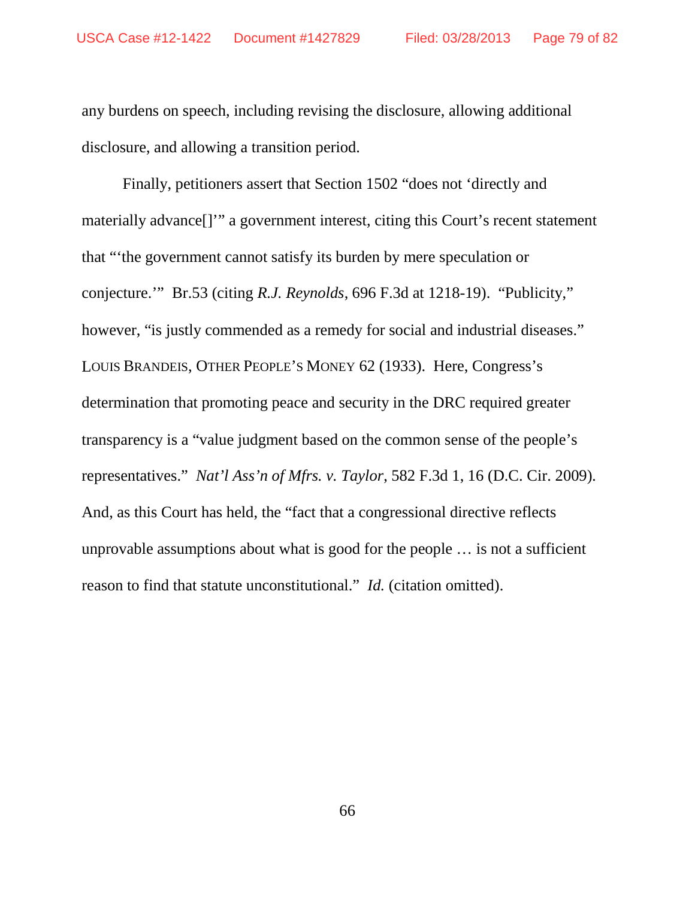any burdens on speech, including revising the disclosure, allowing additional disclosure, and allowing a transition period.

Finally, petitioners assert that Section 1502 "does not 'directly and materially advance[]'" a government interest, citing this Court's recent statement that "'the government cannot satisfy its burden by mere speculation or conjecture.'" Br.53 (citing *R.J. Reynolds*, 696 F.3d at 1218-19). "Publicity," however, "is justly commended as a remedy for social and industrial diseases." LOUIS BRANDEIS, OTHER PEOPLE'S MONEY 62 (1933). Here, Congress's determination that promoting peace and security in the DRC required greater transparency is a "value judgment based on the common sense of the people's representatives." *Nat'l Ass'n of Mfrs. v. Taylor*, 582 F.3d 1, 16 (D.C. Cir. 2009). And, as this Court has held, the "fact that a congressional directive reflects unprovable assumptions about what is good for the people … is not a sufficient reason to find that statute unconstitutional." *Id.* (citation omitted).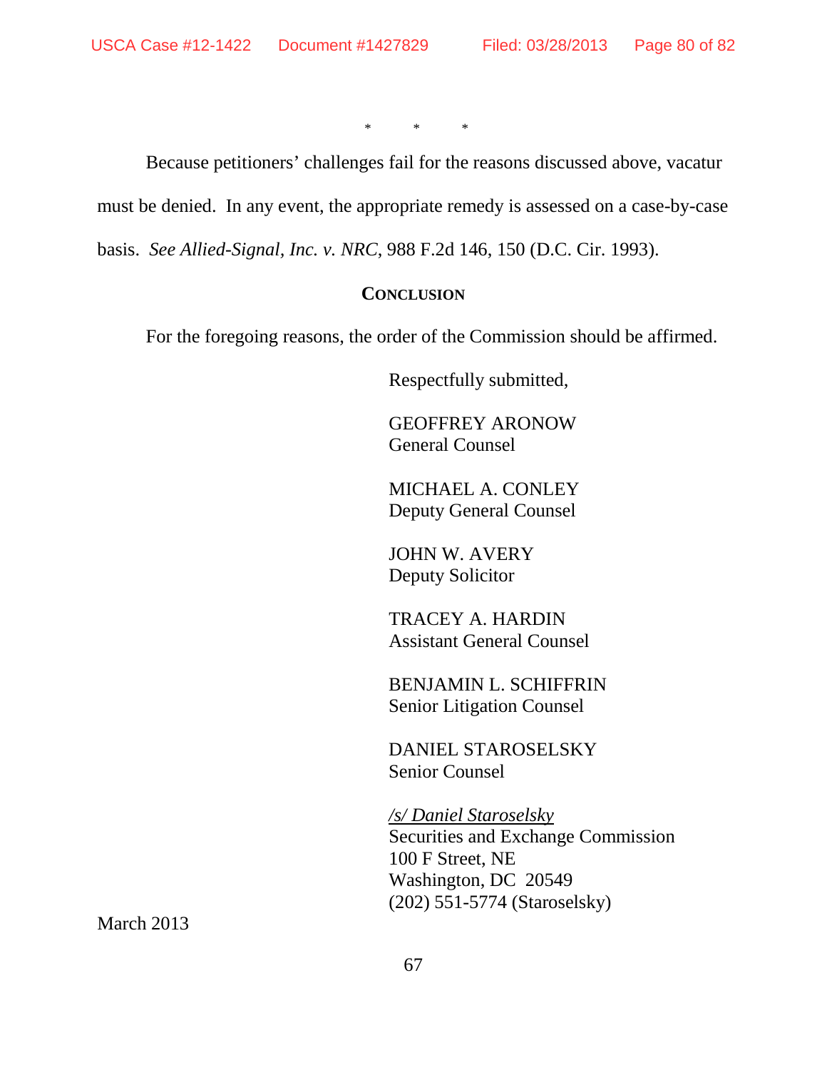\*     \*     \*

Because petitioners' challenges fail for the reasons discussed above, vacatur must be denied. In any event, the appropriate remedy is assessed on a case-by-case basis. *See Allied-Signal, Inc. v. NRC*, 988 F.2d 146, 150 (D.C. Cir. 1993).

**CONCLUSION**

For the foregoing reasons, the order of the Commission should be affirmed.

Respectfully submitted,

GEOFFREY ARONOW
General Counsel

MICHAEL A. CONLEY
Deputy General Counsel

JOHN W. AVERY
Deputy Solicitor

TRACEY A. HARDIN
Assistant General Counsel

BENJAMIN L. SCHIFFRIN
Senior Litigation Counsel

DANIEL STAROSELSKY
Senior Counsel

*/s/ Daniel Staroselsky*
Securities and Exchange Commission
100 F Street, NE
Washington, DC 20549
(202) 551-5774 (Staroselsky)

March 2013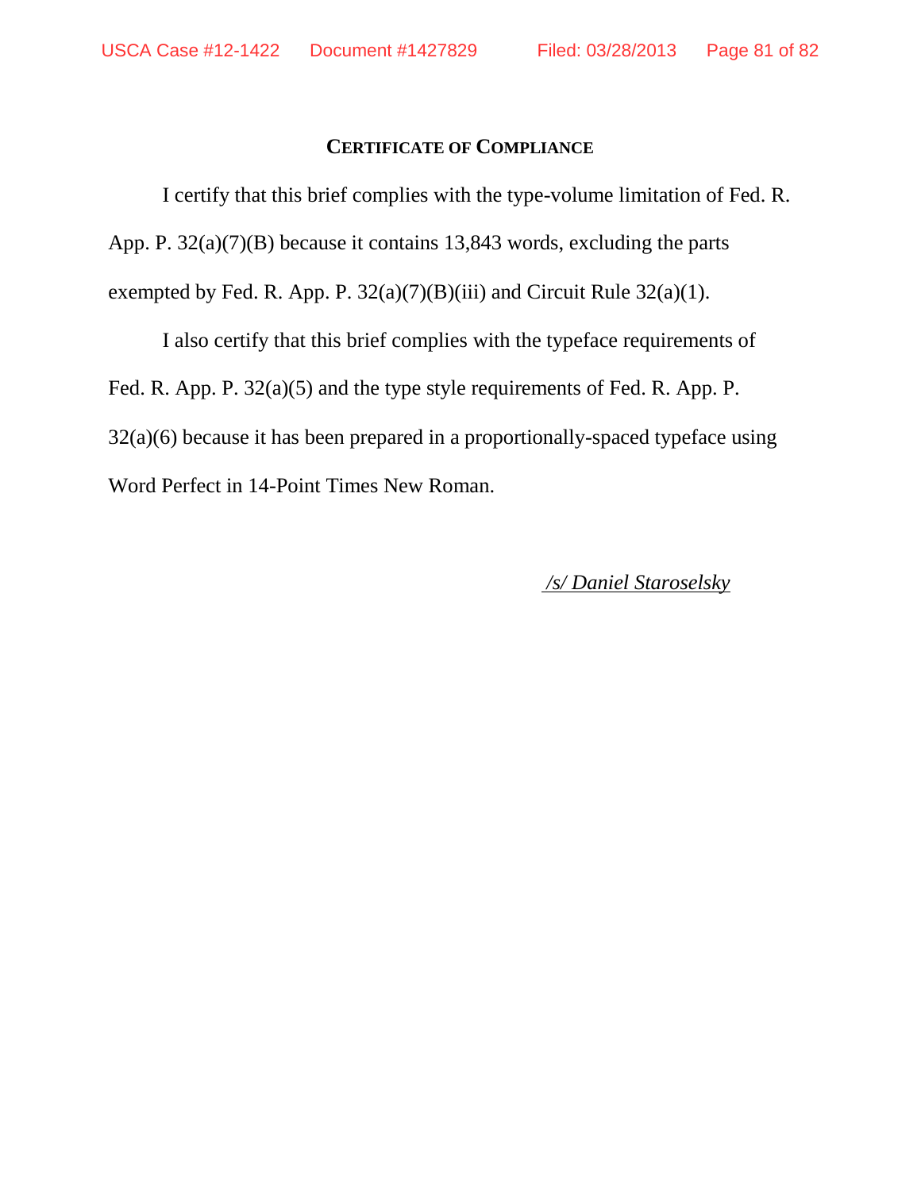## CERTIFICATE OF COMPLIANCE

I certify that this brief complies with the type-volume limitation of Fed. R. App. P. 32(a)(7)(B) because it contains 13,843 words, excluding the parts exempted by Fed. R. App. P. 32(a)(7)(B)(iii) and Circuit Rule 32(a)(1).

I also certify that this brief complies with the typeface requirements of Fed. R. App. P. 32(a)(5) and the type style requirements of Fed. R. App. P. 32(a)(6) because it has been prepared in a proportionally-spaced typeface using Word Perfect in 14-Point Times New Roman.

*/s/ Daniel Staroselsky*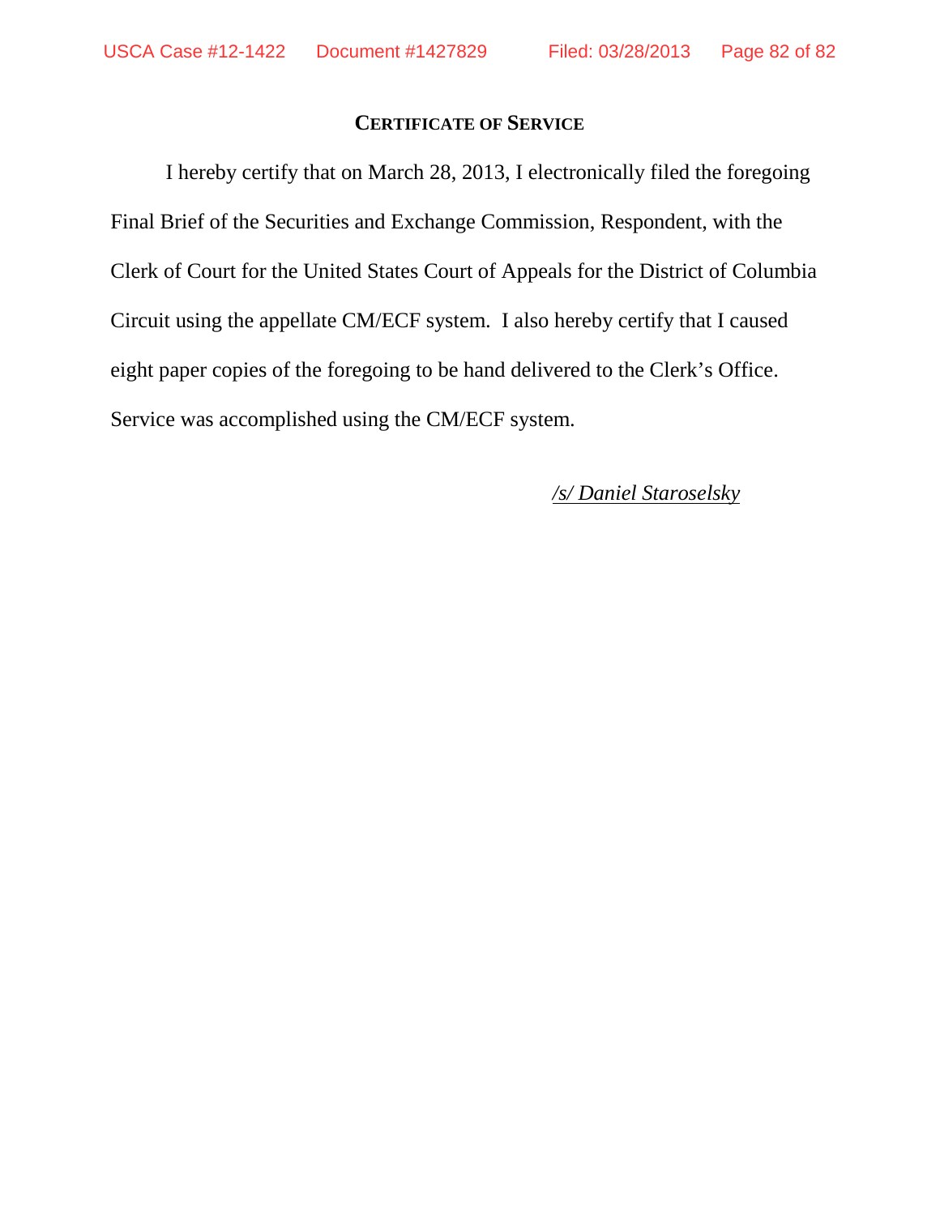## CERTIFICATE OF SERVICE

I hereby certify that on March 28, 2013, I electronically filed the foregoing Final Brief of the Securities and Exchange Commission, Respondent, with the Clerk of Court for the United States Court of Appeals for the District of Columbia Circuit using the appellate CM/ECF system. I also hereby certify that I caused eight paper copies of the foregoing to be hand delivered to the Clerk's Office. Service was accomplished using the CM/ECF system.

*/s/ Daniel Staroselsky*